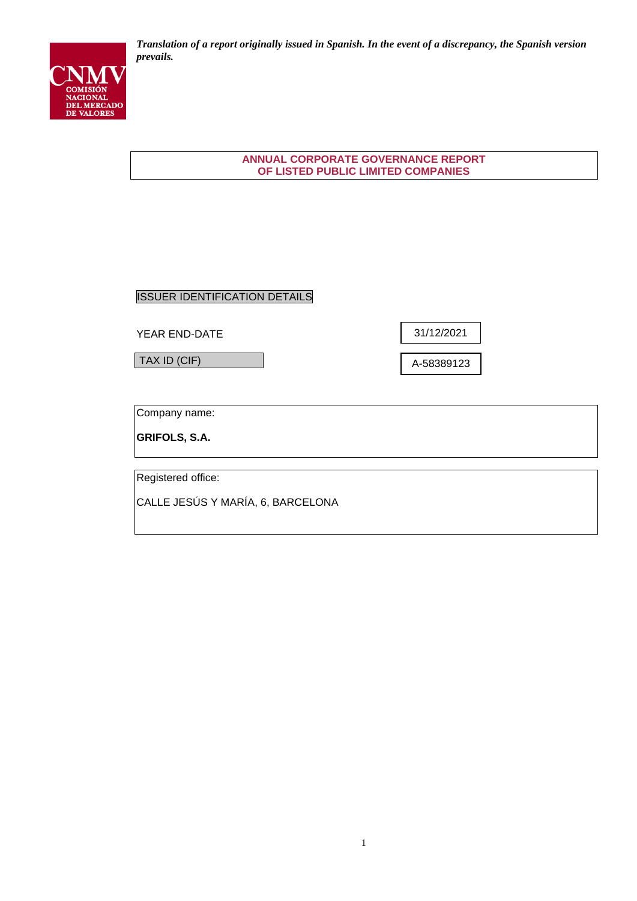*Translation of a report originally issued in Spanish. In the event of a discrepancy, the Spanish version prevails.*

CNMV COMISIÓN NACIONAL DEL MERCADO DE VALORES

# ANNUAL CORPORATE GOVERNANCE REPORT OF LISTED PUBLIC LIMITED COMPANIES

ISSUER IDENTIFICATION DETAILS

| | |
|---|---|
| YEAR END-DATE | 31/12/2021 |
| TAX ID (CIF) | A-58389123 |

Company name:

**GRIFOLS, S.A.**

Registered office:

CALLE JESÚS Y MARÍA, 6, BARCELONA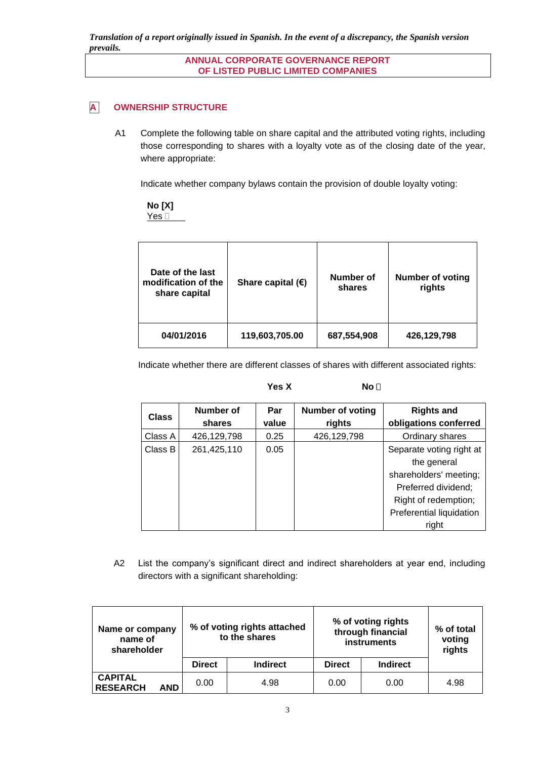*Translation of a report originally issued in Spanish. In the event of a discrepancy, the Spanish version prevails.*

**ANNUAL CORPORATE GOVERNANCE REPORT OF LISTED PUBLIC LIMITED COMPANIES**

## A OWNERSHIP STRUCTURE

A1 Complete the following table on share capital and the attributed voting rights, including those corresponding to shares with a loyalty vote as of the closing date of the year, where appropriate:

Indicate whether company bylaws contain the provision of double loyalty voting:

**No [X]**
Yes ☐

| Date of the last modification of the share capital | Share capital (€) | Number of shares | Number of voting rights |
|---|---|---|---|
| **04/01/2016** | **119,603,705.00** | **687,554,908** | **426,129,798** |

Indicate whether there are different classes of shares with different associated rights:

**Yes X** **No ☐**

| Class | Number of shares | Par value | Number of voting rights | Rights and obligations conferred |
|---|---|---|---|---|
| Class A | 426,129,798 | 0.25 | 426,129,798 | Ordinary shares |
| Class B | 261,425,110 | 0.05 | | Separate voting right at the general shareholders' meeting; Preferred dividend; Right of redemption; Preferential liquidation right |

A2 List the company's significant direct and indirect shareholders at year end, including directors with a significant shareholding:

| Name or company name of shareholder | % of voting rights attached to the shares | | % of voting rights through financial instruments | | % of total voting rights |
|---|---|---|---|---|---|
| | Direct | Indirect | Direct | Indirect | |
| CAPITAL RESEARCH AND | 0.00 | 4.98 | 0.00 | 0.00 | 4.98 |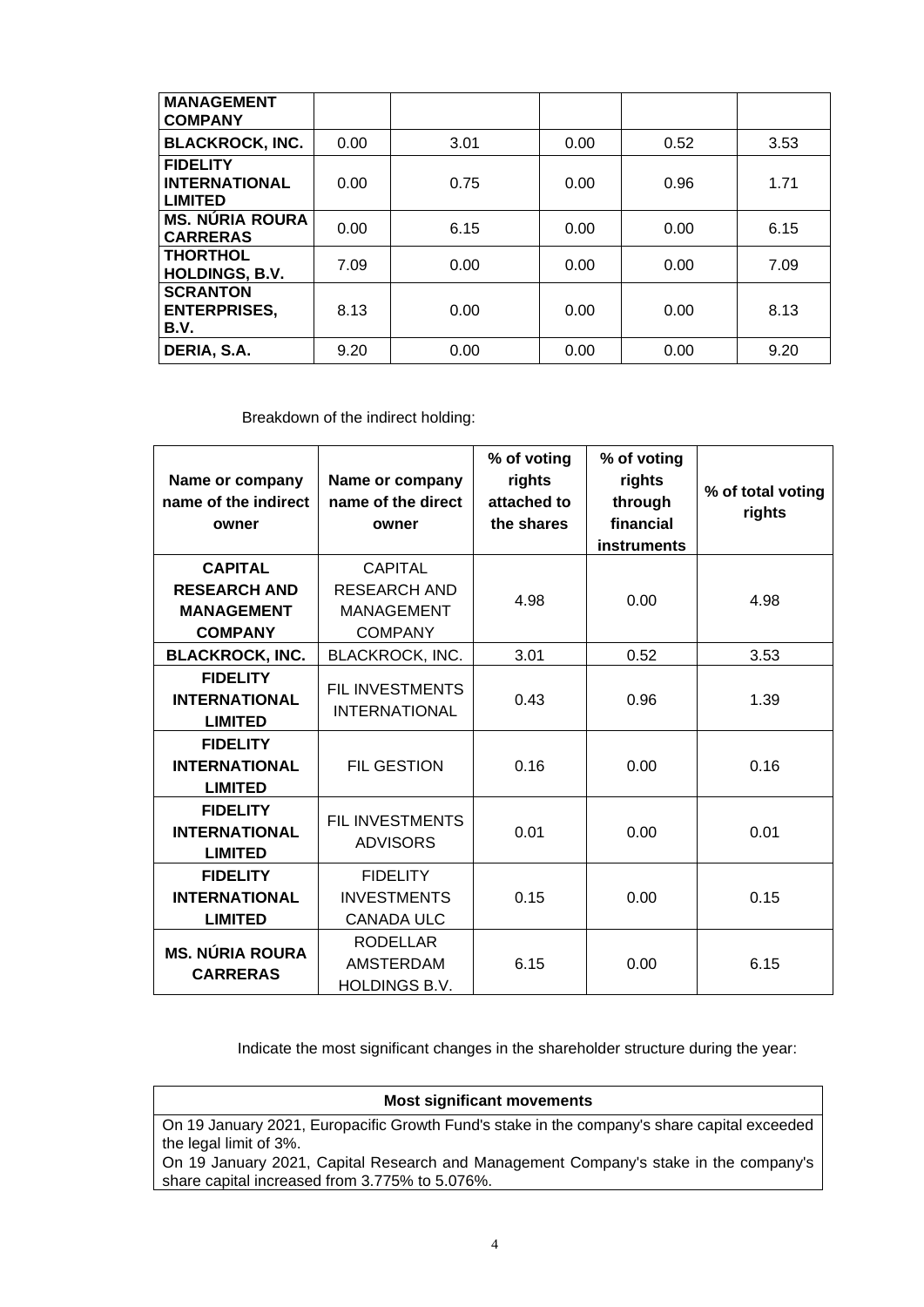| MANAGEMENT COMPANY | | | | | |
|---|---|---|---|---|---|
| **BLACKROCK, INC.** | 0.00 | 3.01 | 0.00 | 0.52 | 3.53 |
| **FIDELITY INTERNATIONAL LIMITED** | 0.00 | 0.75 | 0.00 | 0.96 | 1.71 |
| **MS. NÚRIA ROURA CARRERAS** | 0.00 | 6.15 | 0.00 | 0.00 | 6.15 |
| **THORTHOL HOLDINGS, B.V.** | 7.09 | 0.00 | 0.00 | 0.00 | 7.09 |
| **SCRANTON ENTERPRISES, B.V.** | 8.13 | 0.00 | 0.00 | 0.00 | 8.13 |
| **DERIA, S.A.** | 9.20 | 0.00 | 0.00 | 0.00 | 9.20 |

Breakdown of the indirect holding:

| Name or company name of the indirect owner | Name or company name of the direct owner | % of voting rights attached to the shares | % of voting rights through financial instruments | % of total voting rights |
|---|---|---|---|---|
| **CAPITAL RESEARCH AND MANAGEMENT COMPANY** | CAPITAL RESEARCH AND MANAGEMENT COMPANY | 4.98 | 0.00 | 4.98 |
| **BLACKROCK, INC.** | BLACKROCK, INC. | 3.01 | 0.52 | 3.53 |
| **FIDELITY INTERNATIONAL LIMITED** | FIL INVESTMENTS INTERNATIONAL | 0.43 | 0.96 | 1.39 |
| **FIDELITY INTERNATIONAL LIMITED** | FIL GESTION | 0.16 | 0.00 | 0.16 |
| **FIDELITY INTERNATIONAL LIMITED** | FIL INVESTMENTS ADVISORS | 0.01 | 0.00 | 0.01 |
| **FIDELITY INTERNATIONAL LIMITED** | FIDELITY INVESTMENTS CANADA ULC | 0.15 | 0.00 | 0.15 |
| **MS. NÚRIA ROURA CARRERAS** | RODELLAR AMSTERDAM HOLDINGS B.V. | 6.15 | 0.00 | 6.15 |

Indicate the most significant changes in the shareholder structure during the year:

| Most significant movements |
|---|
| On 19 January 2021, Europacific Growth Fund's stake in the company's share capital exceeded the legal limit of 3%.<br>On 19 January 2021, Capital Research and Management Company's stake in the company's share capital increased from 3.775% to 5.076%. |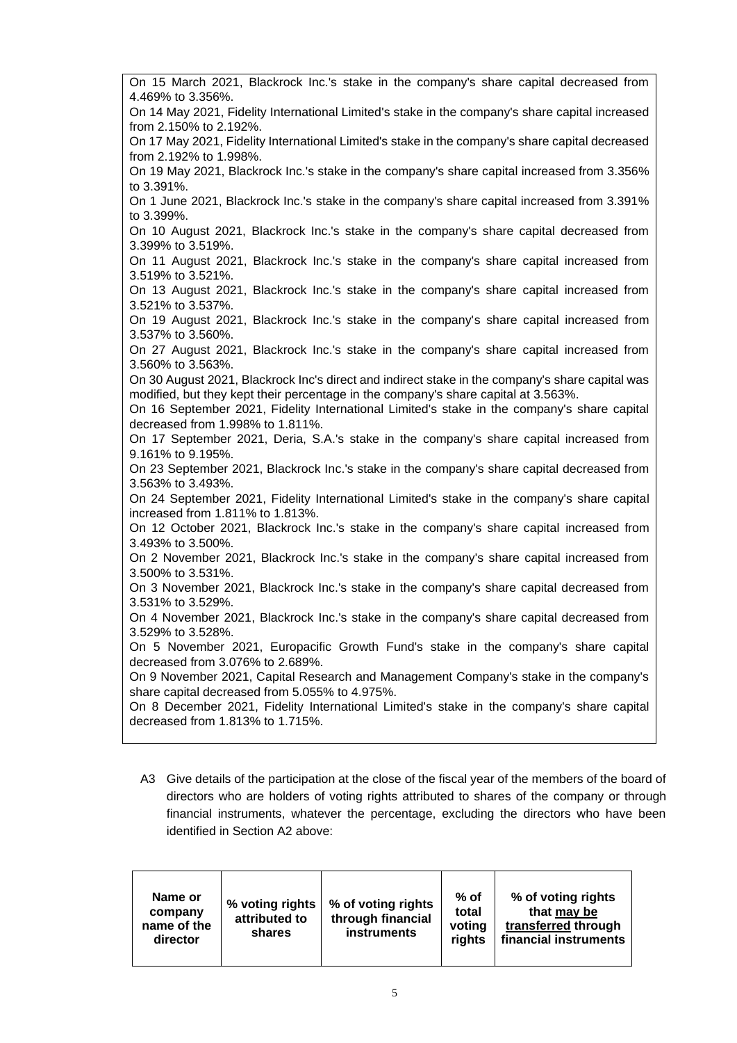On 15 March 2021, Blackrock Inc.'s stake in the company's share capital decreased from 4.469% to 3.356%.
On 14 May 2021, Fidelity International Limited's stake in the company's share capital increased from 2.150% to 2.192%.
On 17 May 2021, Fidelity International Limited's stake in the company's share capital decreased from 2.192% to 1.998%.
On 19 May 2021, Blackrock Inc.'s stake in the company's share capital increased from 3.356% to 3.391%.
On 1 June 2021, Blackrock Inc.'s stake in the company's share capital increased from 3.391% to 3.399%.
On 10 August 2021, Blackrock Inc.'s stake in the company's share capital decreased from 3.399% to 3.519%.
On 11 August 2021, Blackrock Inc.'s stake in the company's share capital increased from 3.519% to 3.521%.
On 13 August 2021, Blackrock Inc.'s stake in the company's share capital increased from 3.521% to 3.537%.
On 19 August 2021, Blackrock Inc.'s stake in the company's share capital increased from 3.537% to 3.560%.
On 27 August 2021, Blackrock Inc.'s stake in the company's share capital increased from 3.560% to 3.563%.
On 30 August 2021, Blackrock Inc's direct and indirect stake in the company's share capital was modified, but they kept their percentage in the company's share capital at 3.563%.
On 16 September 2021, Fidelity International Limited's stake in the company's share capital decreased from 1.998% to 1.811%.
On 17 September 2021, Deria, S.A.'s stake in the company's share capital increased from 9.161% to 9.195%.
On 23 September 2021, Blackrock Inc.'s stake in the company's share capital decreased from 3.563% to 3.493%.
On 24 September 2021, Fidelity International Limited's stake in the company's share capital increased from 1.811% to 1.813%.
On 12 October 2021, Blackrock Inc.'s stake in the company's share capital increased from 3.493% to 3.500%.
On 2 November 2021, Blackrock Inc.'s stake in the company's share capital increased from 3.500% to 3.531%.
On 3 November 2021, Blackrock Inc.'s stake in the company's share capital decreased from 3.531% to 3.529%.
On 4 November 2021, Blackrock Inc.'s stake in the company's share capital decreased from 3.529% to 3.528%.
On 5 November 2021, Europacific Growth Fund's stake in the company's share capital decreased from 3.076% to 2.689%.
On 9 November 2021, Capital Research and Management Company's stake in the company's share capital decreased from 5.055% to 4.975%.
On 8 December 2021, Fidelity International Limited's stake in the company's share capital decreased from 1.813% to 1.715%.

A3 Give details of the participation at the close of the fiscal year of the members of the board of directors who are holders of voting rights attributed to shares of the company or through financial instruments, whatever the percentage, excluding the directors who have been identified in Section A2 above:

| Name or company name of the director | % voting rights attributed to shares | % of voting rights through financial instruments | % of total voting rights | % of voting rights that <u>may be</u> <u>transferred</u> through financial instruments |
|---|---|---|---|---|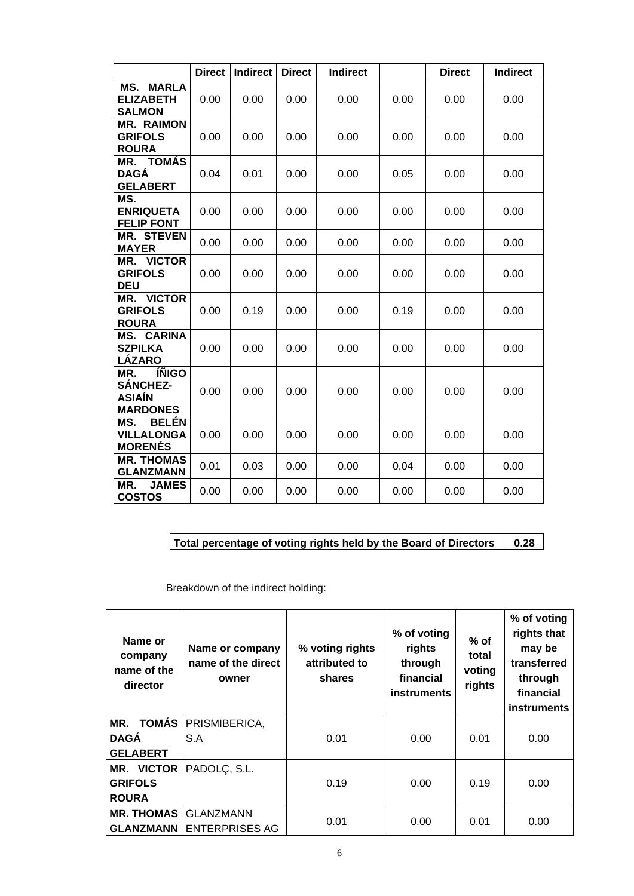| | Direct | Indirect | Direct | Indirect | | Direct | Indirect |
|---|---|---|---|---|---|---|---|
| MS. MARLA ELIZABETH SALMON | 0.00 | 0.00 | 0.00 | 0.00 | 0.00 | 0.00 | 0.00 |
| MR. RAIMON GRIFOLS ROURA | 0.00 | 0.00 | 0.00 | 0.00 | 0.00 | 0.00 | 0.00 |
| MR. TOMÁS DAGÁ GELABERT | 0.04 | 0.01 | 0.00 | 0.00 | 0.05 | 0.00 | 0.00 |
| MS. ENRIQUETA FELIP FONT | 0.00 | 0.00 | 0.00 | 0.00 | 0.00 | 0.00 | 0.00 |
| MR. STEVEN MAYER | 0.00 | 0.00 | 0.00 | 0.00 | 0.00 | 0.00 | 0.00 |
| MR. VICTOR GRIFOLS DEU | 0.00 | 0.00 | 0.00 | 0.00 | 0.00 | 0.00 | 0.00 |
| MR. VICTOR GRIFOLS ROURA | 0.00 | 0.19 | 0.00 | 0.00 | 0.19 | 0.00 | 0.00 |
| MS. CARINA SZPILKA LÁZARO | 0.00 | 0.00 | 0.00 | 0.00 | 0.00 | 0.00 | 0.00 |
| MR. ÍÑIGO SÁNCHEZ-ASIAÍN MARDONES | 0.00 | 0.00 | 0.00 | 0.00 | 0.00 | 0.00 | 0.00 |
| MS. BELÉN VILLALONGA MORENÉS | 0.00 | 0.00 | 0.00 | 0.00 | 0.00 | 0.00 | 0.00 |
| MR. THOMAS GLANZMANN | 0.01 | 0.03 | 0.00 | 0.00 | 0.04 | 0.00 | 0.00 |
| MR. JAMES COSTOS | 0.00 | 0.00 | 0.00 | 0.00 | 0.00 | 0.00 | 0.00 |

| Total percentage of voting rights held by the Board of Directors | 0.28 |
|---|---|

Breakdown of the indirect holding:

| Name or company name of the director | Name or company name of the direct owner | % voting rights attributed to shares | % of voting rights through financial instruments | % of total voting rights | % of voting rights that may be transferred through financial instruments |
|---|---|---|---|---|---|
| MR. TOMÁS DAGÁ GELABERT | PRISMIBERICA, S.A | 0.01 | 0.00 | 0.01 | 0.00 |
| MR. VICTOR GRIFOLS ROURA | PADOLÇ, S.L. | 0.19 | 0.00 | 0.19 | 0.00 |
| MR. THOMAS GLANZMANN | GLANZMANN ENTERPRISES AG | 0.01 | 0.00 | 0.01 | 0.00 |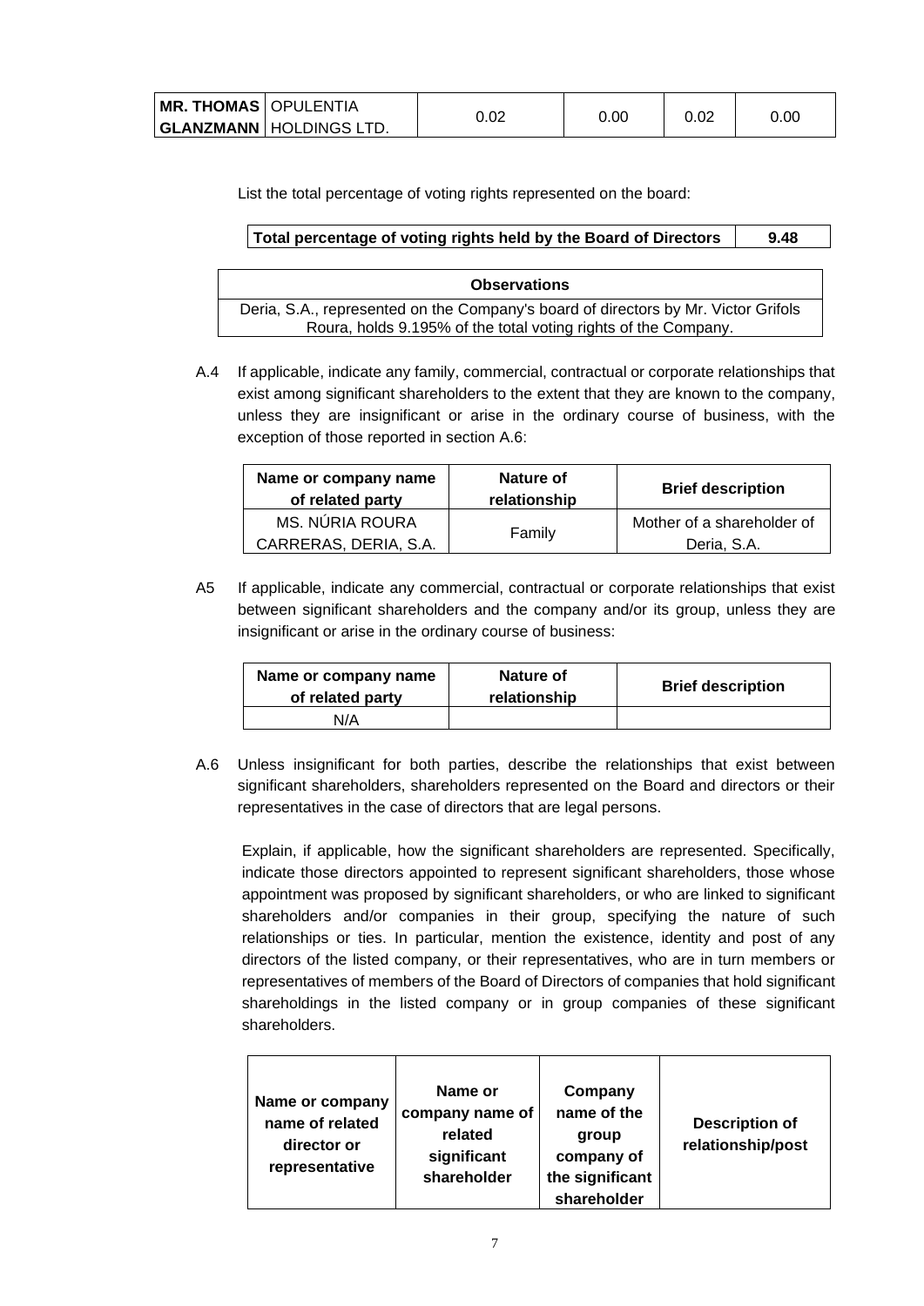| **MR. THOMAS GLANZMANN** | OPULENTIA HOLDINGS LTD. | 0.02 | 0.00 | 0.02 | 0.00 |
|---|---|---|---|---|---|

List the total percentage of voting rights represented on the board:

| **Total percentage of voting rights held by the Board of Directors** | **9.48** |
|---|---|

| **Observations** |
|---|
| Deria, S.A., represented on the Company's board of directors by Mr. Victor Grifols Roura, holds 9.195% of the total voting rights of the Company. |

A.4 If applicable, indicate any family, commercial, contractual or corporate relationships that exist among significant shareholders to the extent that they are known to the company, unless they are insignificant or arise in the ordinary course of business, with the exception of those reported in section A.6:

| Name or company name of related party | Nature of relationship | Brief description |
|---|---|---|
| MS. NÚRIA ROURA CARRERAS, DERIA, S.A. | Family | Mother of a shareholder of Deria, S.A. |

A5 If applicable, indicate any commercial, contractual or corporate relationships that exist between significant shareholders and the company and/or its group, unless they are insignificant or arise in the ordinary course of business:

| Name or company name of related party | Nature of relationship | Brief description |
|---|---|---|
| N/A | | |

A.6 Unless insignificant for both parties, describe the relationships that exist between significant shareholders, shareholders represented on the Board and directors or their representatives in the case of directors that are legal persons.

Explain, if applicable, how the significant shareholders are represented. Specifically, indicate those directors appointed to represent significant shareholders, those whose appointment was proposed by significant shareholders, or who are linked to significant shareholders and/or companies in their group, specifying the nature of such relationships or ties. In particular, mention the existence, identity and post of any directors of the listed company, or their representatives, who are in turn members or representatives of members of the Board of Directors of companies that hold significant shareholdings in the listed company or in group companies of these significant shareholders.

| Name or company name of related director or representative | Name or company name of related significant shareholder | Company name of the group company of the significant shareholder | Description of relationship/post |
|---|---|---|---|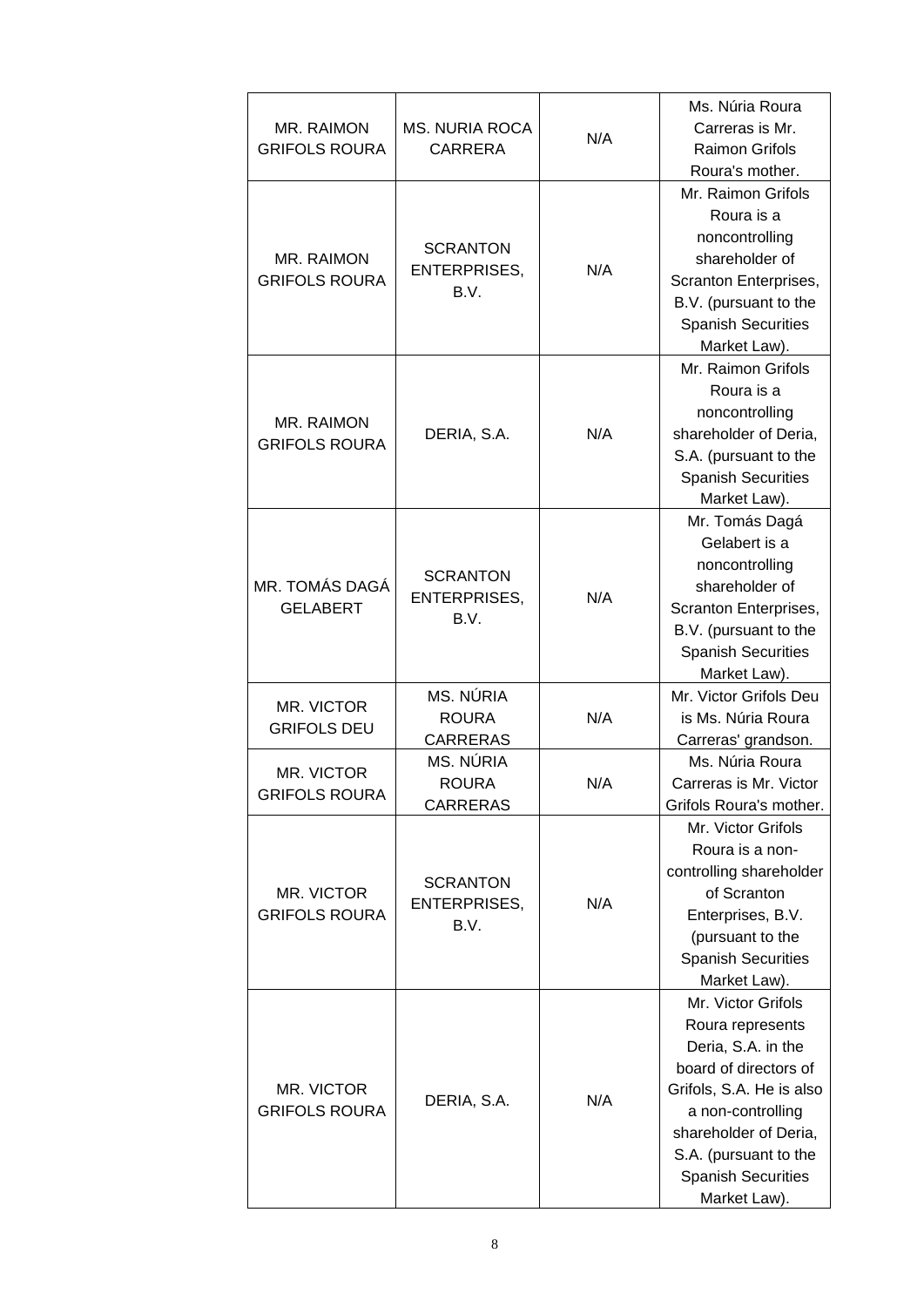| | | | |
|---|---|---|---|
| MR. RAIMON GRIFOLS ROURA | MS. NURIA ROCA CARRERA | N/A | Ms. Núria Roura Carreras is Mr. Raimon Grifols Roura's mother. |
| MR. RAIMON GRIFOLS ROURA | SCRANTON ENTERPRISES, B.V. | N/A | Mr. Raimon Grifols Roura is a noncontrolling shareholder of Scranton Enterprises, B.V. (pursuant to the Spanish Securities Market Law). |
| MR. RAIMON GRIFOLS ROURA | DERIA, S.A. | N/A | Mr. Raimon Grifols Roura is a noncontrolling shareholder of Deria, S.A. (pursuant to the Spanish Securities Market Law). |
| MR. TOMÁS DAGÁ GELABERT | SCRANTON ENTERPRISES, B.V. | N/A | Mr. Tomás Dagá Gelabert is a noncontrolling shareholder of Scranton Enterprises, B.V. (pursuant to the Spanish Securities Market Law). |
| MR. VICTOR GRIFOLS DEU | MS. NÚRIA ROURA CARRERAS | N/A | Mr. Victor Grifols Deu is Ms. Núria Roura Carreras' grandson. |
| MR. VICTOR GRIFOLS ROURA | MS. NÚRIA ROURA CARRERAS | N/A | Ms. Núria Roura Carreras is Mr. Victor Grifols Roura's mother. |
| MR. VICTOR GRIFOLS ROURA | SCRANTON ENTERPRISES, B.V. | N/A | Mr. Victor Grifols Roura is a non-controlling shareholder of Scranton Enterprises, B.V. (pursuant to the Spanish Securities Market Law). |
| MR. VICTOR GRIFOLS ROURA | DERIA, S.A. | N/A | Mr. Victor Grifols Roura represents Deria, S.A. in the board of directors of Grifols, S.A. He is also a non-controlling shareholder of Deria, S.A. (pursuant to the Spanish Securities Market Law). |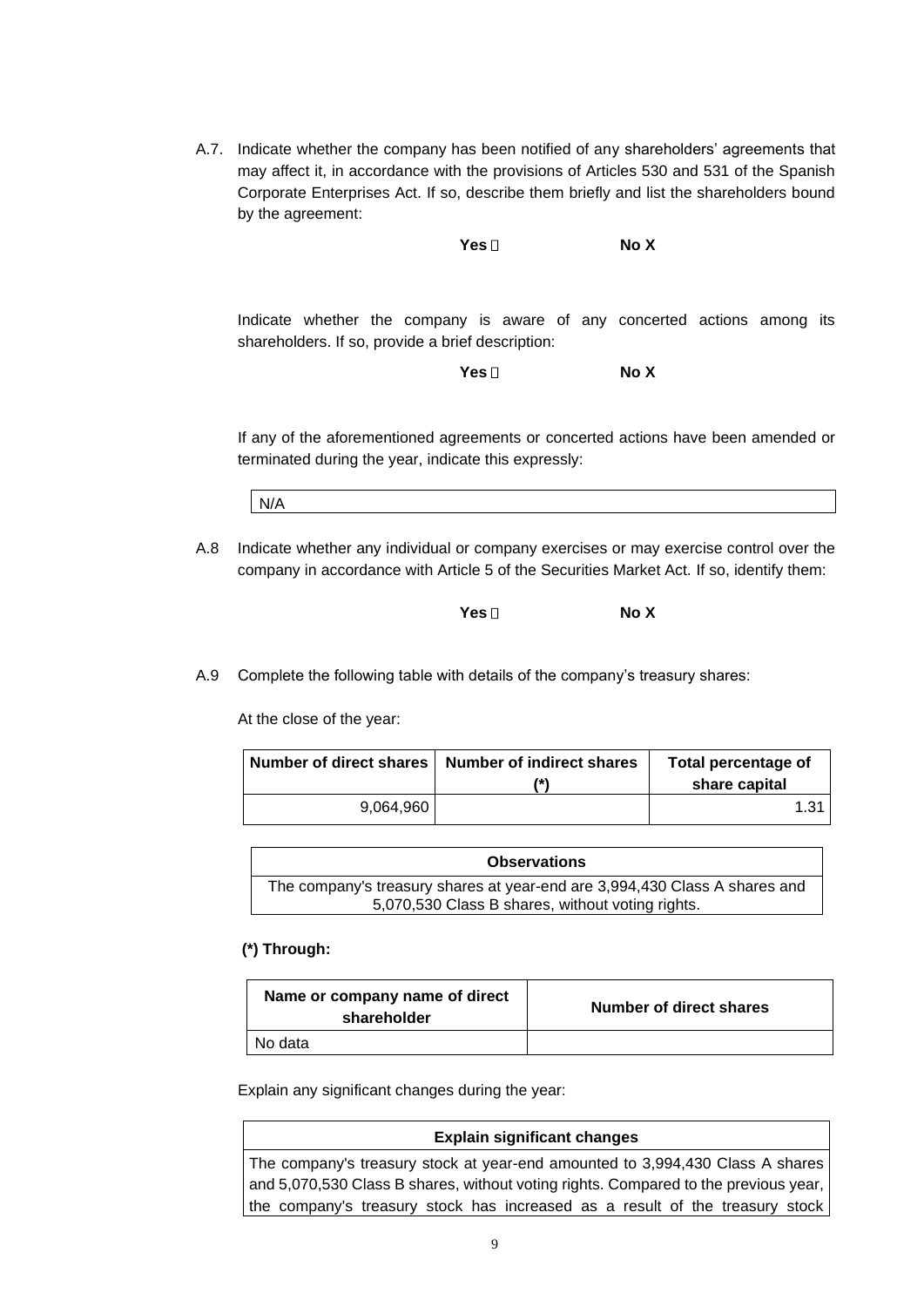A.7. Indicate whether the company has been notified of any shareholders' agreements that may affect it, in accordance with the provisions of Articles 530 and 531 of the Spanish Corporate Enterprises Act. If so, describe them briefly and list the shareholders bound by the agreement:

**Yes** ☐ **No X**

Indicate whether the company is aware of any concerted actions among its shareholders. If so, provide a brief description:

**Yes** ☐ **No X**

If any of the aforementioned agreements or concerted actions have been amended or terminated during the year, indicate this expressly:

| N/A |
|---|

A.8 Indicate whether any individual or company exercises or may exercise control over the company in accordance with Article 5 of the Securities Market Act. If so, identify them:

**Yes** ☐ **No X**

A.9 Complete the following table with details of the company's treasury shares:

At the close of the year:

| Number of direct shares | Number of indirect shares (*) | Total percentage of share capital |
|---|---|---|
| 9,064,960 | | 1.31 |

| Observations |
|---|
| The company's treasury shares at year-end are 3,994,430 Class A shares and 5,070,530 Class B shares, without voting rights. |

**(*) Through:**

| Name or company name of direct shareholder | Number of direct shares |
|---|---|
| No data | |

Explain any significant changes during the year:

| Explain significant changes |
|---|
| The company's treasury stock at year-end amounted to 3,994,430 Class A shares and 5,070,530 Class B shares, without voting rights. Compared to the previous year, the company's treasury stock has increased as a result of the treasury stock |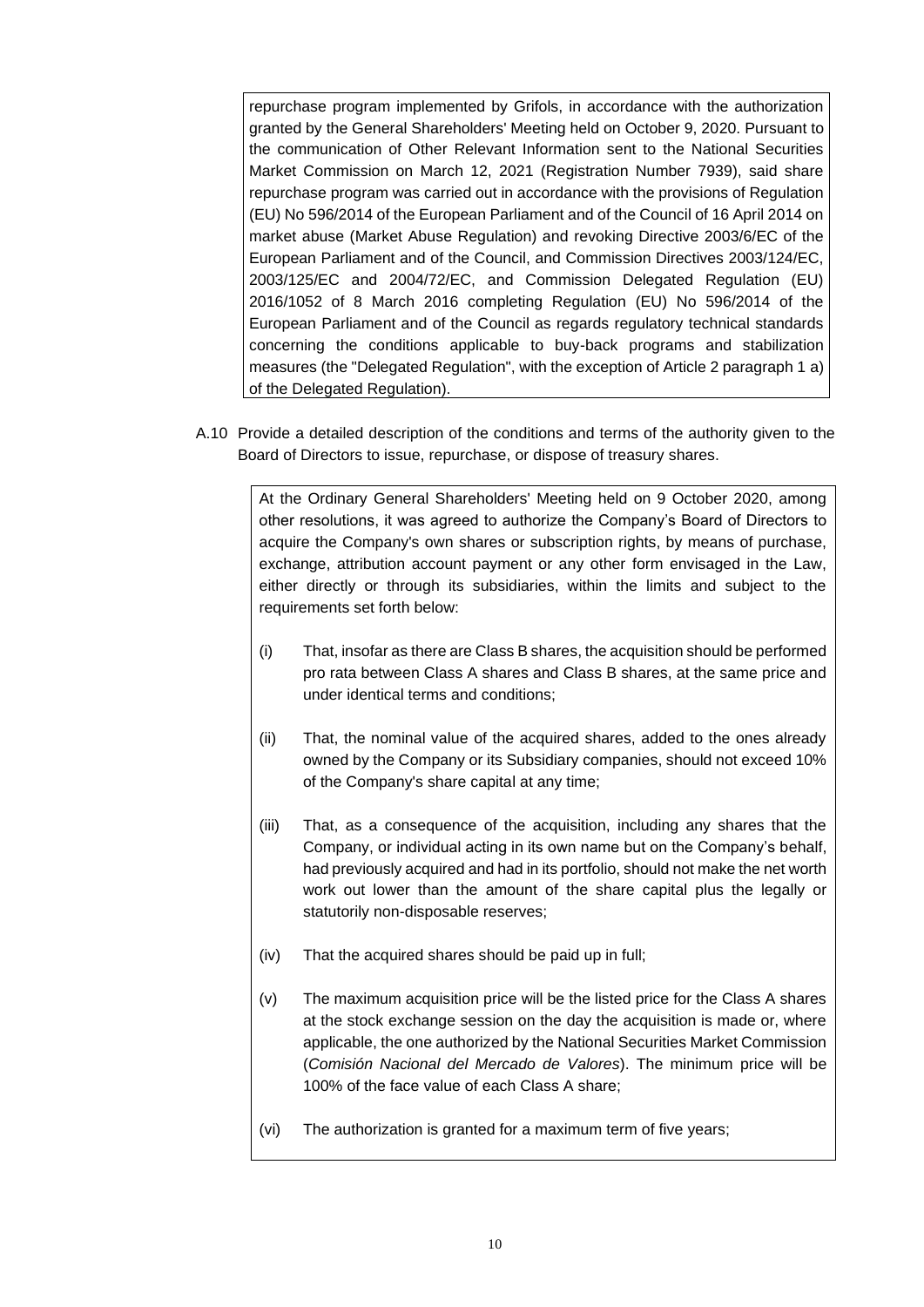repurchase program implemented by Grifols, in accordance with the authorization granted by the General Shareholders' Meeting held on October 9, 2020. Pursuant to the communication of Other Relevant Information sent to the National Securities Market Commission on March 12, 2021 (Registration Number 7939), said share repurchase program was carried out in accordance with the provisions of Regulation (EU) No 596/2014 of the European Parliament and of the Council of 16 April 2014 on market abuse (Market Abuse Regulation) and revoking Directive 2003/6/EC of the European Parliament and of the Council, and Commission Directives 2003/124/EC, 2003/125/EC and 2004/72/EC, and Commission Delegated Regulation (EU) 2016/1052 of 8 March 2016 completing Regulation (EU) No 596/2014 of the European Parliament and of the Council as regards regulatory technical standards concerning the conditions applicable to buy-back programs and stabilization measures (the "Delegated Regulation", with the exception of Article 2 paragraph 1 a) of the Delegated Regulation).

A.10 Provide a detailed description of the conditions and terms of the authority given to the Board of Directors to issue, repurchase, or dispose of treasury shares.

At the Ordinary General Shareholders' Meeting held on 9 October 2020, among other resolutions, it was agreed to authorize the Company's Board of Directors to acquire the Company's own shares or subscription rights, by means of purchase, exchange, attribution account payment or any other form envisaged in the Law, either directly or through its subsidiaries, within the limits and subject to the requirements set forth below:

(i) That, insofar as there are Class B shares, the acquisition should be performed pro rata between Class A shares and Class B shares, at the same price and under identical terms and conditions;

(ii) That, the nominal value of the acquired shares, added to the ones already owned by the Company or its Subsidiary companies, should not exceed 10% of the Company's share capital at any time;

(iii) That, as a consequence of the acquisition, including any shares that the Company, or individual acting in its own name but on the Company's behalf, had previously acquired and had in its portfolio, should not make the net worth work out lower than the amount of the share capital plus the legally or statutorily non-disposable reserves;

(iv) That the acquired shares should be paid up in full;

(v) The maximum acquisition price will be the listed price for the Class A shares at the stock exchange session on the day the acquisition is made or, where applicable, the one authorized by the National Securities Market Commission (*Comisión Nacional del Mercado de Valores*). The minimum price will be 100% of the face value of each Class A share;

(vi) The authorization is granted for a maximum term of five years;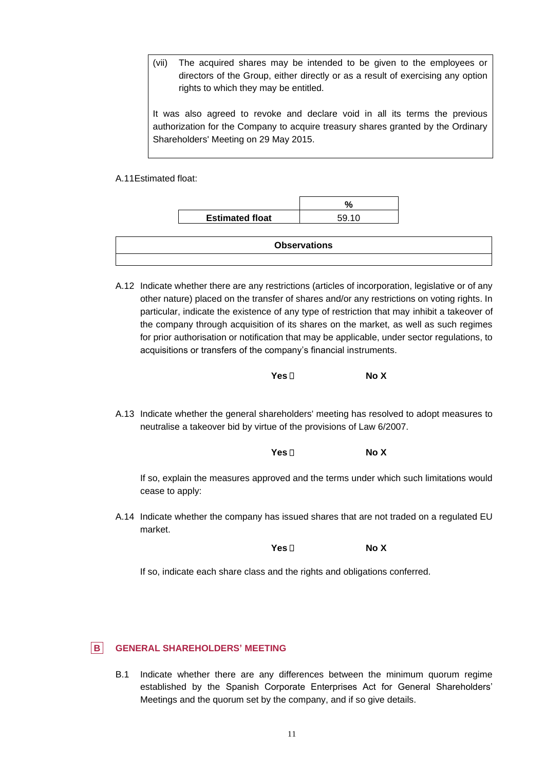(vii) The acquired shares may be intended to be given to the employees or directors of the Group, either directly or as a result of exercising any option rights to which they may be entitled.

It was also agreed to revoke and declare void in all its terms the previous authorization for the Company to acquire treasury shares granted by the Ordinary Shareholders' Meeting on 29 May 2015.

A.11 Estimated float:

| | % |
|---|---|
| **Estimated float** | 59.10 |

| **Observations** |
|---|
| |

A.12 Indicate whether there are any restrictions (articles of incorporation, legislative or of any other nature) placed on the transfer of shares and/or any restrictions on voting rights. In particular, indicate the existence of any type of restriction that may inhibit a takeover of the company through acquisition of its shares on the market, as well as such regimes for prior authorisation or notification that may be applicable, under sector regulations, to acquisitions or transfers of the company's financial instruments.

**Yes** ☐ **No X**

A.13 Indicate whether the general shareholders' meeting has resolved to adopt measures to neutralise a takeover bid by virtue of the provisions of Law 6/2007.

**Yes** ☐ **No X**

If so, explain the measures approved and the terms under which such limitations would cease to apply:

A.14 Indicate whether the company has issued shares that are not traded on a regulated EU market.

**Yes** ☐ **No X**

If so, indicate each share class and the rights and obligations conferred.

## B GENERAL SHAREHOLDERS' MEETING

B.1 Indicate whether there are any differences between the minimum quorum regime established by the Spanish Corporate Enterprises Act for General Shareholders' Meetings and the quorum set by the company, and if so give details.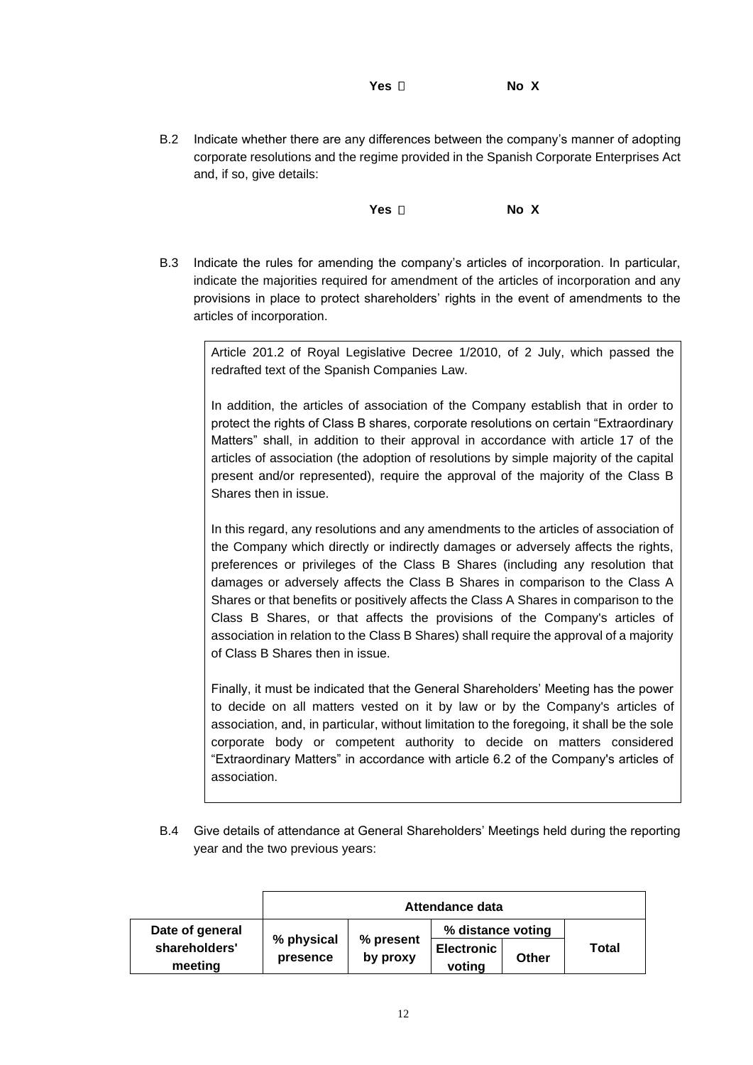**Yes** ☐ **No X**

B.2 Indicate whether there are any differences between the company's manner of adopting corporate resolutions and the regime provided in the Spanish Corporate Enterprises Act and, if so, give details:

**Yes** ☐ **No X**

B.3 Indicate the rules for amending the company's articles of incorporation. In particular, indicate the majorities required for amendment of the articles of incorporation and any provisions in place to protect shareholders' rights in the event of amendments to the articles of incorporation.

> Article 201.2 of Royal Legislative Decree 1/2010, of 2 July, which passed the redrafted text of the Spanish Companies Law.
>
> In addition, the articles of association of the Company establish that in order to protect the rights of Class B shares, corporate resolutions on certain "Extraordinary Matters" shall, in addition to their approval in accordance with article 17 of the articles of association (the adoption of resolutions by simple majority of the capital present and/or represented), require the approval of the majority of the Class B Shares then in issue.
>
> In this regard, any resolutions and any amendments to the articles of association of the Company which directly or indirectly damages or adversely affects the rights, preferences or privileges of the Class B Shares (including any resolution that damages or adversely affects the Class B Shares in comparison to the Class A Shares or that benefits or positively affects the Class A Shares in comparison to the Class B Shares, or that affects the provisions of the Company's articles of association in relation to the Class B Shares) shall require the approval of a majority of Class B Shares then in issue.
>
> Finally, it must be indicated that the General Shareholders' Meeting has the power to decide on all matters vested on it by law or by the Company's articles of association, and, in particular, without limitation to the foregoing, it shall be the sole corporate body or competent authority to decide on matters considered "Extraordinary Matters" in accordance with article 6.2 of the Company's articles of association.

B.4 Give details of attendance at General Shareholders' Meetings held during the reporting year and the two previous years:

| | Attendance data | | | | |
|---|---|---|---|---|---|
| **Date of general shareholders' meeting** | **% physical presence** | **% present by proxy** | **% distance voting** | | **Total** |
| | | | **Electronic voting** | **Other** | |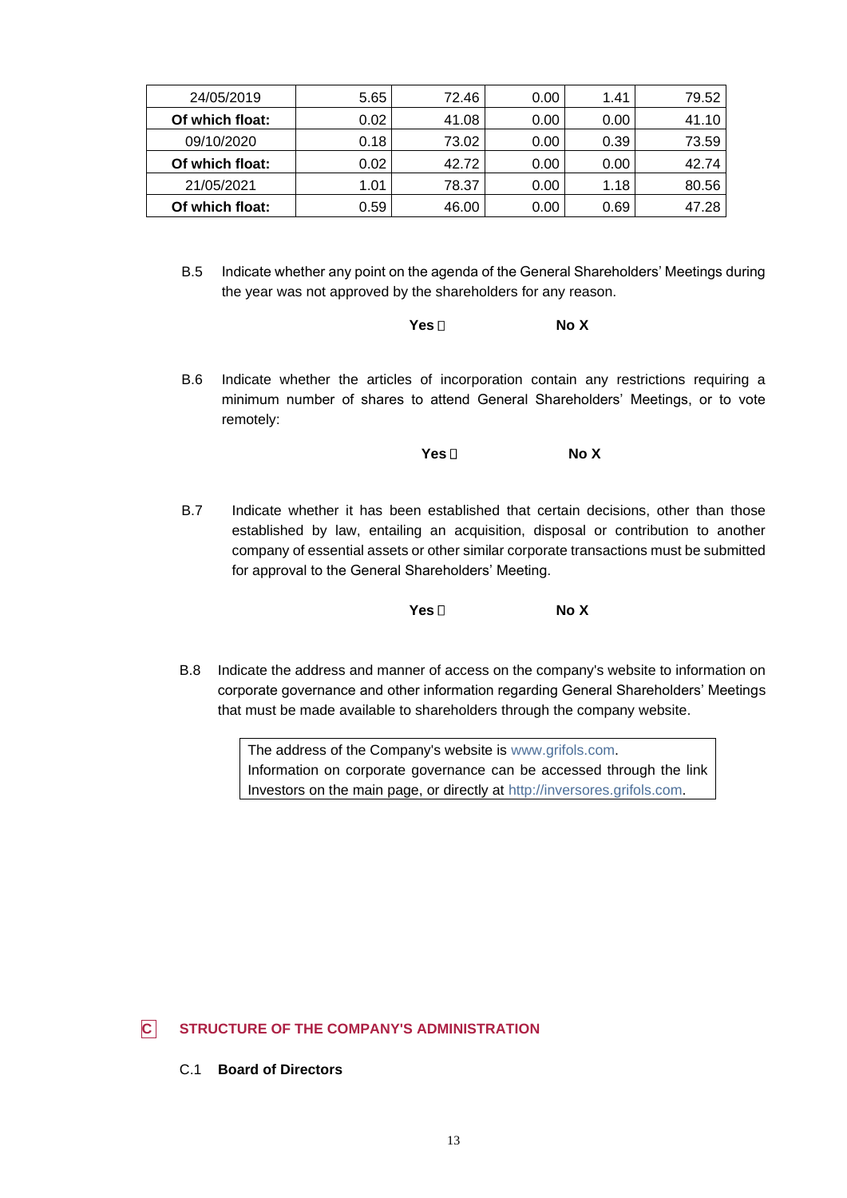| 24/05/2019 | 5.65 | 72.46 | 0.00 | 1.41 | 79.52 |
|---|---|---|---|---|---|
| **Of which float:** | 0.02 | 41.08 | 0.00 | 0.00 | 41.10 |
| 09/10/2020 | 0.18 | 73.02 | 0.00 | 0.39 | 73.59 |
| **Of which float:** | 0.02 | 42.72 | 0.00 | 0.00 | 42.74 |
| 21/05/2021 | 1.01 | 78.37 | 0.00 | 1.18 | 80.56 |
| **Of which float:** | 0.59 | 46.00 | 0.00 | 0.69 | 47.28 |

B.5 Indicate whether any point on the agenda of the General Shareholders' Meetings during the year was not approved by the shareholders for any reason.

**Yes** ☐ **No X**

B.6 Indicate whether the articles of incorporation contain any restrictions requiring a minimum number of shares to attend General Shareholders' Meetings, or to vote remotely:

**Yes** ☐ **No X**

B.7 Indicate whether it has been established that certain decisions, other than those established by law, entailing an acquisition, disposal or contribution to another company of essential assets or other similar corporate transactions must be submitted for approval to the General Shareholders' Meeting.

**Yes** ☐ **No X**

B.8 Indicate the address and manner of access on the company's website to information on corporate governance and other information regarding General Shareholders' Meetings that must be made available to shareholders through the company website.

| The address of the Company's website is www.grifols.com. Information on corporate governance can be accessed through the link Investors on the main page, or directly at http://inversores.grifols.com. |
|---|

## C STRUCTURE OF THE COMPANY'S ADMINISTRATION

### C.1 Board of Directors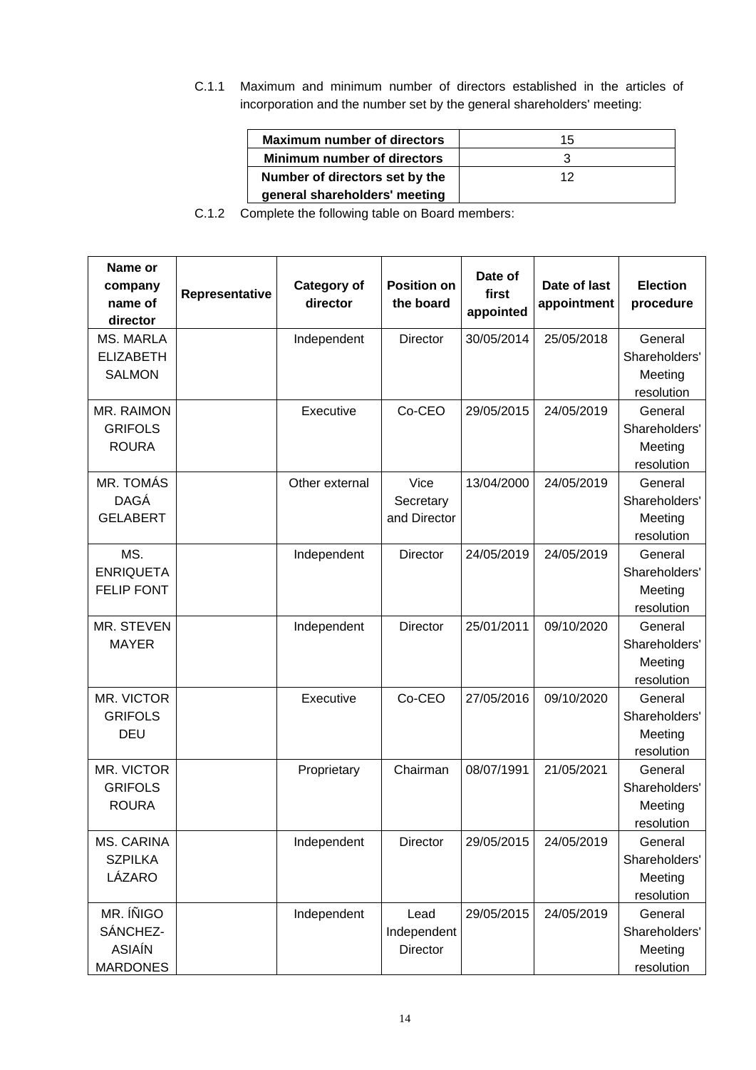C.1.1 Maximum and minimum number of directors established in the articles of incorporation and the number set by the general shareholders' meeting:

| | |
|---|---|
| **Maximum number of directors** | 15 |
| **Minimum number of directors** | 3 |
| **Number of directors set by the general shareholders' meeting** | 12 |

C.1.2 Complete the following table on Board members:

| Name or company name of director | Representative | Category of director | Position on the board | Date of first appointed | Date of last appointment | Election procedure |
|---|---|---|---|---|---|---|
| MS. MARLA ELIZABETH SALMON | | Independent | Director | 30/05/2014 | 25/05/2018 | General Shareholders' Meeting resolution |
| MR. RAIMON GRIFOLS ROURA | | Executive | Co-CEO | 29/05/2015 | 24/05/2019 | General Shareholders' Meeting resolution |
| MR. TOMÁS DAGÁ GELABERT | | Other external | Vice Secretary and Director | 13/04/2000 | 24/05/2019 | General Shareholders' Meeting resolution |
| MS. ENRIQUETA FELIP FONT | | Independent | Director | 24/05/2019 | 24/05/2019 | General Shareholders' Meeting resolution |
| MR. STEVEN MAYER | | Independent | Director | 25/01/2011 | 09/10/2020 | General Shareholders' Meeting resolution |
| MR. VICTOR GRIFOLS DEU | | Executive | Co-CEO | 27/05/2016 | 09/10/2020 | General Shareholders' Meeting resolution |
| MR. VICTOR GRIFOLS ROURA | | Proprietary | Chairman | 08/07/1991 | 21/05/2021 | General Shareholders' Meeting resolution |
| MS. CARINA SZPILKA LÁZARO | | Independent | Director | 29/05/2015 | 24/05/2019 | General Shareholders' Meeting resolution |
| MR. ÍÑIGO SÁNCHEZ-ASIAÍN MARDONES | | Independent | Lead Independent Director | 29/05/2015 | 24/05/2019 | General Shareholders' Meeting resolution |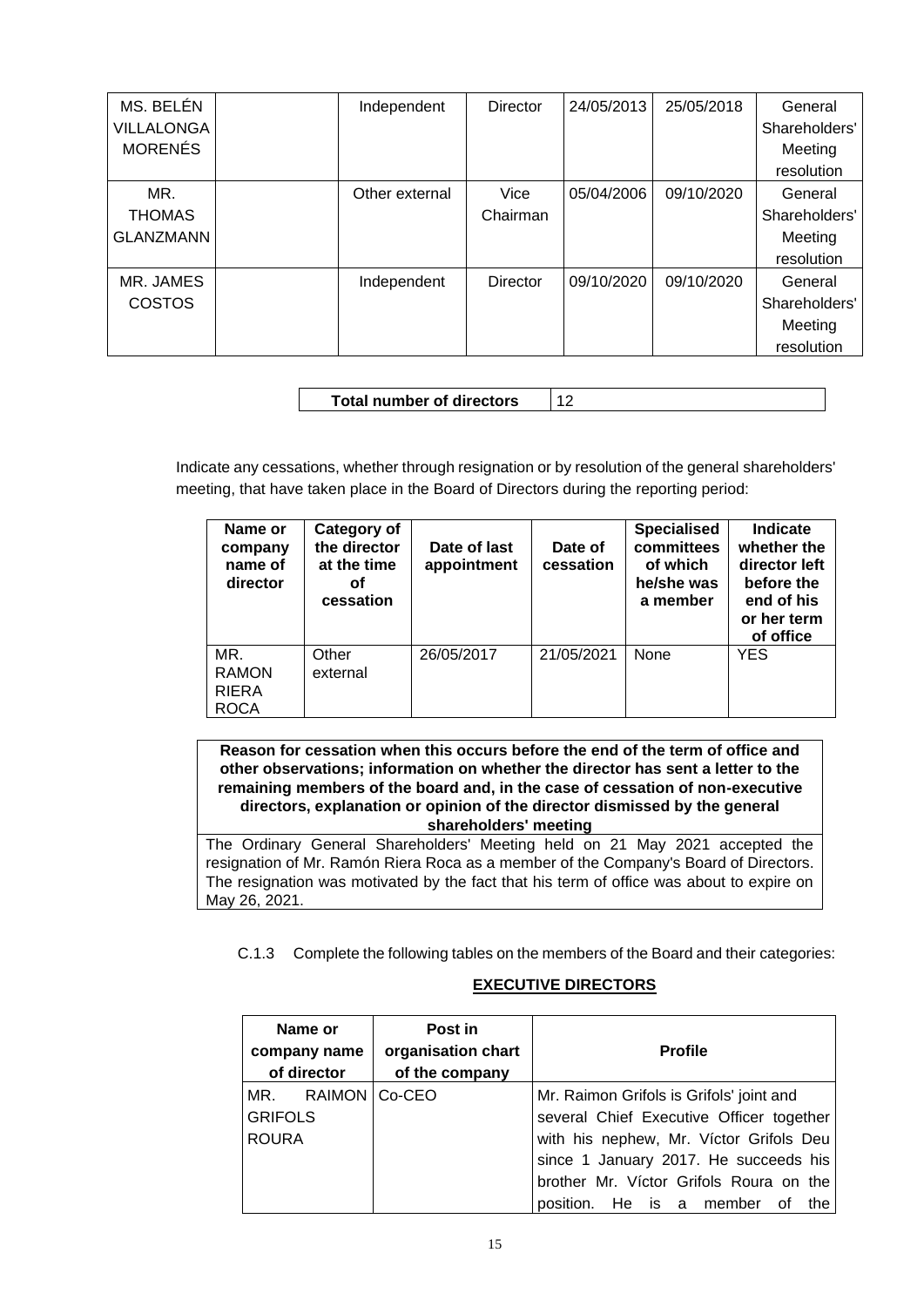| | | | | | | |
|---|---|---|---|---|---|---|
| MS. BELÉN VILLALONGA MORENÉS | | Independent | Director | 24/05/2013 | 25/05/2018 | General Shareholders' Meeting resolution |
| MR. THOMAS GLANZMANN | | Other external | Vice Chairman | 05/04/2006 | 09/10/2020 | General Shareholders' Meeting resolution |
| MR. JAMES COSTOS | | Independent | Director | 09/10/2020 | 09/10/2020 | General Shareholders' Meeting resolution |

| **Total number of directors** | 12 |
|---|---|

Indicate any cessations, whether through resignation or by resolution of the general shareholders' meeting, that have taken place in the Board of Directors during the reporting period:

| Name or company name of director | Category of the director at the time of cessation | Date of last appointment | Date of cessation | Specialised committees of which he/she was a member | Indicate whether the director left before the end of his or her term of office |
|---|---|---|---|---|---|
| MR. RAMON RIERA ROCA | Other external | 26/05/2017 | 21/05/2021 | None | YES |

| **Reason for cessation when this occurs before the end of the term of office and other observations; information on whether the director has sent a letter to the remaining members of the board and, in the case of cessation of non-executive directors, explanation or opinion of the director dismissed by the general shareholders' meeting** |
|---|
| The Ordinary General Shareholders' Meeting held on 21 May 2021 accepted the resignation of Mr. Ramón Riera Roca as a member of the Company's Board of Directors. The resignation was motivated by the fact that his term of office was about to expire on May 26, 2021. |

C.1.3 Complete the following tables on the members of the Board and their categories:

**EXECUTIVE DIRECTORS**

| Name or company name of director | Post in organisation chart of the company | Profile |
|---|---|---|
| MR. RAIMON GRIFOLS ROURA | Co-CEO | Mr. Raimon Grifols is Grifols' joint and several Chief Executive Officer together with his nephew, Mr. Víctor Grifols Deu since 1 January 2017. He succeeds his brother Mr. Víctor Grifols Roura on the position. He is a member of the |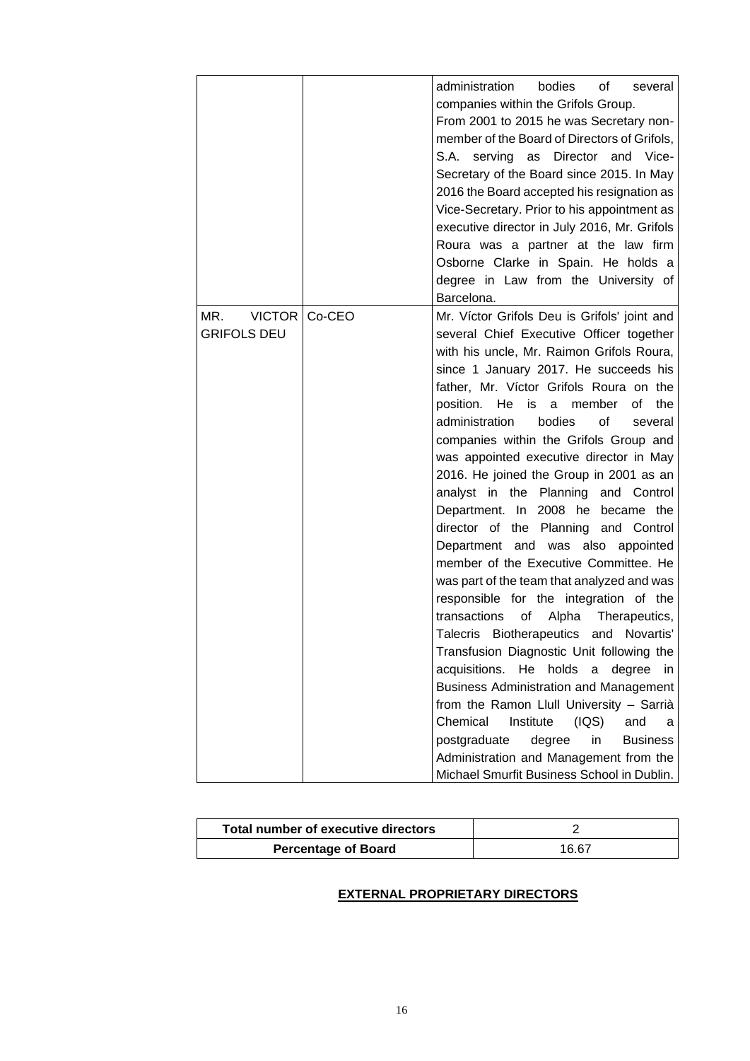| | | |
|---|---|---|
| | | administration bodies of several companies within the Grifols Group. From 2001 to 2015 he was Secretary non-member of the Board of Directors of Grifols, S.A. serving as Director and Vice-Secretary of the Board since 2015. In May 2016 the Board accepted his resignation as Vice-Secretary. Prior to his appointment as executive director in July 2016, Mr. Grifols Roura was a partner at the law firm Osborne Clarke in Spain. He holds a degree in Law from the University of Barcelona. |
| MR. VICTOR GRIFOLS DEU | Co-CEO | Mr. Víctor Grifols Deu is Grifols' joint and several Chief Executive Officer together with his uncle, Mr. Raimon Grifols Roura, since 1 January 2017. He succeeds his father, Mr. Víctor Grifols Roura on the position. He is a member of the administration bodies of several companies within the Grifols Group and was appointed executive director in May 2016. He joined the Group in 2001 as an analyst in the Planning and Control Department. In 2008 he became the director of the Planning and Control Department and was also appointed member of the Executive Committee. He was part of the team that analyzed and was responsible for the integration of the transactions of Alpha Therapeutics, Talecris Biotherapeutics and Novartis' Transfusion Diagnostic Unit following the acquisitions. He holds a degree in Business Administration and Management from the Ramon Llull University – Sarrià Chemical Institute (IQS) and a postgraduate degree in Business Administration and Management from the Michael Smurfit Business School in Dublin. |

| Total number of executive directors | 2 |
|---|---|
| **Percentage of Board** | 16.67 |

**EXTERNAL PROPRIETARY DIRECTORS**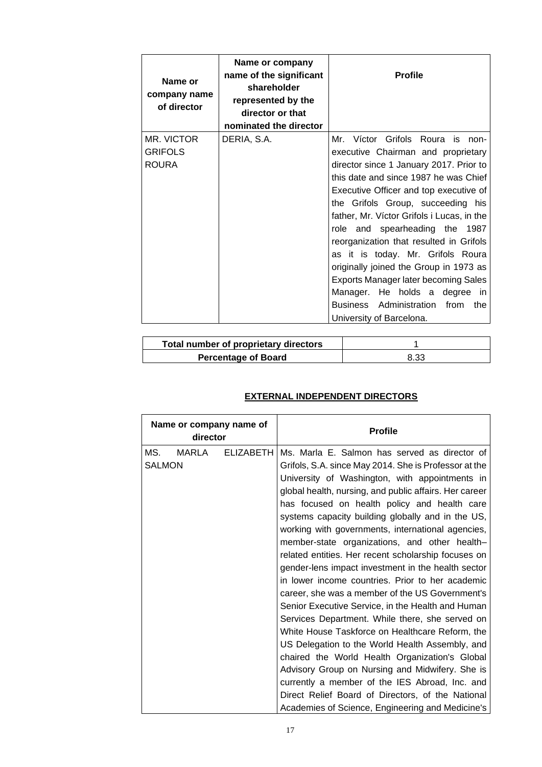| Name or company name of director | Name or company name of the significant shareholder represented by the director or that nominated the director | Profile |
| --- | --- | --- |
| MR. VICTOR GRIFOLS ROURA | DERIA, S.A. | Mr. Víctor Grifols Roura is non-executive Chairman and proprietary director since 1 January 2017. Prior to this date and since 1987 he was Chief Executive Officer and top executive of the Grifols Group, succeeding his father, Mr. Víctor Grifols i Lucas, in the role and spearheading the 1987 reorganization that resulted in Grifols as it is today. Mr. Grifols Roura originally joined the Group in 1973 as Exports Manager later becoming Sales Manager. He holds a degree in Business Administration from the University of Barcelona. |

| Total number of proprietary directors | 1 |
| --- | --- |
| Percentage of Board | 8.33 |

## EXTERNAL INDEPENDENT DIRECTORS

| Name or company name of director | Profile |
| --- | --- |
| MS. MARLA ELIZABETH SALMON | Ms. Marla E. Salmon has served as director of Grifols, S.A. since May 2014. She is Professor at the University of Washington, with appointments in global health, nursing, and public affairs. Her career has focused on health policy and health care systems capacity building globally and in the US, working with governments, international agencies, member-state organizations, and other health–related entities. Her recent scholarship focuses on gender-lens impact investment in the health sector in lower income countries. Prior to her academic career, she was a member of the US Government's Senior Executive Service, in the Health and Human Services Department. While there, she served on White House Taskforce on Healthcare Reform, the US Delegation to the World Health Assembly, and chaired the World Health Organization's Global Advisory Group on Nursing and Midwifery. She is currently a member of the IES Abroad, Inc. and Direct Relief Board of Directors, of the National Academies of Science, Engineering and Medicine's |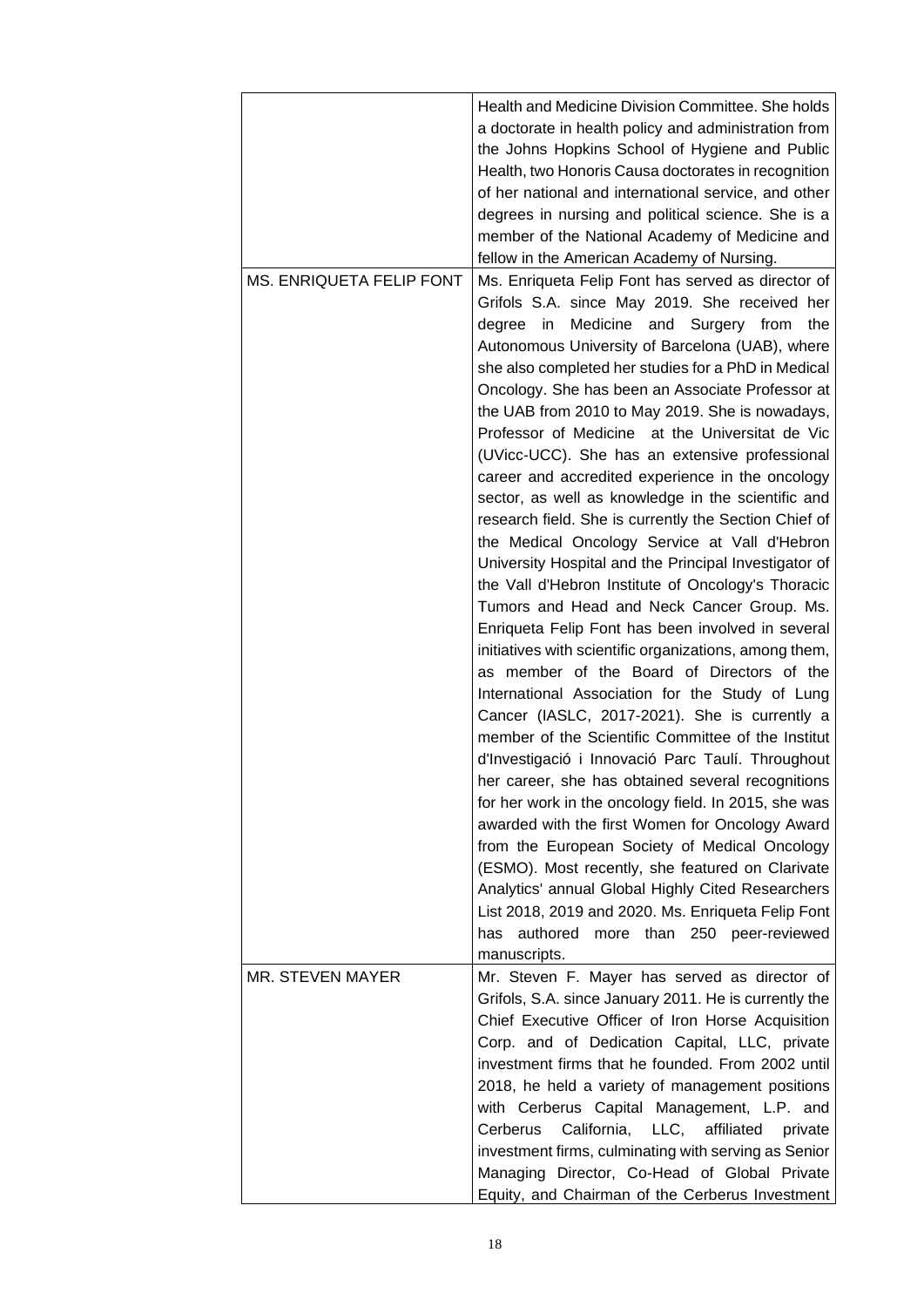| | |
|---|---|
| | Health and Medicine Division Committee. She holds a doctorate in health policy and administration from the Johns Hopkins School of Hygiene and Public Health, two Honoris Causa doctorates in recognition of her national and international service, and other degrees in nursing and political science. She is a member of the National Academy of Medicine and fellow in the American Academy of Nursing. |
| MS. ENRIQUETA FELIP FONT | Ms. Enriqueta Felip Font has served as director of Grifols S.A. since May 2019. She received her degree in Medicine and Surgery from the Autonomous University of Barcelona (UAB), where she also completed her studies for a PhD in Medical Oncology. She has been an Associate Professor at the UAB from 2010 to May 2019. She is nowadays, Professor of Medicine at the Universitat de Vic (UVicc-UCC). She has an extensive professional career and accredited experience in the oncology sector, as well as knowledge in the scientific and research field. She is currently the Section Chief of the Medical Oncology Service at Vall d'Hebron University Hospital and the Principal Investigator of the Vall d'Hebron Institute of Oncology's Thoracic Tumors and Head and Neck Cancer Group. Ms. Enriqueta Felip Font has been involved in several initiatives with scientific organizations, among them, as member of the Board of Directors of the International Association for the Study of Lung Cancer (IASLC, 2017-2021). She is currently a member of the Scientific Committee of the Institut d'Investigació i Innovació Parc Taulí. Throughout her career, she has obtained several recognitions for her work in the oncology field. In 2015, she was awarded with the first Women for Oncology Award from the European Society of Medical Oncology (ESMO). Most recently, she featured on Clarivate Analytics' annual Global Highly Cited Researchers List 2018, 2019 and 2020. Ms. Enriqueta Felip Font has authored more than 250 peer-reviewed manuscripts. |
| MR. STEVEN MAYER | Mr. Steven F. Mayer has served as director of Grifols, S.A. since January 2011. He is currently the Chief Executive Officer of Iron Horse Acquisition Corp. and of Dedication Capital, LLC, private investment firms that he founded. From 2002 until 2018, he held a variety of management positions with Cerberus Capital Management, L.P. and Cerberus California, LLC, affiliated private investment firms, culminating with serving as Senior Managing Director, Co-Head of Global Private Equity, and Chairman of the Cerberus Investment |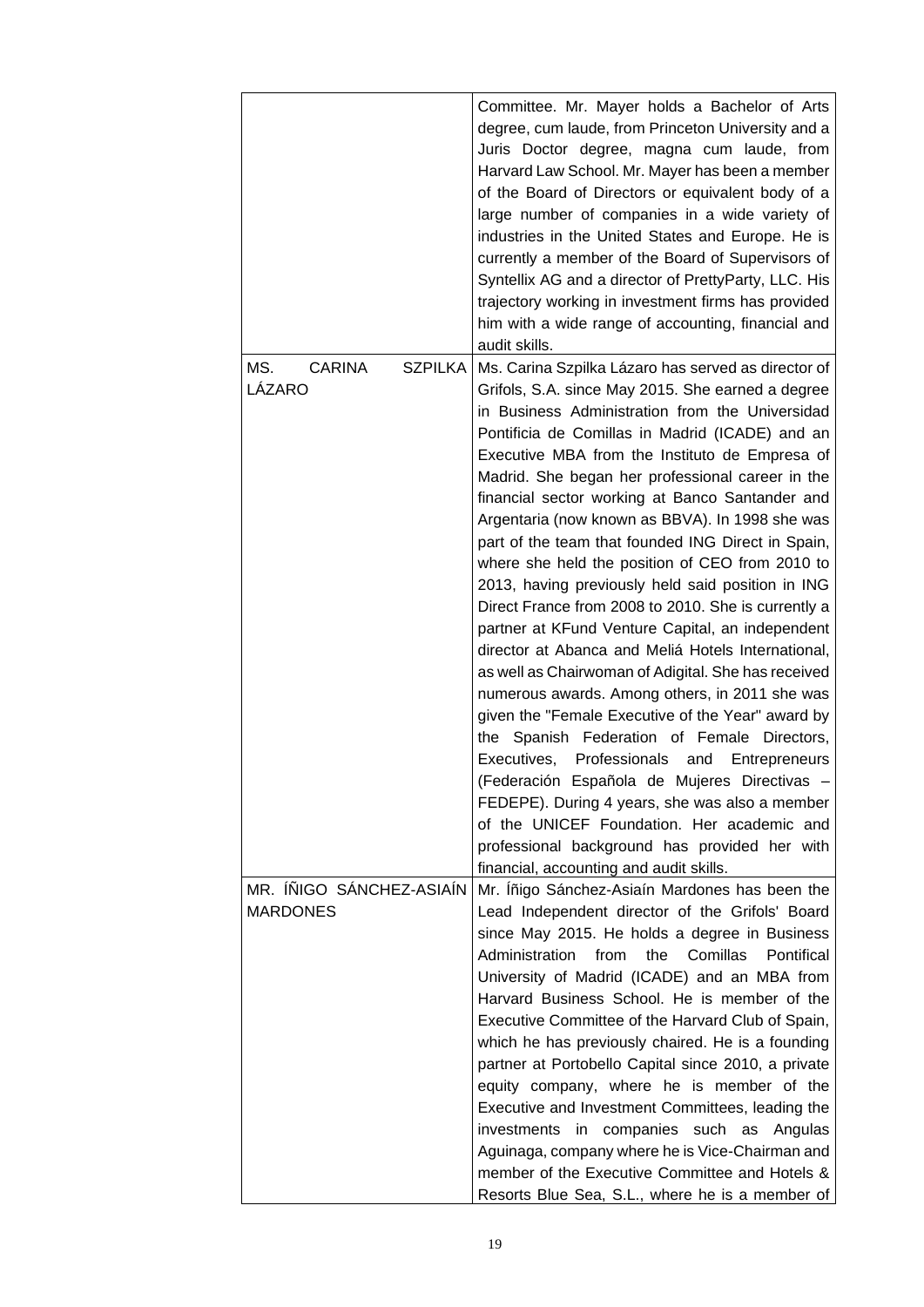| | |
|---|---|
| | Committee. Mr. Mayer holds a Bachelor of Arts degree, cum laude, from Princeton University and a Juris Doctor degree, magna cum laude, from Harvard Law School. Mr. Mayer has been a member of the Board of Directors or equivalent body of a large number of companies in a wide variety of industries in the United States and Europe. He is currently a member of the Board of Supervisors of Syntellix AG and a director of PrettyParty, LLC. His trajectory working in investment firms has provided him with a wide range of accounting, financial and audit skills. |
| MS. CARINA SZPILKA LÁZARO | Ms. Carina Szpilka Lázaro has served as director of Grifols, S.A. since May 2015. She earned a degree in Business Administration from the Universidad Pontificia de Comillas in Madrid (ICADE) and an Executive MBA from the Instituto de Empresa of Madrid. She began her professional career in the financial sector working at Banco Santander and Argentaria (now known as BBVA). In 1998 she was part of the team that founded ING Direct in Spain, where she held the position of CEO from 2010 to 2013, having previously held said position in ING Direct France from 2008 to 2010. She is currently a partner at KFund Venture Capital, an independent director at Abanca and Meliá Hotels International, as well as Chairwoman of Adigital. She has received numerous awards. Among others, in 2011 she was given the "Female Executive of the Year" award by the Spanish Federation of Female Directors, Executives, Professionals and Entrepreneurs (Federación Española de Mujeres Directivas – FEDEPE). During 4 years, she was also a member of the UNICEF Foundation. Her academic and professional background has provided her with financial, accounting and audit skills. |
| MR. ÍÑIGO SÁNCHEZ-ASIAÍN MARDONES | Mr. Íñigo Sánchez-Asiaín Mardones has been the Lead Independent director of the Grifols' Board since May 2015. He holds a degree in Business Administration from the Comillas Pontifical University of Madrid (ICADE) and an MBA from Harvard Business School. He is member of the Executive Committee of the Harvard Club of Spain, which he has previously chaired. He is a founding partner at Portobello Capital since 2010, a private equity company, where he is member of the Executive and Investment Committees, leading the investments in companies such as Angulas Aguinaga, company where he is Vice-Chairman and member of the Executive Committee and Hotels & Resorts Blue Sea, S.L., where he is a member of |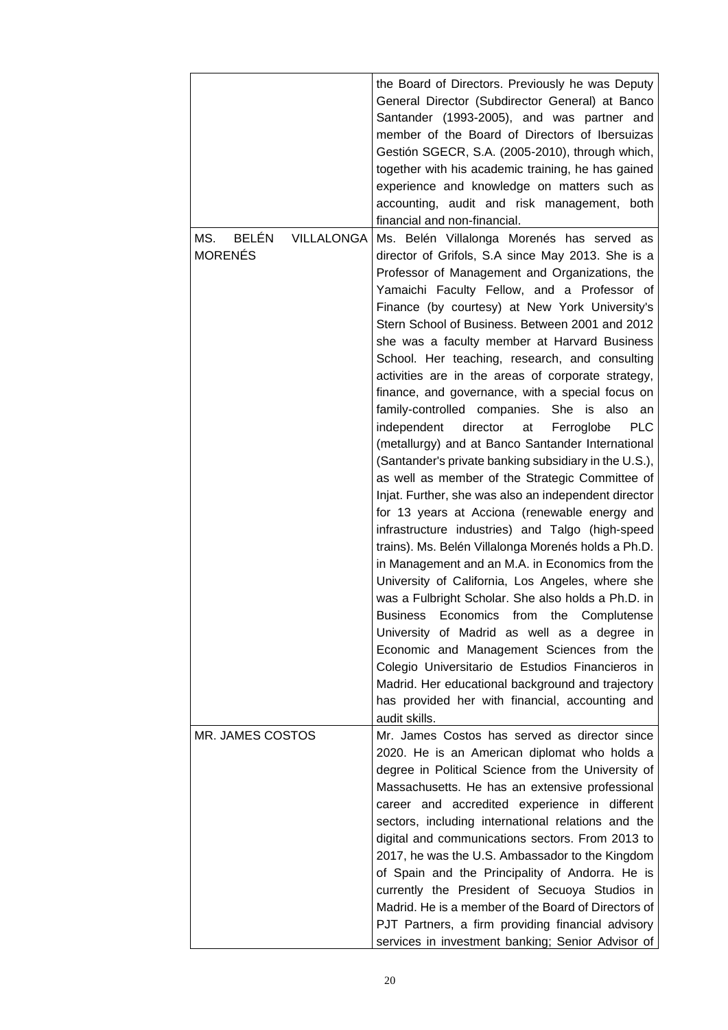| | |
|---|---|
| | the Board of Directors. Previously he was Deputy General Director (Subdirector General) at Banco Santander (1993-2005), and was partner and member of the Board of Directors of Ibersuizas Gestión SGECR, S.A. (2005-2010), through which, together with his academic training, he has gained experience and knowledge on matters such as accounting, audit and risk management, both financial and non-financial. |
| MS. BELÉN VILLALONGA MORENÉS | Ms. Belén Villalonga Morenés has served as director of Grifols, S.A since May 2013. She is a Professor of Management and Organizations, the Yamaichi Faculty Fellow, and a Professor of Finance (by courtesy) at New York University's Stern School of Business. Between 2001 and 2012 she was a faculty member at Harvard Business School. Her teaching, research, and consulting activities are in the areas of corporate strategy, finance, and governance, with a special focus on family-controlled companies. She is also an independent director at Ferroglobe PLC (metallurgy) and at Banco Santander International (Santander's private banking subsidiary in the U.S.), as well as member of the Strategic Committee of Injat. Further, she was also an independent director for 13 years at Acciona (renewable energy and infrastructure industries) and Talgo (high-speed trains). Ms. Belén Villalonga Morenés holds a Ph.D. in Management and an M.A. in Economics from the University of California, Los Angeles, where she was a Fulbright Scholar. She also holds a Ph.D. in Business Economics from the Complutense University of Madrid as well as a degree in Economic and Management Sciences from the Colegio Universitario de Estudios Financieros in Madrid. Her educational background and trajectory has provided her with financial, accounting and audit skills. |
| MR. JAMES COSTOS | Mr. James Costos has served as director since 2020. He is an American diplomat who holds a degree in Political Science from the University of Massachusetts. He has an extensive professional career and accredited experience in different sectors, including international relations and the digital and communications sectors. From 2013 to 2017, he was the U.S. Ambassador to the Kingdom of Spain and the Principality of Andorra. He is currently the President of Secuoya Studios in Madrid. He is a member of the Board of Directors of PJT Partners, a firm providing financial advisory services in investment banking; Senior Advisor of |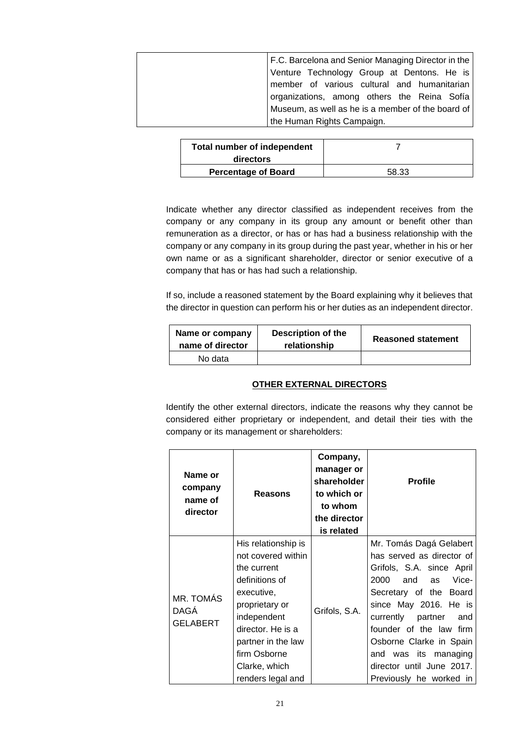|  | F.C. Barcelona and Senior Managing Director in the Venture Technology Group at Dentons. He is member of various cultural and humanitarian organizations, among others the Reina Sofía Museum, as well as he is a member of the board of the Human Rights Campaign. |
|---|---|

| Total number of independent directors | 7 |
|---|---|
| Percentage of Board | 58.33 |

Indicate whether any director classified as independent receives from the company or any company in its group any amount or benefit other than remuneration as a director, or has or has had a business relationship with the company or any company in its group during the past year, whether in his or her own name or as a significant shareholder, director or senior executive of a company that has or has had such a relationship.

If so, include a reasoned statement by the Board explaining why it believes that the director in question can perform his or her duties as an independent director.

| Name or company name of director | Description of the relationship | Reasoned statement |
|---|---|---|
| No data | | |

**OTHER EXTERNAL DIRECTORS**

Identify the other external directors, indicate the reasons why they cannot be considered either proprietary or independent, and detail their ties with the company or its management or shareholders:

| Name or company name of director | Reasons | Company, manager or shareholder to which or to whom the director is related | Profile |
|---|---|---|---|
| MR. TOMÁS DAGÁ GELABERT | His relationship is not covered within the current definitions of executive, proprietary or independent director. He is a partner in the law firm Osborne Clarke, which renders legal and | Grifols, S.A. | Mr. Tomás Dagá Gelabert has served as director of Grifols, S.A. since April 2000 and as Vice-Secretary of the Board since May 2016. He is currently partner and founder of the law firm Osborne Clarke in Spain and was its managing director until June 2017. Previously he worked in |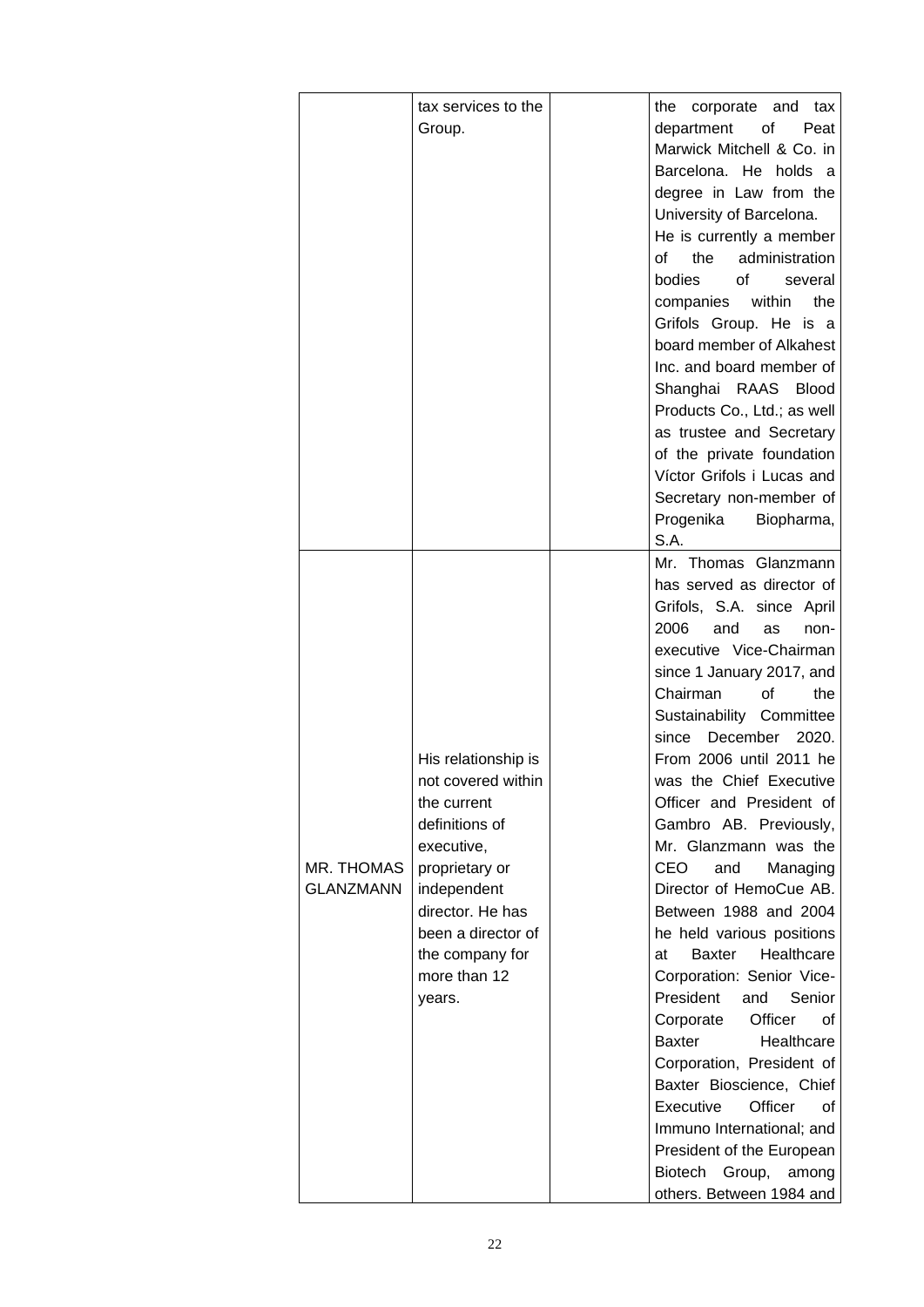|  |  |  |  |
|---|---|---|---|
|  | tax services to the Group. |  | the corporate and tax department of Peat Marwick Mitchell & Co. in Barcelona. He holds a degree in Law from the University of Barcelona. He is currently a member of the administration bodies of several companies within the Grifols Group. He is a board member of Alkahest Inc. and board member of Shanghai RAAS Blood Products Co., Ltd.; as well as trustee and Secretary of the private foundation Víctor Grifols i Lucas and Secretary non-member of Progenika Biopharma, S.A. |
| MR. THOMAS GLANZMANN | His relationship is not covered within the current definitions of executive, proprietary or independent director. He has been a director of the company for more than 12 years. |  | Mr. Thomas Glanzmann has served as director of Grifols, S.A. since April 2006 and as non-executive Vice-Chairman since 1 January 2017, and Chairman of the Sustainability Committee since December 2020. From 2006 until 2011 he was the Chief Executive Officer and President of Gambro AB. Previously, Mr. Glanzmann was the CEO and Managing Director of HemoCue AB. Between 1988 and 2004 he held various positions at Baxter Healthcare Corporation: Senior Vice-President and Senior Corporate Officer of Baxter Healthcare Corporation, President of Baxter Bioscience, Chief Executive Officer of Immuno International; and President of the European Biotech Group, among others. Between 1984 and |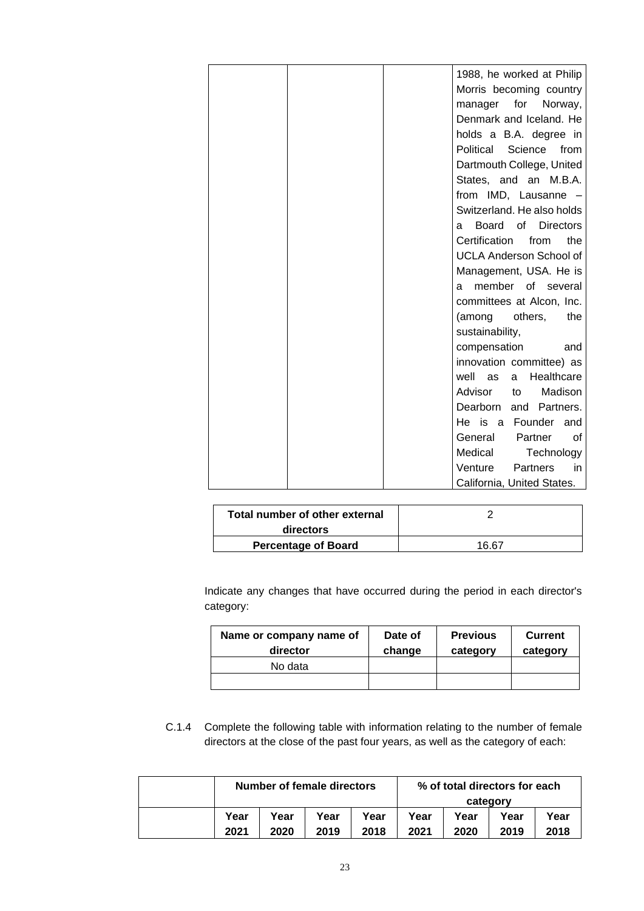| | | | |
|---|---|---|---|
| | | | 1988, he worked at Philip Morris becoming country manager for Norway, Denmark and Iceland. He holds a B.A. degree in Political Science from Dartmouth College, United States, and an M.B.A. from IMD, Lausanne – Switzerland. He also holds a Board of Directors Certification from the UCLA Anderson School of Management, USA. He is a member of several committees at Alcon, Inc. (among others, the sustainability, compensation and innovation committee) as well as a Healthcare Advisor to Madison Dearborn and Partners. He is a Founder and General Partner of Medical Technology Venture Partners in California, United States. |

| **Total number of other external directors** | 2 |
|---|---|
| **Percentage of Board** | 16.67 |

Indicate any changes that have occurred during the period in each director's category:

| Name or company name of director | Date of change | Previous category | Current category |
|---|---|---|---|
| No data | | | |
| | | | |

C.1.4 Complete the following table with information relating to the number of female directors at the close of the past four years, as well as the category of each:

| | Number of female directors | | | | % of total directors for each category | | | |
|---|---|---|---|---|---|---|---|---|
| | Year 2021 | Year 2020 | Year 2019 | Year 2018 | Year 2021 | Year 2020 | Year 2019 | Year 2018 |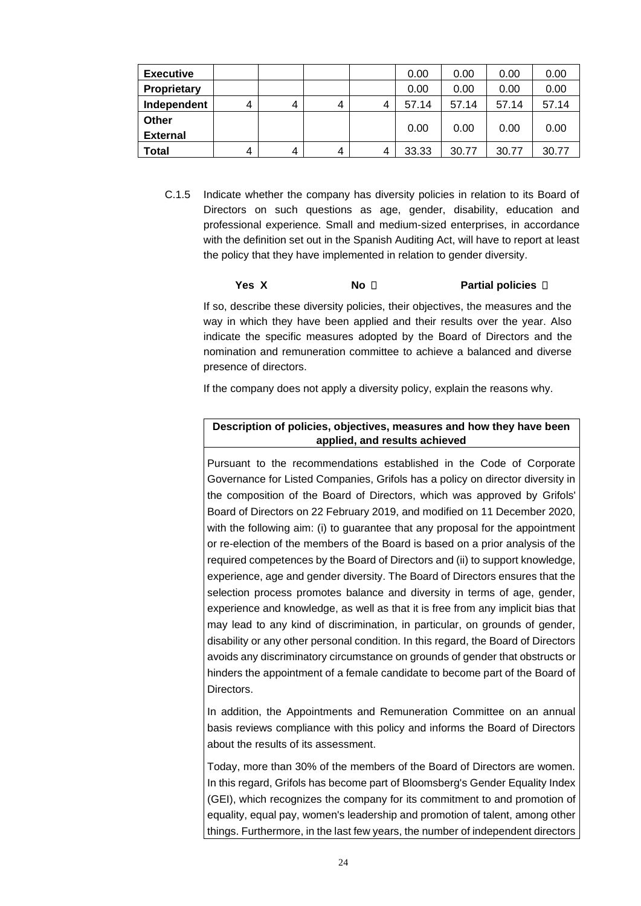| Executive | | | | | 0.00 | 0.00 | 0.00 | 0.00 |
|---|---|---|---|---|---|---|---|---|
| Proprietary | | | | | 0.00 | 0.00 | 0.00 | 0.00 |
| Independent | 4 | 4 | 4 | 4 | 57.14 | 57.14 | 57.14 | 57.14 |
| Other External | | | | | 0.00 | 0.00 | 0.00 | 0.00 |
| Total | 4 | 4 | 4 | 4 | 33.33 | 30.77 | 30.77 | 30.77 |

C.1.5 Indicate whether the company has diversity policies in relation to its Board of Directors on such questions as age, gender, disability, education and professional experience. Small and medium-sized enterprises, in accordance with the definition set out in the Spanish Auditing Act, will have to report at least the policy that they have implemented in relation to gender diversity.

**Yes X** **No** ☐ **Partial policies** ☐

If so, describe these diversity policies, their objectives, the measures and the way in which they have been applied and their results over the year. Also indicate the specific measures adopted by the Board of Directors and the nomination and remuneration committee to achieve a balanced and diverse presence of directors.

If the company does not apply a diversity policy, explain the reasons why.

| Description of policies, objectives, measures and how they have been applied, and results achieved |
|---|
| Pursuant to the recommendations established in the Code of Corporate Governance for Listed Companies, Grifols has a policy on director diversity in the composition of the Board of Directors, which was approved by Grifols' Board of Directors on 22 February 2019, and modified on 11 December 2020, with the following aim: (i) to guarantee that any proposal for the appointment or re-election of the members of the Board is based on a prior analysis of the required competences by the Board of Directors and (ii) to support knowledge, experience, age and gender diversity. The Board of Directors ensures that the selection process promotes balance and diversity in terms of age, gender, experience and knowledge, as well as that it is free from any implicit bias that may lead to any kind of discrimination, in particular, on grounds of gender, disability or any other personal condition. In this regard, the Board of Directors avoids any discriminatory circumstance on grounds of gender that obstructs or hinders the appointment of a female candidate to become part of the Board of Directors. In addition, the Appointments and Remuneration Committee on an annual basis reviews compliance with this policy and informs the Board of Directors about the results of its assessment. Today, more than 30% of the members of the Board of Directors are women. In this regard, Grifols has become part of Bloomsberg's Gender Equality Index (GEI), which recognizes the company for its commitment to and promotion of equality, equal pay, women's leadership and promotion of talent, among other things. Furthermore, in the last few years, the number of independent directors |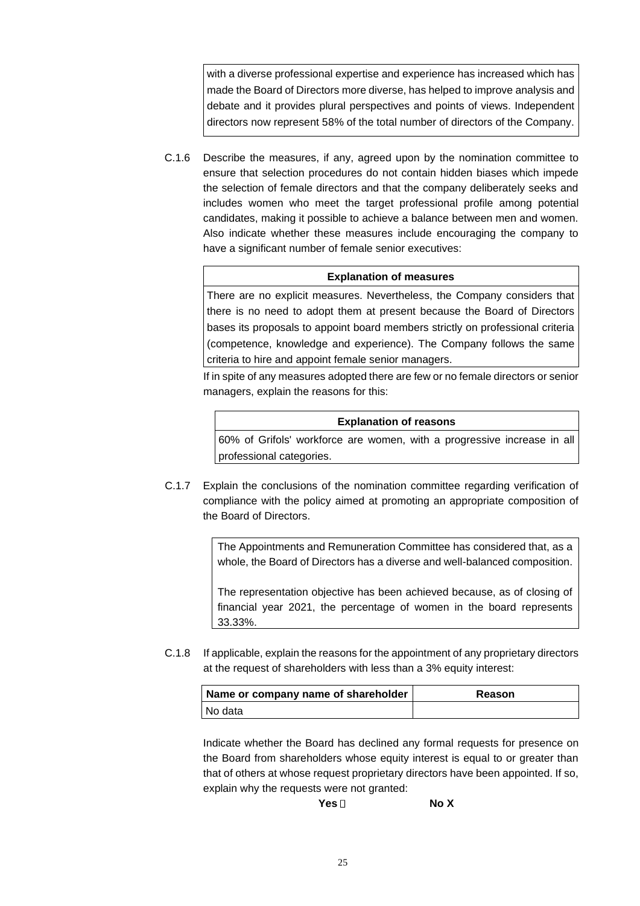with a diverse professional expertise and experience has increased which has made the Board of Directors more diverse, has helped to improve analysis and debate and it provides plural perspectives and points of views. Independent directors now represent 58% of the total number of directors of the Company.

C.1.6 Describe the measures, if any, agreed upon by the nomination committee to ensure that selection procedures do not contain hidden biases which impede the selection of female directors and that the company deliberately seeks and includes women who meet the target professional profile among potential candidates, making it possible to achieve a balance between men and women. Also indicate whether these measures include encouraging the company to have a significant number of female senior executives:

| Explanation of measures |
|---|
| There are no explicit measures. Nevertheless, the Company considers that there is no need to adopt them at present because the Board of Directors bases its proposals to appoint board members strictly on professional criteria (competence, knowledge and experience). The Company follows the same criteria to hire and appoint female senior managers. |

If in spite of any measures adopted there are few or no female directors or senior managers, explain the reasons for this:

| Explanation of reasons |
|---|
| 60% of Grifols' workforce are women, with a progressive increase in all professional categories. |

C.1.7 Explain the conclusions of the nomination committee regarding verification of compliance with the policy aimed at promoting an appropriate composition of the Board of Directors.

> The Appointments and Remuneration Committee has considered that, as a whole, the Board of Directors has a diverse and well-balanced composition.
>
> The representation objective has been achieved because, as of closing of financial year 2021, the percentage of women in the board represents 33.33%.

C.1.8 If applicable, explain the reasons for the appointment of any proprietary directors at the request of shareholders with less than a 3% equity interest:

| Name or company name of shareholder | Reason |
|---|---|
| No data | |

Indicate whether the Board has declined any formal requests for presence on the Board from shareholders whose equity interest is equal to or greater than that of others at whose request proprietary directors have been appointed. If so, explain why the requests were not granted:

**Yes** ☐ **No X**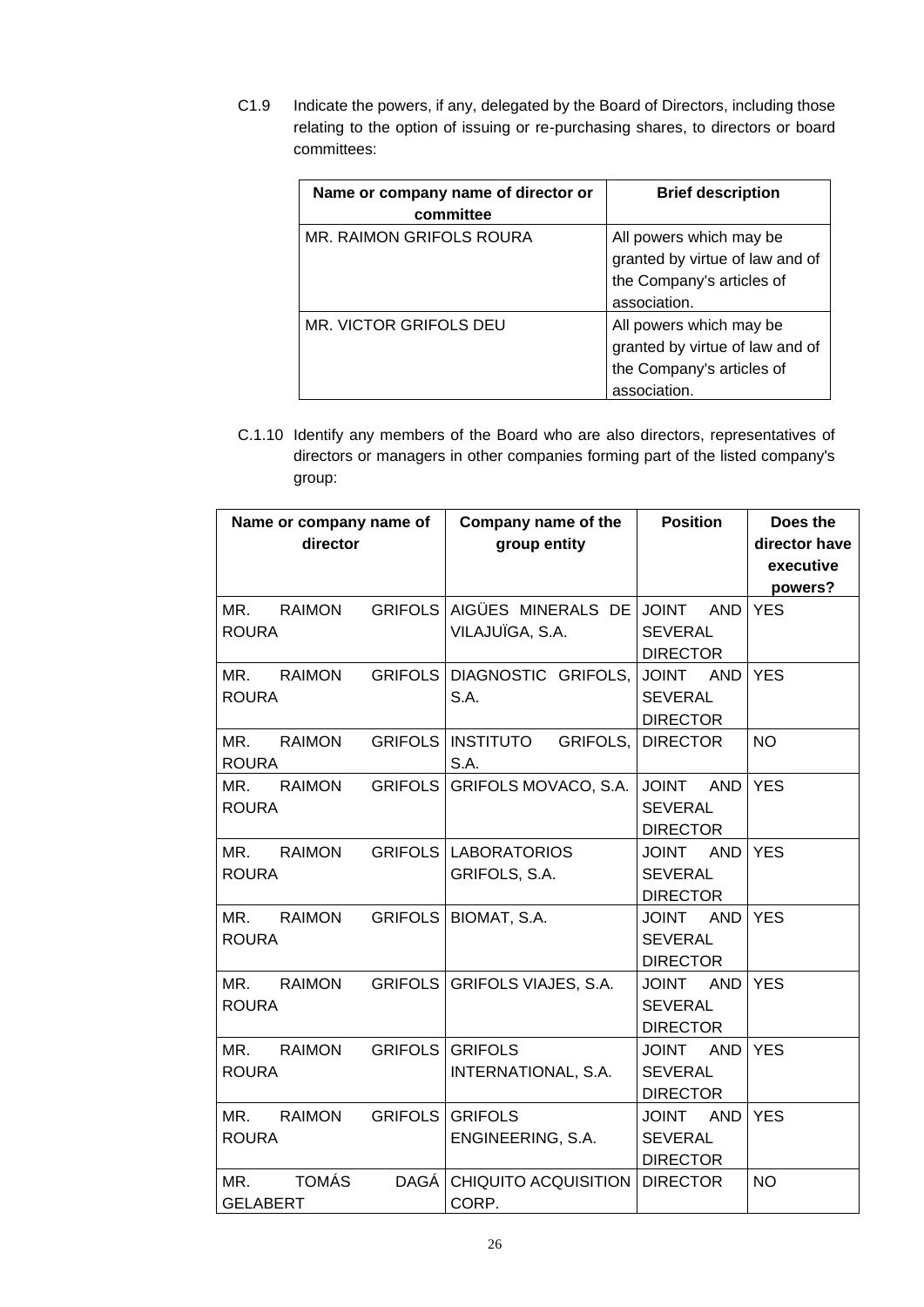C1.9 Indicate the powers, if any, delegated by the Board of Directors, including those relating to the option of issuing or re-purchasing shares, to directors or board committees:

| Name or company name of director or committee | Brief description |
|---|---|
| MR. RAIMON GRIFOLS ROURA | All powers which may be granted by virtue of law and of the Company's articles of association. |
| MR. VICTOR GRIFOLS DEU | All powers which may be granted by virtue of law and of the Company's articles of association. |

C.1.10 Identify any members of the Board who are also directors, representatives of directors or managers in other companies forming part of the listed company's group:

| Name or company name of director | Company name of the group entity | Position | Does the director have executive powers? |
|---|---|---|---|
| MR. RAIMON GRIFOLS ROURA | AIGÜES MINERALS DE VILAJUÏGA, S.A. | JOINT AND SEVERAL DIRECTOR | YES |
| MR. RAIMON GRIFOLS ROURA | DIAGNOSTIC GRIFOLS, S.A. | JOINT AND SEVERAL DIRECTOR | YES |
| MR. RAIMON GRIFOLS ROURA | INSTITUTO GRIFOLS, S.A. | DIRECTOR | NO |
| MR. RAIMON GRIFOLS ROURA | GRIFOLS MOVACO, S.A. | JOINT AND SEVERAL DIRECTOR | YES |
| MR. RAIMON GRIFOLS ROURA | LABORATORIOS GRIFOLS, S.A. | JOINT AND SEVERAL DIRECTOR | YES |
| MR. RAIMON GRIFOLS ROURA | BIOMAT, S.A. | JOINT AND SEVERAL DIRECTOR | YES |
| MR. RAIMON GRIFOLS ROURA | GRIFOLS VIAJES, S.A. | JOINT AND SEVERAL DIRECTOR | YES |
| MR. RAIMON GRIFOLS ROURA | GRIFOLS INTERNATIONAL, S.A. | JOINT AND SEVERAL DIRECTOR | YES |
| MR. RAIMON GRIFOLS ROURA | GRIFOLS ENGINEERING, S.A. | JOINT AND SEVERAL DIRECTOR | YES |
| MR. TOMÁS DAGÁ GELABERT | CHIQUITO ACQUISITION CORP. | DIRECTOR | NO |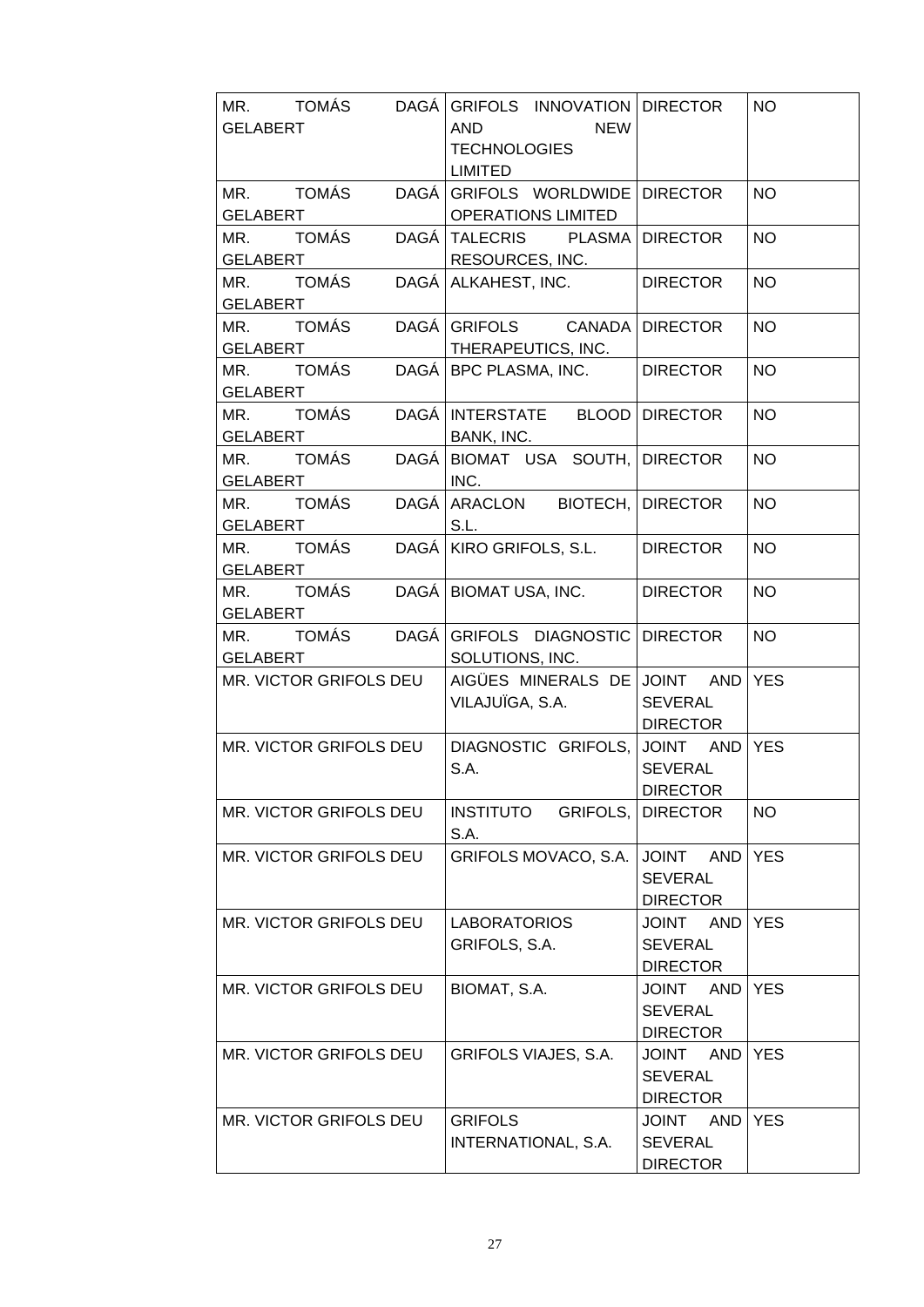| | | | |
|---|---|---|---|
| MR. TOMÁS DAGÁ GELABERT | GRIFOLS INNOVATION AND NEW TECHNOLOGIES LIMITED | DIRECTOR | NO |
| MR. TOMÁS DAGÁ GELABERT | GRIFOLS WORLDWIDE OPERATIONS LIMITED | DIRECTOR | NO |
| MR. TOMÁS DAGÁ GELABERT | TALECRIS PLASMA RESOURCES, INC. | DIRECTOR | NO |
| MR. TOMÁS DAGÁ GELABERT | ALKAHEST, INC. | DIRECTOR | NO |
| MR. TOMÁS DAGÁ GELABERT | GRIFOLS CANADA THERAPEUTICS, INC. | DIRECTOR | NO |
| MR. TOMÁS DAGÁ GELABERT | BPC PLASMA, INC. | DIRECTOR | NO |
| MR. TOMÁS DAGÁ GELABERT | INTERSTATE BLOOD BANK, INC. | DIRECTOR | NO |
| MR. TOMÁS DAGÁ GELABERT | BIOMAT USA SOUTH, INC. | DIRECTOR | NO |
| MR. TOMÁS DAGÁ GELABERT | ARACLON BIOTECH, S.L. | DIRECTOR | NO |
| MR. TOMÁS DAGÁ GELABERT | KIRO GRIFOLS, S.L. | DIRECTOR | NO |
| MR. TOMÁS DAGÁ GELABERT | BIOMAT USA, INC. | DIRECTOR | NO |
| MR. TOMÁS DAGÁ GELABERT | GRIFOLS DIAGNOSTIC SOLUTIONS, INC. | DIRECTOR | NO |
| MR. VICTOR GRIFOLS DEU | AIGÜES MINERALS DE VILAJUÏGA, S.A. | JOINT AND SEVERAL DIRECTOR | YES |
| MR. VICTOR GRIFOLS DEU | DIAGNOSTIC GRIFOLS, S.A. | JOINT AND SEVERAL DIRECTOR | YES |
| MR. VICTOR GRIFOLS DEU | INSTITUTO GRIFOLS, S.A. | DIRECTOR | NO |
| MR. VICTOR GRIFOLS DEU | GRIFOLS MOVACO, S.A. | JOINT AND SEVERAL DIRECTOR | YES |
| MR. VICTOR GRIFOLS DEU | LABORATORIOS GRIFOLS, S.A. | JOINT AND SEVERAL DIRECTOR | YES |
| MR. VICTOR GRIFOLS DEU | BIOMAT, S.A. | JOINT AND SEVERAL DIRECTOR | YES |
| MR. VICTOR GRIFOLS DEU | GRIFOLS VIAJES, S.A. | JOINT AND SEVERAL DIRECTOR | YES |
| MR. VICTOR GRIFOLS DEU | GRIFOLS INTERNATIONAL, S.A. | JOINT AND SEVERAL DIRECTOR | YES |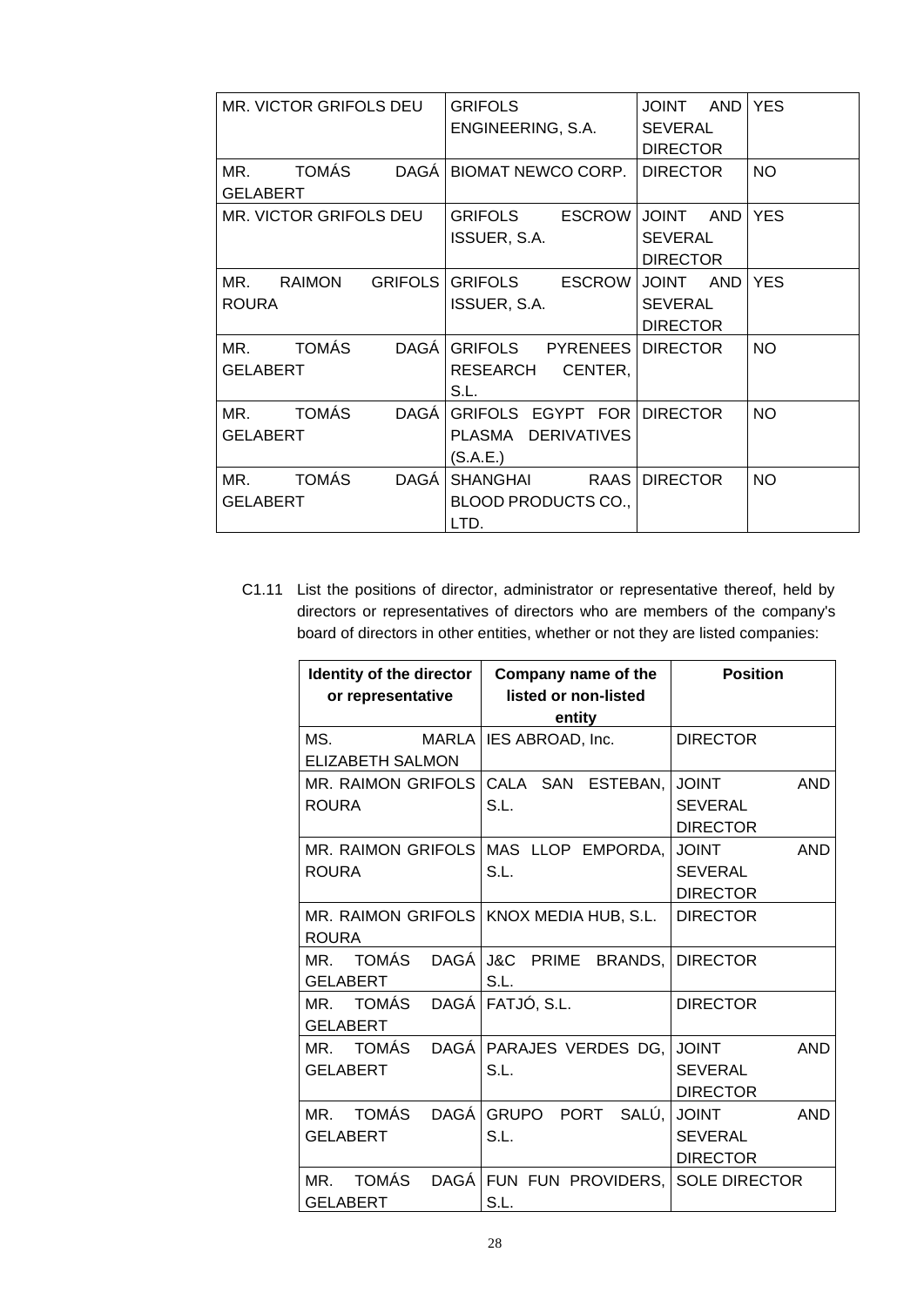| | | | |
|---|---|---|---|
| MR. VICTOR GRIFOLS DEU | GRIFOLS ENGINEERING, S.A. | JOINT AND SEVERAL DIRECTOR | YES |
| MR. TOMÁS DAGÁ GELABERT | BIOMAT NEWCO CORP. | DIRECTOR | NO |
| MR. VICTOR GRIFOLS DEU | GRIFOLS ESCROW ISSUER, S.A. | JOINT AND SEVERAL DIRECTOR | YES |
| MR. RAIMON GRIFOLS ROURA | GRIFOLS ESCROW ISSUER, S.A. | JOINT AND SEVERAL DIRECTOR | YES |
| MR. TOMÁS DAGÁ GELABERT | GRIFOLS PYRENEES RESEARCH CENTER, S.L. | DIRECTOR | NO |
| MR. TOMÁS DAGÁ GELABERT | GRIFOLS EGYPT FOR PLASMA DERIVATIVES (S.A.E.) | DIRECTOR | NO |
| MR. TOMÁS DAGÁ GELABERT | SHANGHAI RAAS BLOOD PRODUCTS CO., LTD. | DIRECTOR | NO |

C1.11 List the positions of director, administrator or representative thereof, held by directors or representatives of directors who are members of the company's board of directors in other entities, whether or not they are listed companies:

| Identity of the director or representative | Company name of the listed or non-listed entity | Position |
|---|---|---|
| MS. MARLA ELIZABETH SALMON | IES ABROAD, Inc. | DIRECTOR |
| MR. RAIMON GRIFOLS ROURA | CALA SAN ESTEBAN, S.L. | JOINT AND SEVERAL DIRECTOR |
| MR. RAIMON GRIFOLS ROURA | MAS LLOP EMPORDA, S.L. | JOINT AND SEVERAL DIRECTOR |
| MR. RAIMON GRIFOLS ROURA | KNOX MEDIA HUB, S.L. | DIRECTOR |
| MR. TOMÁS DAGÁ GELABERT | J&C PRIME BRANDS, S.L. | DIRECTOR |
| MR. TOMÁS DAGÁ GELABERT | FATJÓ, S.L. | DIRECTOR |
| MR. TOMÁS DAGÁ GELABERT | PARAJES VERDES DG, S.L. | JOINT AND SEVERAL DIRECTOR |
| MR. TOMÁS DAGÁ GELABERT | GRUPO PORT SALÚ, S.L. | JOINT AND SEVERAL DIRECTOR |
| MR. TOMÁS DAGÁ GELABERT | FUN FUN PROVIDERS, S.L. | SOLE DIRECTOR |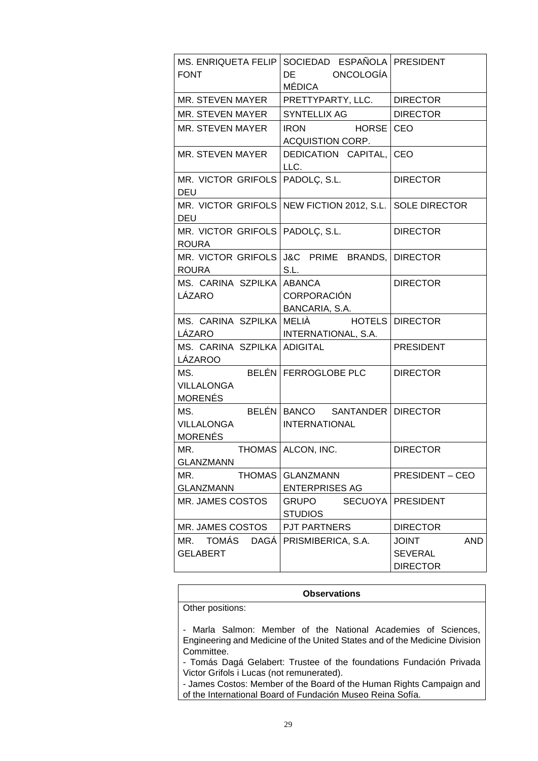| | | |
|---|---|---|
| MS. ENRIQUETA FELIP FONT | SOCIEDAD ESPAÑOLA DE ONCOLOGÍA MÉDICA | PRESIDENT |
| MR. STEVEN MAYER | PRETTYPARTY, LLC. | DIRECTOR |
| MR. STEVEN MAYER | SYNTELLIX AG | DIRECTOR |
| MR. STEVEN MAYER | IRON HORSE ACQUISTION CORP. | CEO |
| MR. STEVEN MAYER | DEDICATION CAPITAL, LLC. | CEO |
| MR. VICTOR GRIFOLS DEU | PADOLÇ, S.L. | DIRECTOR |
| MR. VICTOR GRIFOLS DEU | NEW FICTION 2012, S.L. | SOLE DIRECTOR |
| MR. VICTOR GRIFOLS ROURA | PADOLÇ, S.L. | DIRECTOR |
| MR. VICTOR GRIFOLS ROURA | J&C PRIME BRANDS, S.L. | DIRECTOR |
| MS. CARINA SZPILKA LÁZARO | ABANCA CORPORACIÓN BANCARIA, S.A. | DIRECTOR |
| MS. CARINA SZPILKA LÁZARO | MELIÀ HOTELS INTERNATIONAL, S.A. | DIRECTOR |
| MS. CARINA SZPILKA LÁZAROO | ADIGITAL | PRESIDENT |
| MS. BELÉN VILLALONGA MORENÉS | FERROGLOBE PLC | DIRECTOR |
| MS. BELÉN VILLALONGA MORENÉS | BANCO SANTANDER INTERNATIONAL | DIRECTOR |
| MR. THOMAS GLANZMANN | ALCON, INC. | DIRECTOR |
| MR. THOMAS GLANZMANN | GLANZMANN ENTERPRISES AG | PRESIDENT – CEO |
| MR. JAMES COSTOS | GRUPO SECUOYA STUDIOS | PRESIDENT |
| MR. JAMES COSTOS | PJT PARTNERS | DIRECTOR |
| MR. TOMÁS DAGÁ GELABERT | PRISMIBERICA, S.A. | JOINT AND SEVERAL DIRECTOR |

| Observations |
|---|
| Other positions:<br><br>- Marla Salmon: Member of the National Academies of Sciences, Engineering and Medicine of the United States and of the Medicine Division Committee.<br>- Tomás Dagá Gelabert: Trustee of the foundations Fundación Privada Victor Grifols i Lucas (not remunerated).<br>- James Costos: Member of the Board of the Human Rights Campaign and of the International Board of Fundación Museo Reina Sofía. |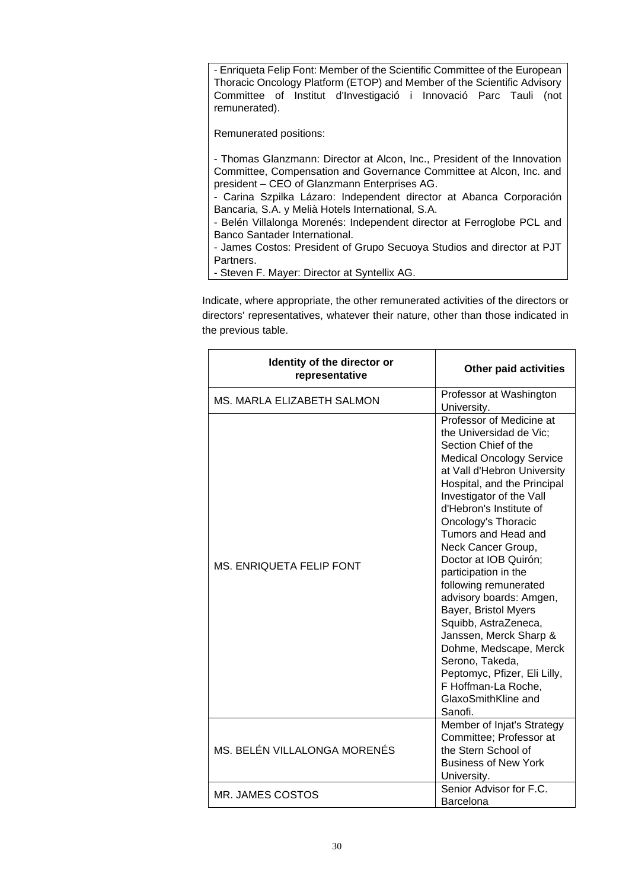- Enriqueta Felip Font: Member of the Scientific Committee of the European Thoracic Oncology Platform (ETOP) and Member of the Scientific Advisory Committee of Institut d'Investigació i Innovació Parc Tauli (not remunerated).

Remunerated positions:

- Thomas Glanzmann: Director at Alcon, Inc., President of the Innovation Committee, Compensation and Governance Committee at Alcon, Inc. and president – CEO of Glanzmann Enterprises AG.
- Carina Szpilka Lázaro: Independent director at Abanca Corporación Bancaria, S.A. y Melià Hotels International, S.A.
- Belén Villalonga Morenés: Independent director at Ferroglobe PCL and Banco Santander International.
- James Costos: President of Grupo Secuoya Studios and director at PJT Partners.
- Steven F. Mayer: Director at Syntellix AG.

Indicate, where appropriate, the other remunerated activities of the directors or directors' representatives, whatever their nature, other than those indicated in the previous table.

| Identity of the director or representative | Other paid activities |
| --- | --- |
| MS. MARLA ELIZABETH SALMON | Professor at Washington University. |
| MS. ENRIQUETA FELIP FONT | Professor of Medicine at the Universidad de Vic; Section Chief of the Medical Oncology Service at Vall d'Hebron University Hospital, and the Principal Investigator of the Vall d'Hebron's Institute of Oncology's Thoracic Tumors and Head and Neck Cancer Group, Doctor at IOB Quirón; participation in the following remunerated advisory boards: Amgen, Bayer, Bristol Myers Squibb, AstraZeneca, Janssen, Merck Sharp & Dohme, Medscape, Merck Serono, Takeda, Peptomyc, Pfizer, Eli Lilly, F Hoffman-La Roche, GlaxoSmithKline and Sanofi. |
| MS. BELÉN VILLALONGA MORENÉS | Member of Injat's Strategy Committee; Professor at the Stern School of Business of New York University. |
| MR. JAMES COSTOS | Senior Advisor for F.C. Barcelona |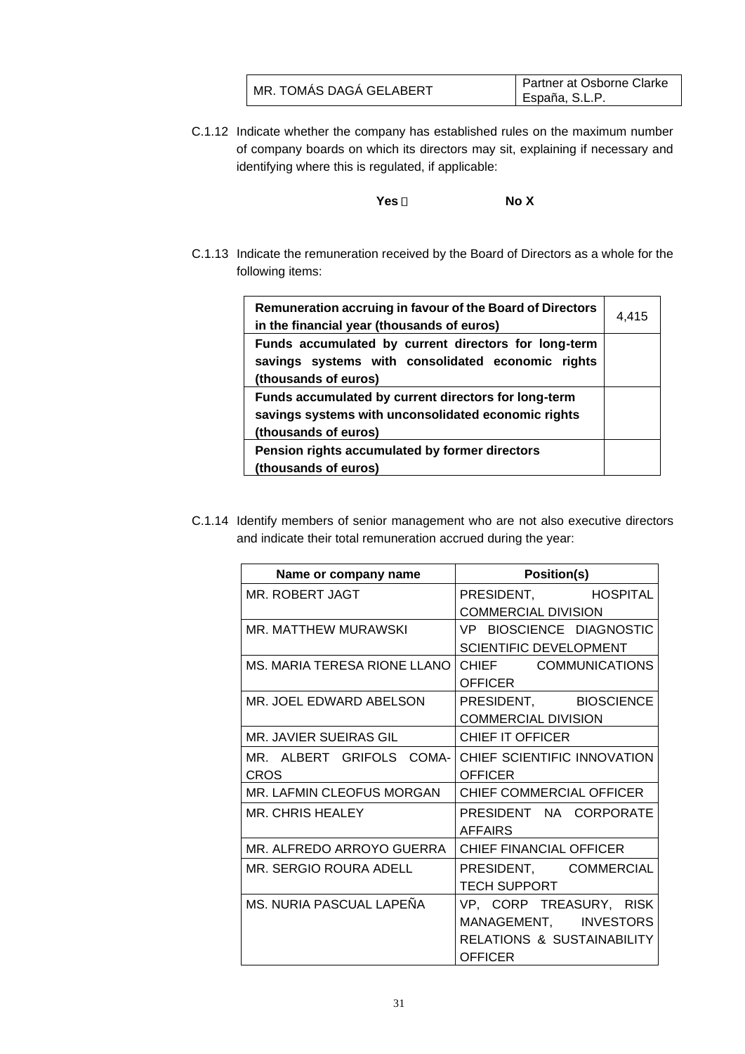| | |
|---|---|
| MR. TOMÁS DAGÁ GELABERT | Partner at Osborne Clarke España, S.L.P. |

C.1.12 Indicate whether the company has established rules on the maximum number of company boards on which its directors may sit, explaining if necessary and identifying where this is regulated, if applicable:

**Yes** ☐ **No X**

C.1.13 Indicate the remuneration received by the Board of Directors as a whole for the following items:

| | |
|---|---|
| **Remuneration accruing in favour of the Board of Directors in the financial year (thousands of euros)** | 4,415 |
| **Funds accumulated by current directors for long-term savings systems with consolidated economic rights (thousands of euros)** | |
| **Funds accumulated by current directors for long-term savings systems with unconsolidated economic rights (thousands of euros)** | |
| **Pension rights accumulated by former directors (thousands of euros)** | |

C.1.14 Identify members of senior management who are not also executive directors and indicate their total remuneration accrued during the year:

| Name or company name | Position(s) |
|---|---|
| MR. ROBERT JAGT | PRESIDENT, HOSPITAL COMMERCIAL DIVISION |
| MR. MATTHEW MURAWSKI | VP BIOSCIENCE DIAGNOSTIC SCIENTIFIC DEVELOPMENT |
| MS. MARIA TERESA RIONE LLANO | CHIEF COMMUNICATIONS OFFICER |
| MR. JOEL EDWARD ABELSON | PRESIDENT, BIOSCIENCE COMMERCIAL DIVISION |
| MR. JAVIER SUEIRAS GIL | CHIEF IT OFFICER |
| MR. ALBERT GRIFOLS COMA-CROS | CHIEF SCIENTIFIC INNOVATION OFFICER |
| MR. LAFMIN CLEOFUS MORGAN | CHIEF COMMERCIAL OFFICER |
| MR. CHRIS HEALEY | PRESIDENT NA CORPORATE AFFAIRS |
| MR. ALFREDO ARROYO GUERRA | CHIEF FINANCIAL OFFICER |
| MR. SERGIO ROURA ADELL | PRESIDENT, COMMERCIAL TECH SUPPORT |
| MS. NURIA PASCUAL LAPEÑA | VP, CORP TREASURY, RISK MANAGEMENT, INVESTORS RELATIONS & SUSTAINABILITY OFFICER |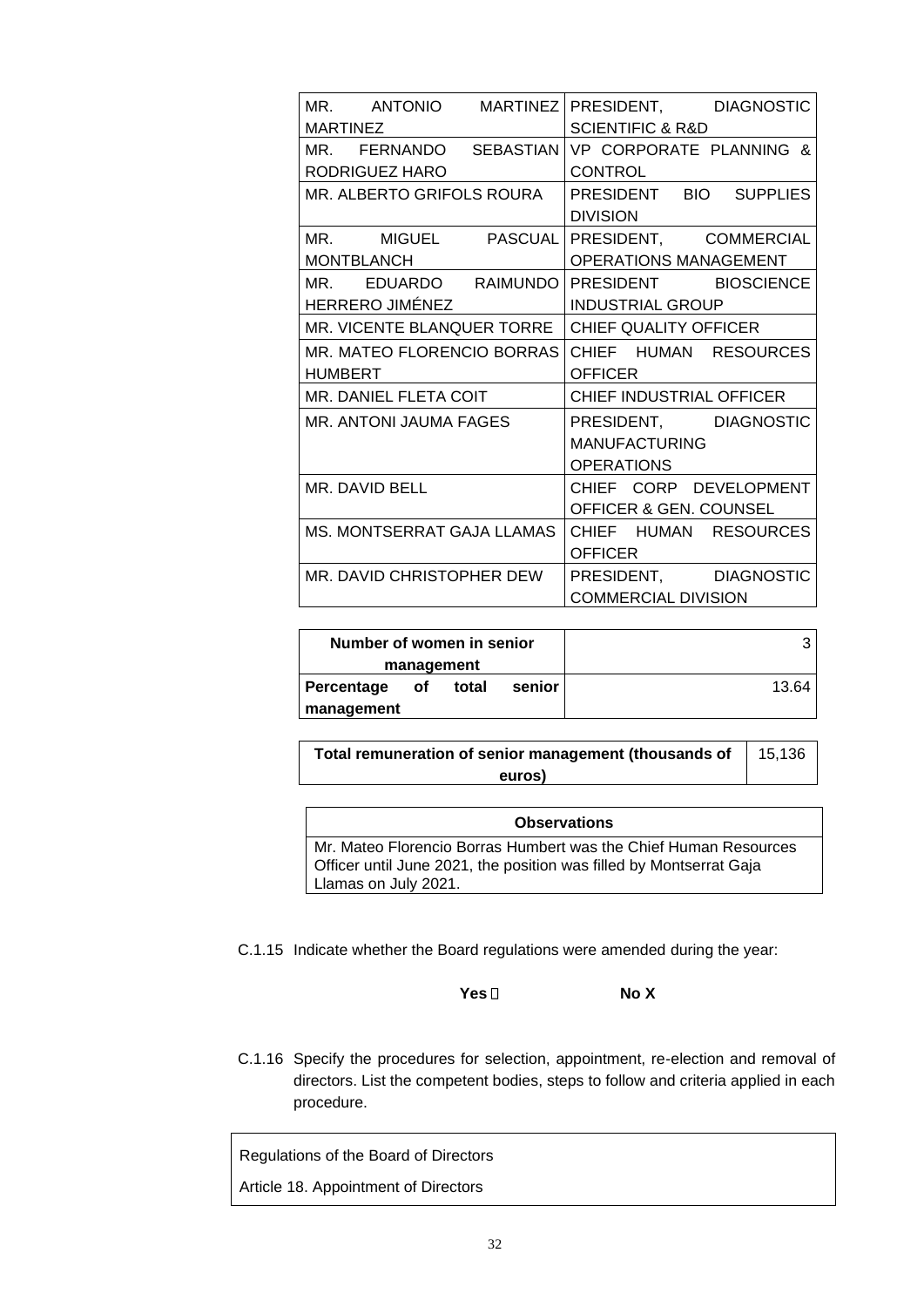| | |
|---|---|
| MR. ANTONIO MARTINEZ MARTINEZ | PRESIDENT, DIAGNOSTIC SCIENTIFIC & R&D |
| MR. FERNANDO SEBASTIAN RODRIGUEZ HARO | VP CORPORATE PLANNING & CONTROL |
| MR. ALBERTO GRIFOLS ROURA | PRESIDENT BIO SUPPLIES DIVISION |
| MR. MIGUEL PASCUAL MONTBLANCH | PRESIDENT, COMMERCIAL OPERATIONS MANAGEMENT |
| MR. EDUARDO RAIMUNDO HERRERO JIMÉNEZ | PRESIDENT BIOSCIENCE INDUSTRIAL GROUP |
| MR. VICENTE BLANQUER TORRE | CHIEF QUALITY OFFICER |
| MR. MATEO FLORENCIO BORRAS HUMBERT | CHIEF HUMAN RESOURCES OFFICER |
| MR. DANIEL FLETA COIT | CHIEF INDUSTRIAL OFFICER |
| MR. ANTONI JAUMA FAGES | PRESIDENT, DIAGNOSTIC MANUFACTURING OPERATIONS |
| MR. DAVID BELL | CHIEF CORP DEVELOPMENT OFFICER & GEN. COUNSEL |
| MS. MONTSERRAT GAJA LLAMAS | CHIEF HUMAN RESOURCES OFFICER |
| MR. DAVID CHRISTOPHER DEW | PRESIDENT, DIAGNOSTIC COMMERCIAL DIVISION |

| | |
|---|---|
| **Number of women in senior management** | 3 |
| **Percentage of total senior management** | 13.64 |

| | |
|---|---|
| **Total remuneration of senior management (thousands of euros)** | 15,136 |

| **Observations** |
|---|
| Mr. Mateo Florencio Borras Humbert was the Chief Human Resources Officer until June 2021, the position was filled by Montserrat Gaja Llamas on July 2021. |

C.1.15 Indicate whether the Board regulations were amended during the year:

**Yes** ☐ **No X**

C.1.16 Specify the procedures for selection, appointment, re-election and removal of directors. List the competent bodies, steps to follow and criteria applied in each procedure.

Regulations of the Board of Directors

Article 18. Appointment of Directors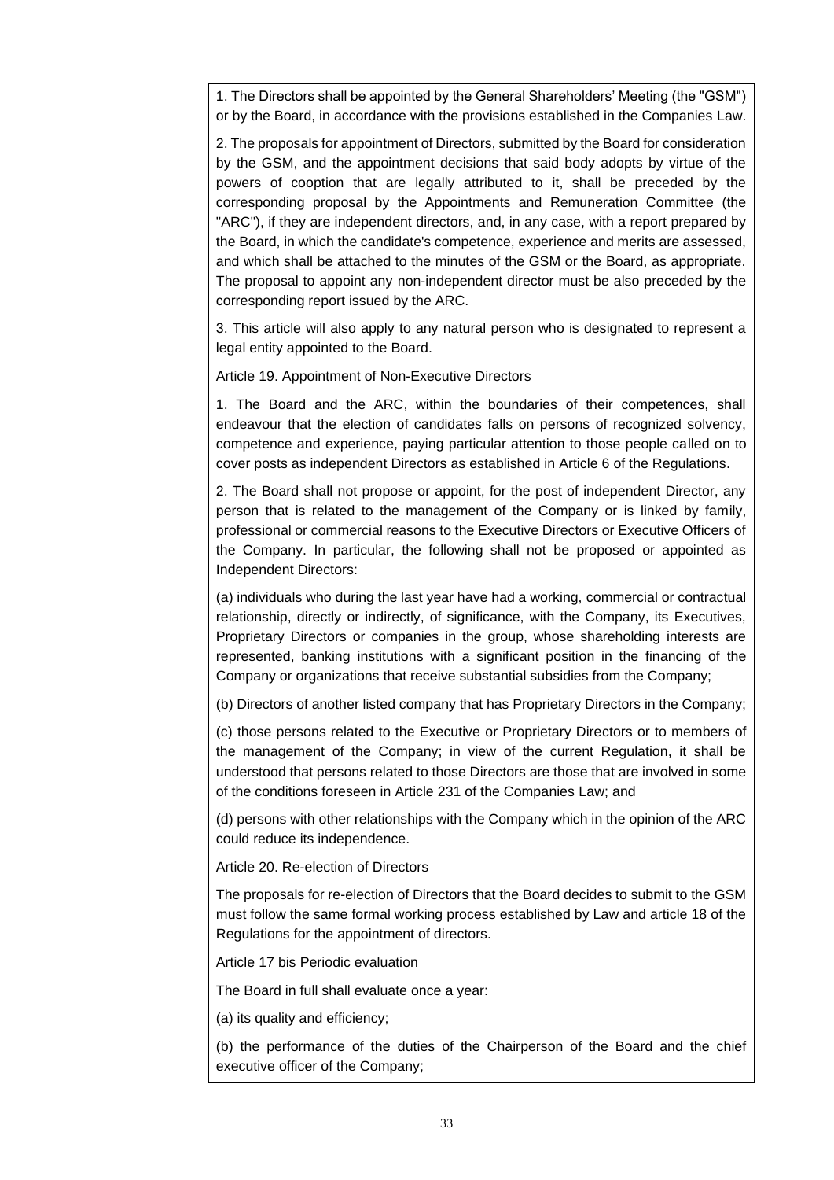1. The Directors shall be appointed by the General Shareholders' Meeting (the "GSM") or by the Board, in accordance with the provisions established in the Companies Law.

2. The proposals for appointment of Directors, submitted by the Board for consideration by the GSM, and the appointment decisions that said body adopts by virtue of the powers of cooption that are legally attributed to it, shall be preceded by the corresponding proposal by the Appointments and Remuneration Committee (the "ARC"), if they are independent directors, and, in any case, with a report prepared by the Board, in which the candidate's competence, experience and merits are assessed, and which shall be attached to the minutes of the GSM or the Board, as appropriate. The proposal to appoint any non-independent director must be also preceded by the corresponding report issued by the ARC.

3. This article will also apply to any natural person who is designated to represent a legal entity appointed to the Board.

Article 19. Appointment of Non-Executive Directors

1. The Board and the ARC, within the boundaries of their competences, shall endeavour that the election of candidates falls on persons of recognized solvency, competence and experience, paying particular attention to those people called on to cover posts as independent Directors as established in Article 6 of the Regulations.

2. The Board shall not propose or appoint, for the post of independent Director, any person that is related to the management of the Company or is linked by family, professional or commercial reasons to the Executive Directors or Executive Officers of the Company. In particular, the following shall not be proposed or appointed as Independent Directors:

(a) individuals who during the last year have had a working, commercial or contractual relationship, directly or indirectly, of significance, with the Company, its Executives, Proprietary Directors or companies in the group, whose shareholding interests are represented, banking institutions with a significant position in the financing of the Company or organizations that receive substantial subsidies from the Company;

(b) Directors of another listed company that has Proprietary Directors in the Company;

(c) those persons related to the Executive or Proprietary Directors or to members of the management of the Company; in view of the current Regulation, it shall be understood that persons related to those Directors are those that are involved in some of the conditions foreseen in Article 231 of the Companies Law; and

(d) persons with other relationships with the Company which in the opinion of the ARC could reduce its independence.

Article 20. Re-election of Directors

The proposals for re-election of Directors that the Board decides to submit to the GSM must follow the same formal working process established by Law and article 18 of the Regulations for the appointment of directors.

Article 17 bis Periodic evaluation

The Board in full shall evaluate once a year:

(a) its quality and efficiency;

(b) the performance of the duties of the Chairperson of the Board and the chief executive officer of the Company;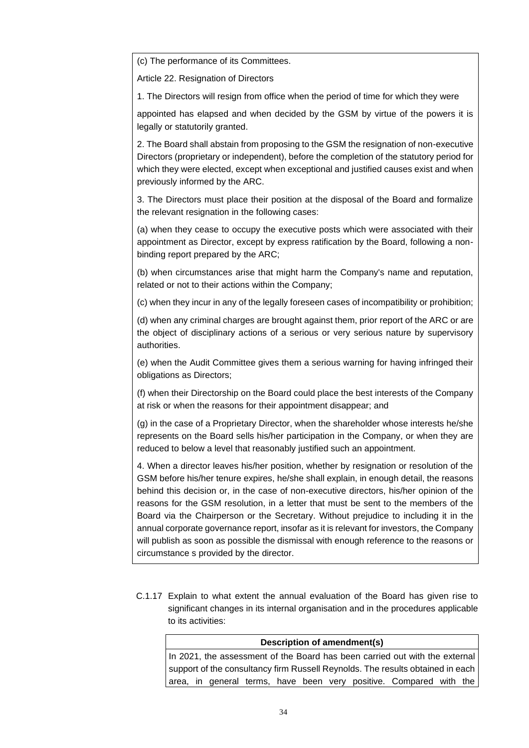(c) The performance of its Committees.

Article 22. Resignation of Directors

1. The Directors will resign from office when the period of time for which they were appointed has elapsed and when decided by the GSM by virtue of the powers it is legally or statutorily granted.

2. The Board shall abstain from proposing to the GSM the resignation of non-executive Directors (proprietary or independent), before the completion of the statutory period for which they were elected, except when exceptional and justified causes exist and when previously informed by the ARC.

3. The Directors must place their position at the disposal of the Board and formalize the relevant resignation in the following cases:

(a) when they cease to occupy the executive posts which were associated with their appointment as Director, except by express ratification by the Board, following a non-binding report prepared by the ARC;

(b) when circumstances arise that might harm the Company's name and reputation, related or not to their actions within the Company;

(c) when they incur in any of the legally foreseen cases of incompatibility or prohibition;

(d) when any criminal charges are brought against them, prior report of the ARC or are the object of disciplinary actions of a serious or very serious nature by supervisory authorities.

(e) when the Audit Committee gives them a serious warning for having infringed their obligations as Directors;

(f) when their Directorship on the Board could place the best interests of the Company at risk or when the reasons for their appointment disappear; and

(g) in the case of a Proprietary Director, when the shareholder whose interests he/she represents on the Board sells his/her participation in the Company, or when they are reduced to below a level that reasonably justified such an appointment.

4. When a director leaves his/her position, whether by resignation or resolution of the GSM before his/her tenure expires, he/she shall explain, in enough detail, the reasons behind this decision or, in the case of non-executive directors, his/her opinion of the reasons for the GSM resolution, in a letter that must be sent to the members of the Board via the Chairperson or the Secretary. Without prejudice to including it in the annual corporate governance report, insofar as it is relevant for investors, the Company will publish as soon as possible the dismissal with enough reference to the reasons or circumstance s provided by the director.

C.1.17 Explain to what extent the annual evaluation of the Board has given rise to significant changes in its internal organisation and in the procedures applicable to its activities:

| Description of amendment(s) |
|---|
| In 2021, the assessment of the Board has been carried out with the external support of the consultancy firm Russell Reynolds. The results obtained in each area, in general terms, have been very positive. Compared with the |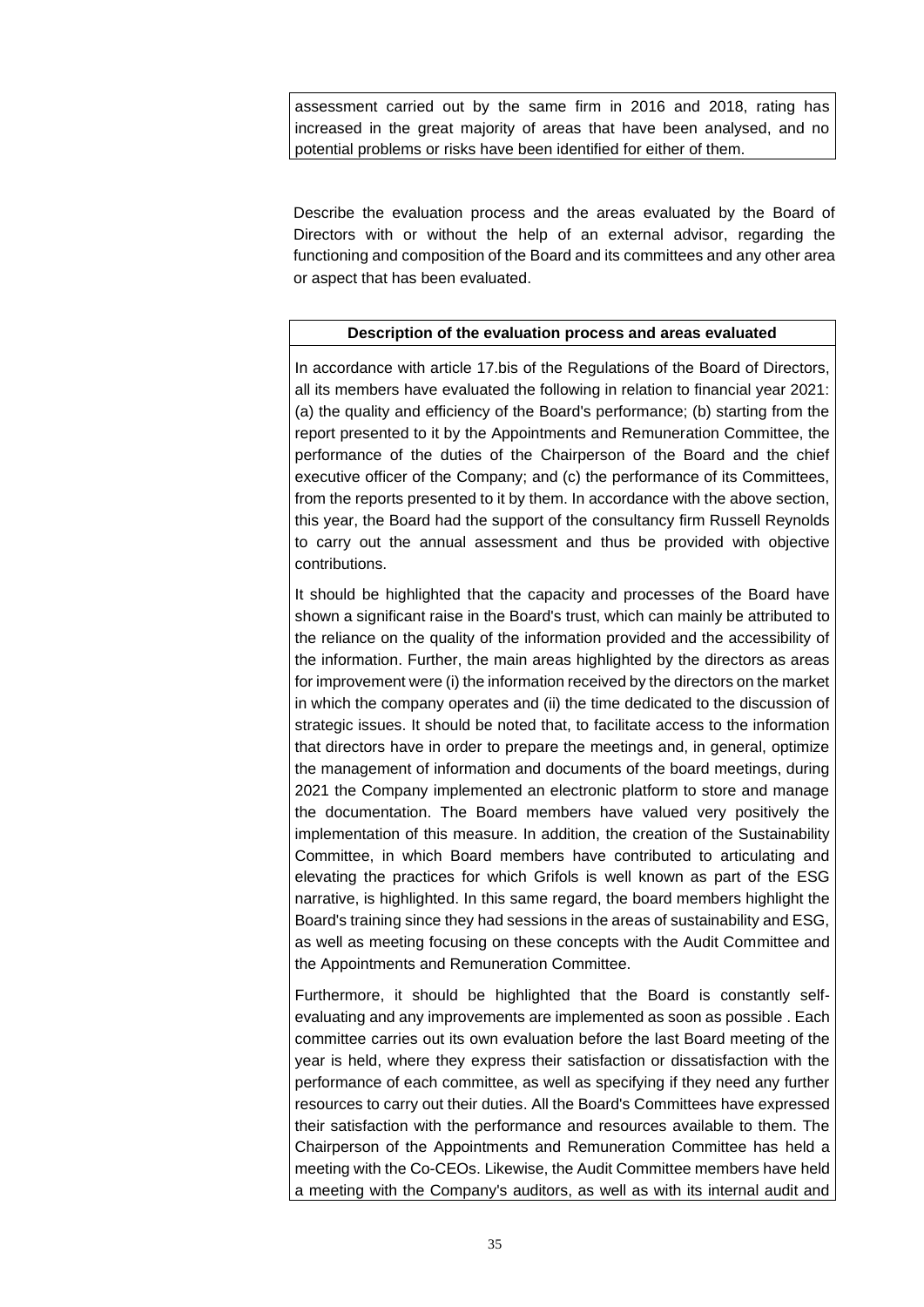assessment carried out by the same firm in 2016 and 2018, rating has increased in the great majority of areas that have been analysed, and no potential problems or risks have been identified for either of them.

Describe the evaluation process and the areas evaluated by the Board of Directors with or without the help of an external advisor, regarding the functioning and composition of the Board and its committees and any other area or aspect that has been evaluated.

| **Description of the evaluation process and areas evaluated** |
|---|
| In accordance with article 17.bis of the Regulations of the Board of Directors, all its members have evaluated the following in relation to financial year 2021: (a) the quality and efficiency of the Board's performance; (b) starting from the report presented to it by the Appointments and Remuneration Committee, the performance of the duties of the Chairperson of the Board and the chief executive officer of the Company; and (c) the performance of its Committees, from the reports presented to it by them. In accordance with the above section, this year, the Board had the support of the consultancy firm Russell Reynolds to carry out the annual assessment and thus be provided with objective contributions.<br><br>It should be highlighted that the capacity and processes of the Board have shown a significant raise in the Board's trust, which can mainly be attributed to the reliance on the quality of the information provided and the accessibility of the information. Further, the main areas highlighted by the directors as areas for improvement were (i) the information received by the directors on the market in which the company operates and (ii) the time dedicated to the discussion of strategic issues. It should be noted that, to facilitate access to the information that directors have in order to prepare the meetings and, in general, optimize the management of information and documents of the board meetings, during 2021 the Company implemented an electronic platform to store and manage the documentation. The Board members have valued very positively the implementation of this measure. In addition, the creation of the Sustainability Committee, in which Board members have contributed to articulating and elevating the practices for which Grifols is well known as part of the ESG narrative, is highlighted. In this same regard, the board members highlight the Board's training since they had sessions in the areas of sustainability and ESG, as well as meeting focusing on these concepts with the Audit Committee and the Appointments and Remuneration Committee.<br><br>Furthermore, it should be highlighted that the Board is constantly self-evaluating and any improvements are implemented as soon as possible . Each committee carries out its own evaluation before the last Board meeting of the year is held, where they express their satisfaction or dissatisfaction with the performance of each committee, as well as specifying if they need any further resources to carry out their duties. All the Board's Committees have expressed their satisfaction with the performance and resources available to them. The Chairperson of the Appointments and Remuneration Committee has held a meeting with the Co-CEOs. Likewise, the Audit Committee members have held a meeting with the Company's auditors, as well as with its internal audit and |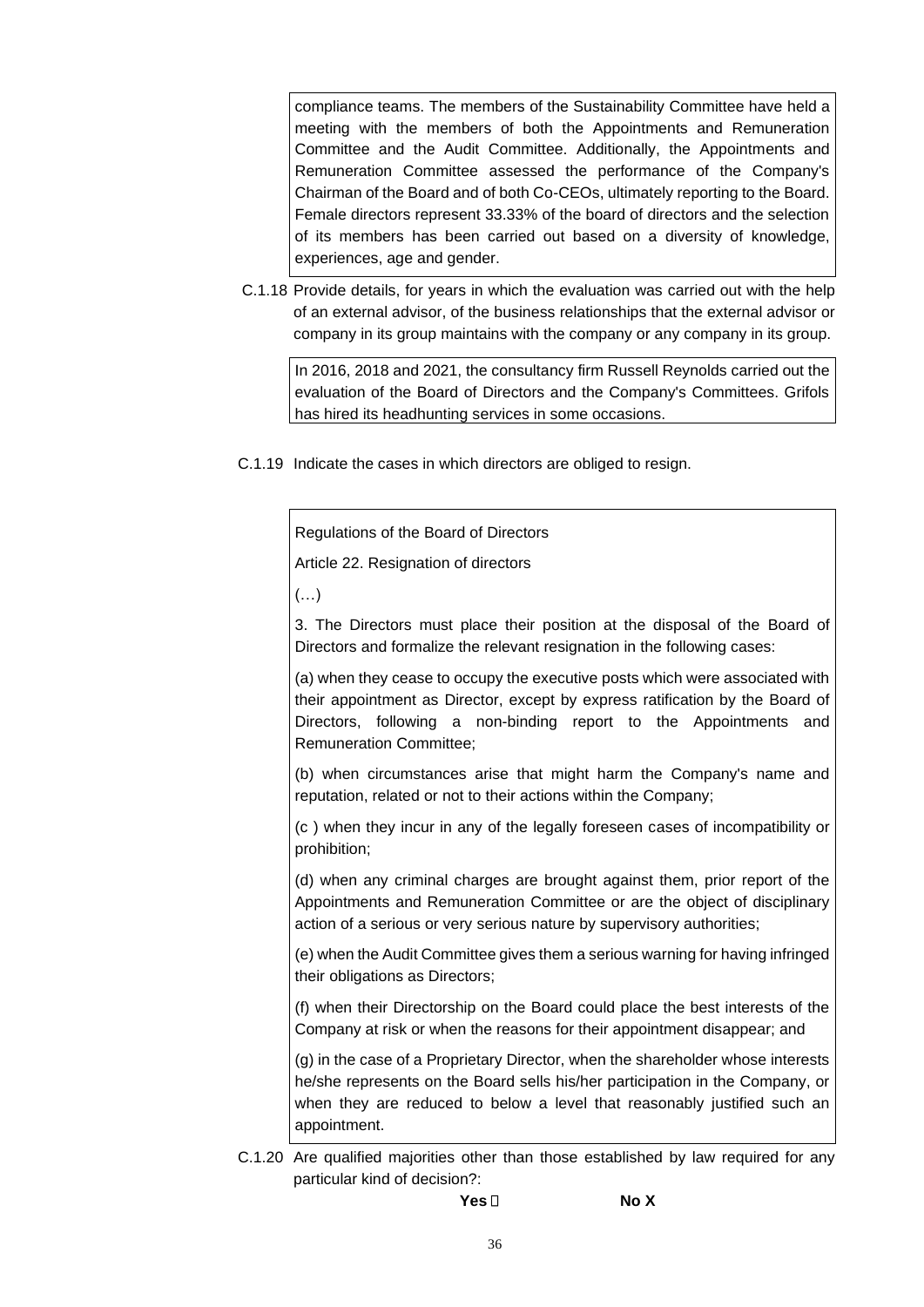compliance teams. The members of the Sustainability Committee have held a meeting with the members of both the Appointments and Remuneration Committee and the Audit Committee. Additionally, the Appointments and Remuneration Committee assessed the performance of the Company's Chairman of the Board and of both Co-CEOs, ultimately reporting to the Board. Female directors represent 33.33% of the board of directors and the selection of its members has been carried out based on a diversity of knowledge, experiences, age and gender.

C.1.18 Provide details, for years in which the evaluation was carried out with the help of an external advisor, of the business relationships that the external advisor or company in its group maintains with the company or any company in its group.

In 2016, 2018 and 2021, the consultancy firm Russell Reynolds carried out the evaluation of the Board of Directors and the Company's Committees. Grifols has hired its headhunting services in some occasions.

C.1.19 Indicate the cases in which directors are obliged to resign.

Regulations of the Board of Directors

Article 22. Resignation of directors

(…)

3. The Directors must place their position at the disposal of the Board of Directors and formalize the relevant resignation in the following cases:

(a) when they cease to occupy the executive posts which were associated with their appointment as Director, except by express ratification by the Board of Directors, following a non-binding report to the Appointments and Remuneration Committee;

(b) when circumstances arise that might harm the Company's name and reputation, related or not to their actions within the Company;

(c ) when they incur in any of the legally foreseen cases of incompatibility or prohibition;

(d) when any criminal charges are brought against them, prior report of the Appointments and Remuneration Committee or are the object of disciplinary action of a serious or very serious nature by supervisory authorities;

(e) when the Audit Committee gives them a serious warning for having infringed their obligations as Directors;

(f) when their Directorship on the Board could place the best interests of the Company at risk or when the reasons for their appointment disappear; and

(g) in the case of a Proprietary Director, when the shareholder whose interests he/she represents on the Board sells his/her participation in the Company, or when they are reduced to below a level that reasonably justified such an appointment.

C.1.20 Are qualified majorities other than those established by law required for any particular kind of decision?:

**Yes ☐** **No X**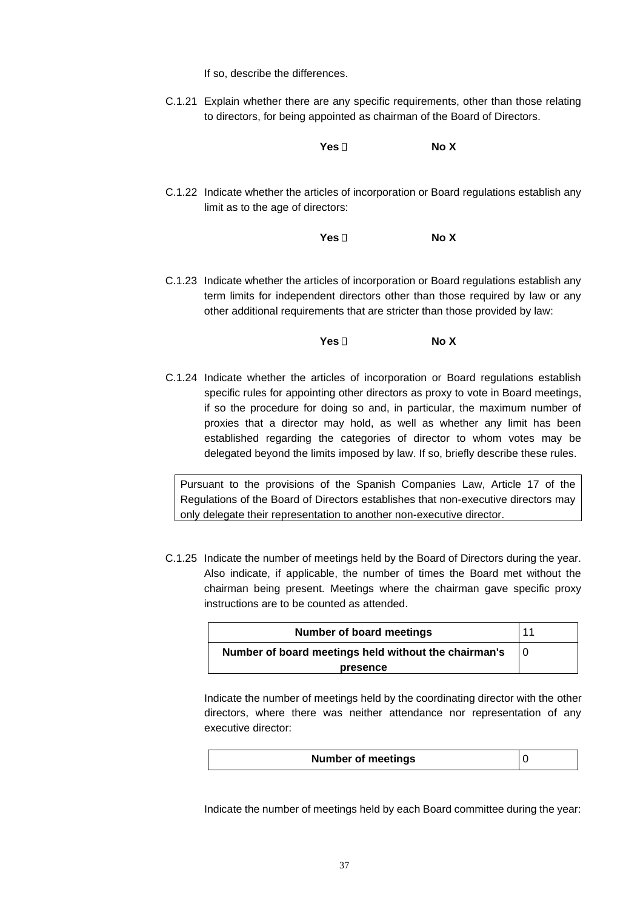If so, describe the differences.

C.1.21 Explain whether there are any specific requirements, other than those relating to directors, for being appointed as chairman of the Board of Directors.

**Yes** ☐ **No X**

C.1.22 Indicate whether the articles of incorporation or Board regulations establish any limit as to the age of directors:

**Yes** ☐ **No X**

C.1.23 Indicate whether the articles of incorporation or Board regulations establish any term limits for independent directors other than those required by law or any other additional requirements that are stricter than those provided by law:

**Yes** ☐ **No X**

C.1.24 Indicate whether the articles of incorporation or Board regulations establish specific rules for appointing other directors as proxy to vote in Board meetings, if so the procedure for doing so and, in particular, the maximum number of proxies that a director may hold, as well as whether any limit has been established regarding the categories of director to whom votes may be delegated beyond the limits imposed by law. If so, briefly describe these rules.

| Pursuant to the provisions of the Spanish Companies Law, Article 17 of the Regulations of the Board of Directors establishes that non-executive directors may only delegate their representation to another non-executive director. |
|---|

C.1.25 Indicate the number of meetings held by the Board of Directors during the year. Also indicate, if applicable, the number of times the Board met without the chairman being present. Meetings where the chairman gave specific proxy instructions are to be counted as attended.

| Number of board meetings | 11 |
|---|---|
| **Number of board meetings held without the chairman's presence** | 0 |

Indicate the number of meetings held by the coordinating director with the other directors, where there was neither attendance nor representation of any executive director:

| Number of meetings | 0 |
|---|---|

Indicate the number of meetings held by each Board committee during the year: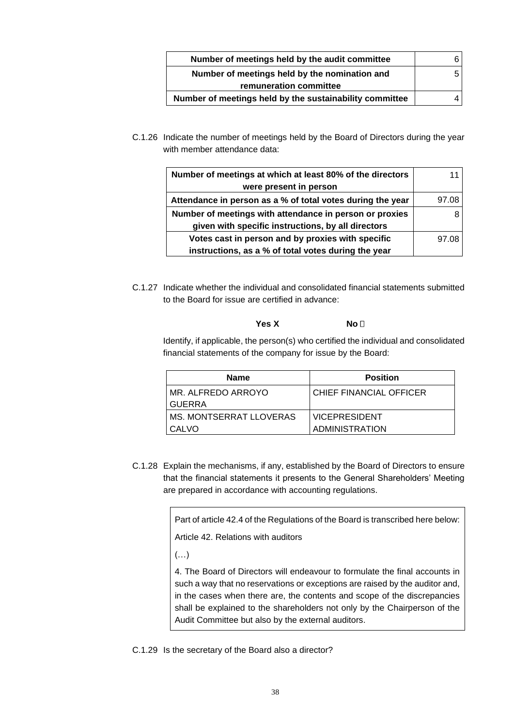| Number of meetings held by the audit committee | 6 |
|---|---|
| Number of meetings held by the nomination and remuneration committee | 5 |
| Number of meetings held by the sustainability committee | 4 |

C.1.26 Indicate the number of meetings held by the Board of Directors during the year with member attendance data:

| Number of meetings at which at least 80% of the directors were present in person | 11 |
|---|---|
| Attendance in person as a % of total votes during the year | 97.08 |
| Number of meetings with attendance in person or proxies given with specific instructions, by all directors | 8 |
| Votes cast in person and by proxies with specific instructions, as a % of total votes during the year | 97.08 |

C.1.27 Indicate whether the individual and consolidated financial statements submitted to the Board for issue are certified in advance:

**Yes X** **No** 

Identify, if applicable, the person(s) who certified the individual and consolidated financial statements of the company for issue by the Board:

| Name | Position |
|---|---|
| MR. ALFREDO ARROYO GUERRA | CHIEF FINANCIAL OFFICER |
| MS. MONTSERRAT LLOVERAS CALVO | VICEPRESIDENT ADMINISTRATION |

C.1.28 Explain the mechanisms, if any, established by the Board of Directors to ensure that the financial statements it presents to the General Shareholders' Meeting are prepared in accordance with accounting regulations.

Part of article 42.4 of the Regulations of the Board is transcribed here below:

Article 42. Relations with auditors

(…)

4. The Board of Directors will endeavour to formulate the final accounts in such a way that no reservations or exceptions are raised by the auditor and, in the cases when there are, the contents and scope of the discrepancies shall be explained to the shareholders not only by the Chairperson of the Audit Committee but also by the external auditors.

C.1.29 Is the secretary of the Board also a director?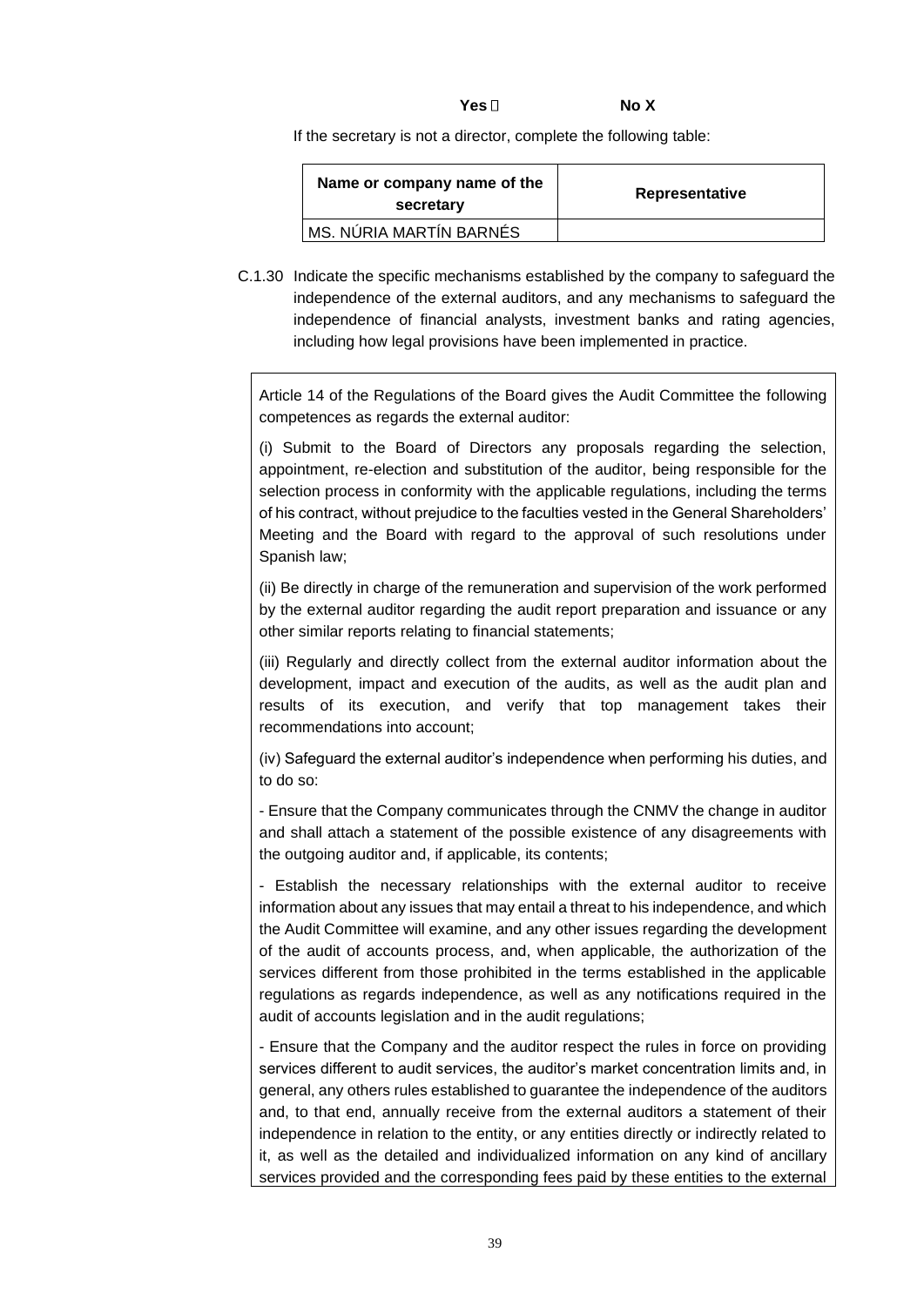**Yes** ☐ **No X**

If the secretary is not a director, complete the following table:

| Name or company name of the secretary | Representative |
|---|---|
| MS. NÚRIA MARTÍN BARNÉS | |

C.1.30 Indicate the specific mechanisms established by the company to safeguard the independence of the external auditors, and any mechanisms to safeguard the independence of financial analysts, investment banks and rating agencies, including how legal provisions have been implemented in practice.

Article 14 of the Regulations of the Board gives the Audit Committee the following competences as regards the external auditor:

(i) Submit to the Board of Directors any proposals regarding the selection, appointment, re-election and substitution of the auditor, being responsible for the selection process in conformity with the applicable regulations, including the terms of his contract, without prejudice to the faculties vested in the General Shareholders' Meeting and the Board with regard to the approval of such resolutions under Spanish law;

(ii) Be directly in charge of the remuneration and supervision of the work performed by the external auditor regarding the audit report preparation and issuance or any other similar reports relating to financial statements;

(iii) Regularly and directly collect from the external auditor information about the development, impact and execution of the audits, as well as the audit plan and results of its execution, and verify that top management takes their recommendations into account;

(iv) Safeguard the external auditor's independence when performing his duties, and to do so:

- Ensure that the Company communicates through the CNMV the change in auditor and shall attach a statement of the possible existence of any disagreements with the outgoing auditor and, if applicable, its contents;

- Establish the necessary relationships with the external auditor to receive information about any issues that may entail a threat to his independence, and which the Audit Committee will examine, and any other issues regarding the development of the audit of accounts process, and, when applicable, the authorization of the services different from those prohibited in the terms established in the applicable regulations as regards independence, as well as any notifications required in the audit of accounts legislation and in the audit regulations;

- Ensure that the Company and the auditor respect the rules in force on providing services different to audit services, the auditor's market concentration limits and, in general, any others rules established to guarantee the independence of the auditors and, to that end, annually receive from the external auditors a statement of their independence in relation to the entity, or any entities directly or indirectly related to it, as well as the detailed and individualized information on any kind of ancillary services provided and the corresponding fees paid by these entities to the external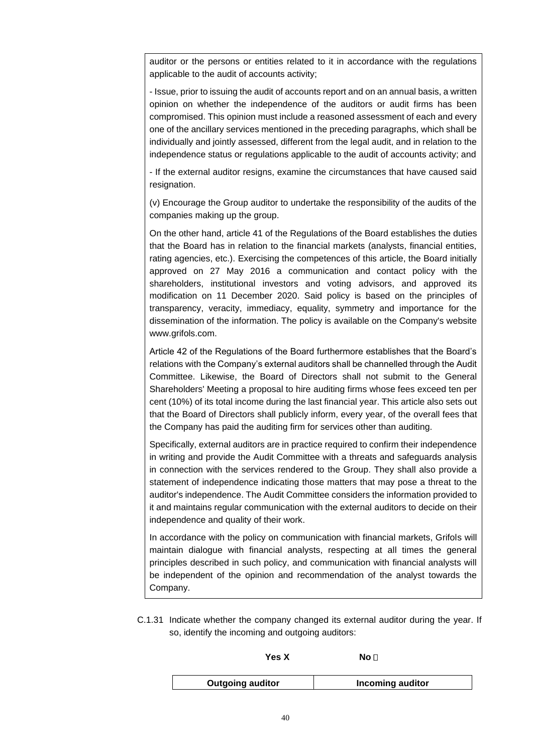auditor or the persons or entities related to it in accordance with the regulations applicable to the audit of accounts activity;

- Issue, prior to issuing the audit of accounts report and on an annual basis, a written opinion on whether the independence of the auditors or audit firms has been compromised. This opinion must include a reasoned assessment of each and every one of the ancillary services mentioned in the preceding paragraphs, which shall be individually and jointly assessed, different from the legal audit, and in relation to the independence status or regulations applicable to the audit of accounts activity; and

- If the external auditor resigns, examine the circumstances that have caused said resignation.

(v) Encourage the Group auditor to undertake the responsibility of the audits of the companies making up the group.

On the other hand, article 41 of the Regulations of the Board establishes the duties that the Board has in relation to the financial markets (analysts, financial entities, rating agencies, etc.). Exercising the competences of this article, the Board initially approved on 27 May 2016 a communication and contact policy with the shareholders, institutional investors and voting advisors, and approved its modification on 11 December 2020. Said policy is based on the principles of transparency, veracity, immediacy, equality, symmetry and importance for the dissemination of the information. The policy is available on the Company's website www.grifols.com.

Article 42 of the Regulations of the Board furthermore establishes that the Board's relations with the Company's external auditors shall be channelled through the Audit Committee. Likewise, the Board of Directors shall not submit to the General Shareholders' Meeting a proposal to hire auditing firms whose fees exceed ten per cent (10%) of its total income during the last financial year. This article also sets out that the Board of Directors shall publicly inform, every year, of the overall fees that the Company has paid the auditing firm for services other than auditing.

Specifically, external auditors are in practice required to confirm their independence in writing and provide the Audit Committee with a threats and safeguards analysis in connection with the services rendered to the Group. They shall also provide a statement of independence indicating those matters that may pose a threat to the auditor's independence. The Audit Committee considers the information provided to it and maintains regular communication with the external auditors to decide on their independence and quality of their work.

In accordance with the policy on communication with financial markets, Grifols will maintain dialogue with financial analysts, respecting at all times the general principles described in such policy, and communication with financial analysts will be independent of the opinion and recommendation of the analyst towards the Company.

C.1.31 Indicate whether the company changed its external auditor during the year. If so, identify the incoming and outgoing auditors:

**Yes X** **No ☐**

| Outgoing auditor | Incoming auditor |
|---|---|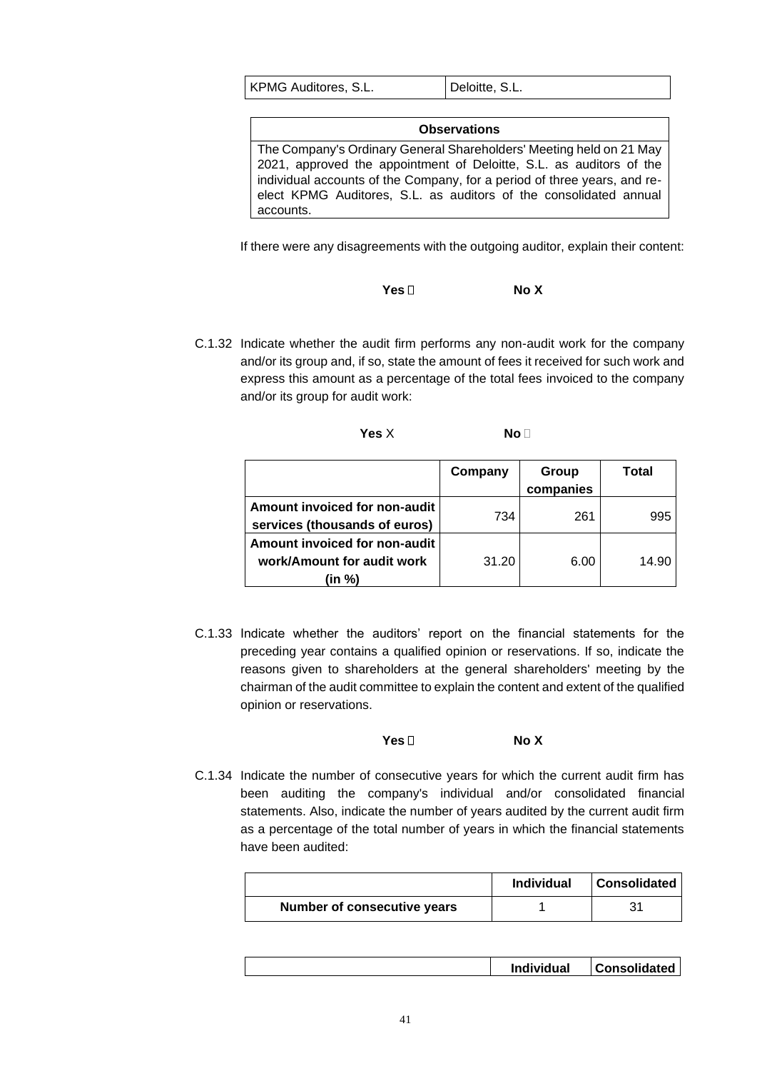| KPMG Auditores, S.L. | Deloitte, S.L. |
|---|---|

| Observations |
|---|
| The Company's Ordinary General Shareholders' Meeting held on 21 May 2021, approved the appointment of Deloitte, S.L. as auditors of the individual accounts of the Company, for a period of three years, and re-elect KPMG Auditores, S.L. as auditors of the consolidated annual accounts. |

If there were any disagreements with the outgoing auditor, explain their content:

**Yes** ☐ **No X**

C.1.32 Indicate whether the audit firm performs any non-audit work for the company and/or its group and, if so, state the amount of fees it received for such work and express this amount as a percentage of the total fees invoiced to the company and/or its group for audit work:

**Yes** X **No** ☐

| | Company | Group companies | Total |
|---|---|---|---|
| **Amount invoiced for non-audit services (thousands of euros)** | 734 | 261 | 995 |
| **Amount invoiced for non-audit work/Amount for audit work (in %)** | 31.20 | 6.00 | 14.90 |

C.1.33 Indicate whether the auditors' report on the financial statements for the preceding year contains a qualified opinion or reservations. If so, indicate the reasons given to shareholders at the general shareholders' meeting by the chairman of the audit committee to explain the content and extent of the qualified opinion or reservations.

**Yes** ☐ **No X**

C.1.34 Indicate the number of consecutive years for which the current audit firm has been auditing the company's individual and/or consolidated financial statements. Also, indicate the number of years audited by the current audit firm as a percentage of the total number of years in which the financial statements have been audited:

| | Individual | Consolidated |
|---|---|---|
| **Number of consecutive years** | 1 | 31 |

| | Individual | Consolidated |
|---|---|---|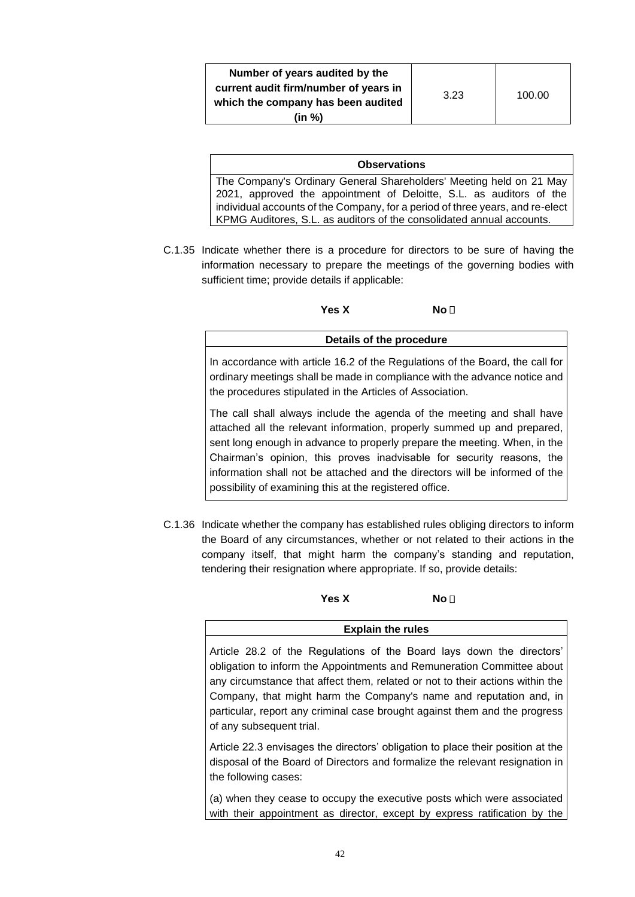| Number of years audited by the current audit firm/number of years in which the company has been audited (in %) | 3.23 | 100.00 |
|---|---|---|

| Observations |
|---|
| The Company's Ordinary General Shareholders' Meeting held on 21 May 2021, approved the appointment of Deloitte, S.L. as auditors of the individual accounts of the Company, for a period of three years, and re-elect KPMG Auditores, S.L. as auditors of the consolidated annual accounts. |

C.1.35 Indicate whether there is a procedure for directors to be sure of having the information necessary to prepare the meetings of the governing bodies with sufficient time; provide details if applicable:

**Yes X** **No** ☐

| Details of the procedure |
|---|
| In accordance with article 16.2 of the Regulations of the Board, the call for ordinary meetings shall be made in compliance with the advance notice and the procedures stipulated in the Articles of Association. <br><br> The call shall always include the agenda of the meeting and shall have attached all the relevant information, properly summed up and prepared, sent long enough in advance to properly prepare the meeting. When, in the Chairman's opinion, this proves inadvisable for security reasons, the information shall not be attached and the directors will be informed of the possibility of examining this at the registered office. |

C.1.36 Indicate whether the company has established rules obliging directors to inform the Board of any circumstances, whether or not related to their actions in the company itself, that might harm the company's standing and reputation, tendering their resignation where appropriate. If so, provide details:

**Yes X** **No** ☐

| Explain the rules |
|---|
| Article 28.2 of the Regulations of the Board lays down the directors' obligation to inform the Appointments and Remuneration Committee about any circumstance that affect them, related or not to their actions within the Company, that might harm the Company's name and reputation and, in particular, report any criminal case brought against them and the progress of any subsequent trial. <br><br> Article 22.3 envisages the directors' obligation to place their position at the disposal of the Board of Directors and formalize the relevant resignation in the following cases: <br><br> (a) when they cease to occupy the executive posts which were associated with their appointment as director, except by express ratification by the |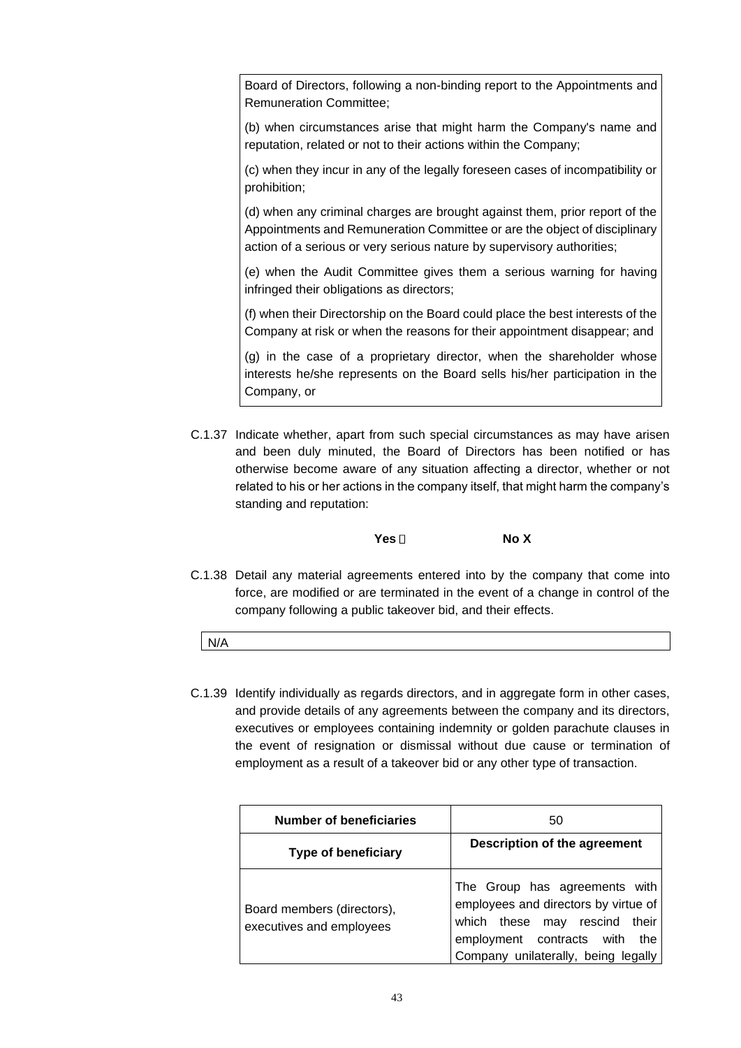Board of Directors, following a non-binding report to the Appointments and Remuneration Committee;

(b) when circumstances arise that might harm the Company's name and reputation, related or not to their actions within the Company;

(c) when they incur in any of the legally foreseen cases of incompatibility or prohibition;

(d) when any criminal charges are brought against them, prior report of the Appointments and Remuneration Committee or are the object of disciplinary action of a serious or very serious nature by supervisory authorities;

(e) when the Audit Committee gives them a serious warning for having infringed their obligations as directors;

(f) when their Directorship on the Board could place the best interests of the Company at risk or when the reasons for their appointment disappear; and

(g) in the case of a proprietary director, when the shareholder whose interests he/she represents on the Board sells his/her participation in the Company, or

C.1.37 Indicate whether, apart from such special circumstances as may have arisen and been duly minuted, the Board of Directors has been notified or has otherwise become aware of any situation affecting a director, whether or not related to his or her actions in the company itself, that might harm the company's standing and reputation:

**Yes ☐** **No X**

C.1.38 Detail any material agreements entered into by the company that come into force, are modified or are terminated in the event of a change in control of the company following a public takeover bid, and their effects.

N/A

C.1.39 Identify individually as regards directors, and in aggregate form in other cases, and provide details of any agreements between the company and its directors, executives or employees containing indemnity or golden parachute clauses in the event of resignation or dismissal without due cause or termination of employment as a result of a takeover bid or any other type of transaction.

| **Number of beneficiaries** | 50 |
|---|---|
| **Type of beneficiary** | **Description of the agreement** |
| Board members (directors), executives and employees | The Group has agreements with employees and directors by virtue of which these may rescind their employment contracts with the Company unilaterally, being legally |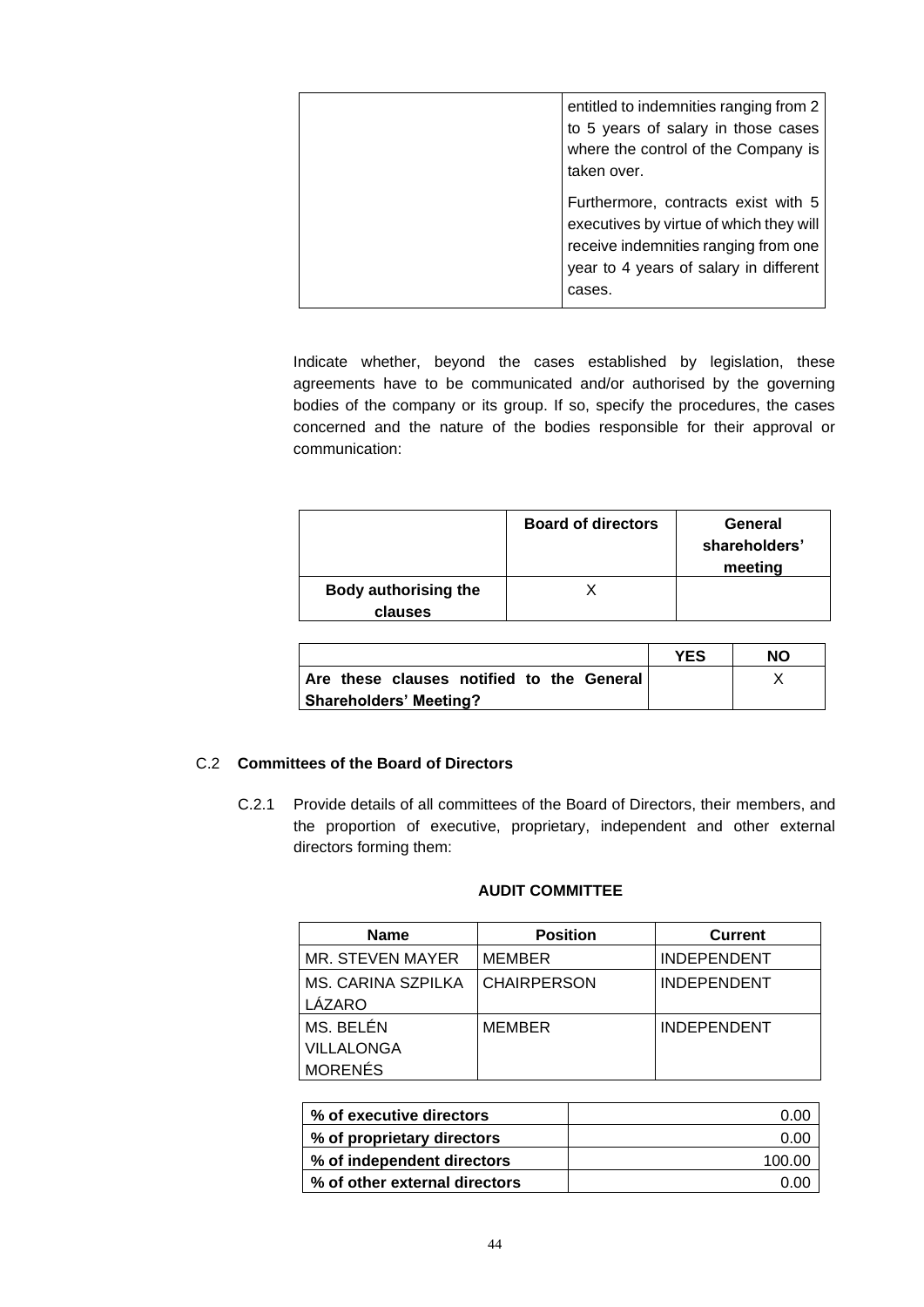| | |
|---|---|
| | entitled to indemnities ranging from 2 to 5 years of salary in those cases where the control of the Company is taken over.<br><br>Furthermore, contracts exist with 5 executives by virtue of which they will receive indemnities ranging from one year to 4 years of salary in different cases. |

Indicate whether, beyond the cases established by legislation, these agreements have to be communicated and/or authorised by the governing bodies of the company or its group. If so, specify the procedures, the cases concerned and the nature of the bodies responsible for their approval or communication:

| | Board of directors | General shareholders' meeting |
|---|---|---|
| **Body authorising the clauses** | X | |

| | YES | NO |
|---|---|---|
| **Are these clauses notified to the General Shareholders' Meeting?** | | X |

## C.2 Committees of the Board of Directors

C.2.1 Provide details of all committees of the Board of Directors, their members, and the proportion of executive, proprietary, independent and other external directors forming them:

**AUDIT COMMITTEE**

| Name | Position | Current |
|---|---|---|
| MR. STEVEN MAYER | MEMBER | INDEPENDENT |
| MS. CARINA SZPILKA LÁZARO | CHAIRPERSON | INDEPENDENT |
| MS. BELÉN VILLALONGA MORENÉS | MEMBER | INDEPENDENT |

| | |
|---|---|
| **% of executive directors** | 0.00 |
| **% of proprietary directors** | 0.00 |
| **% of independent directors** | 100.00 |
| **% of other external directors** | 0.00 |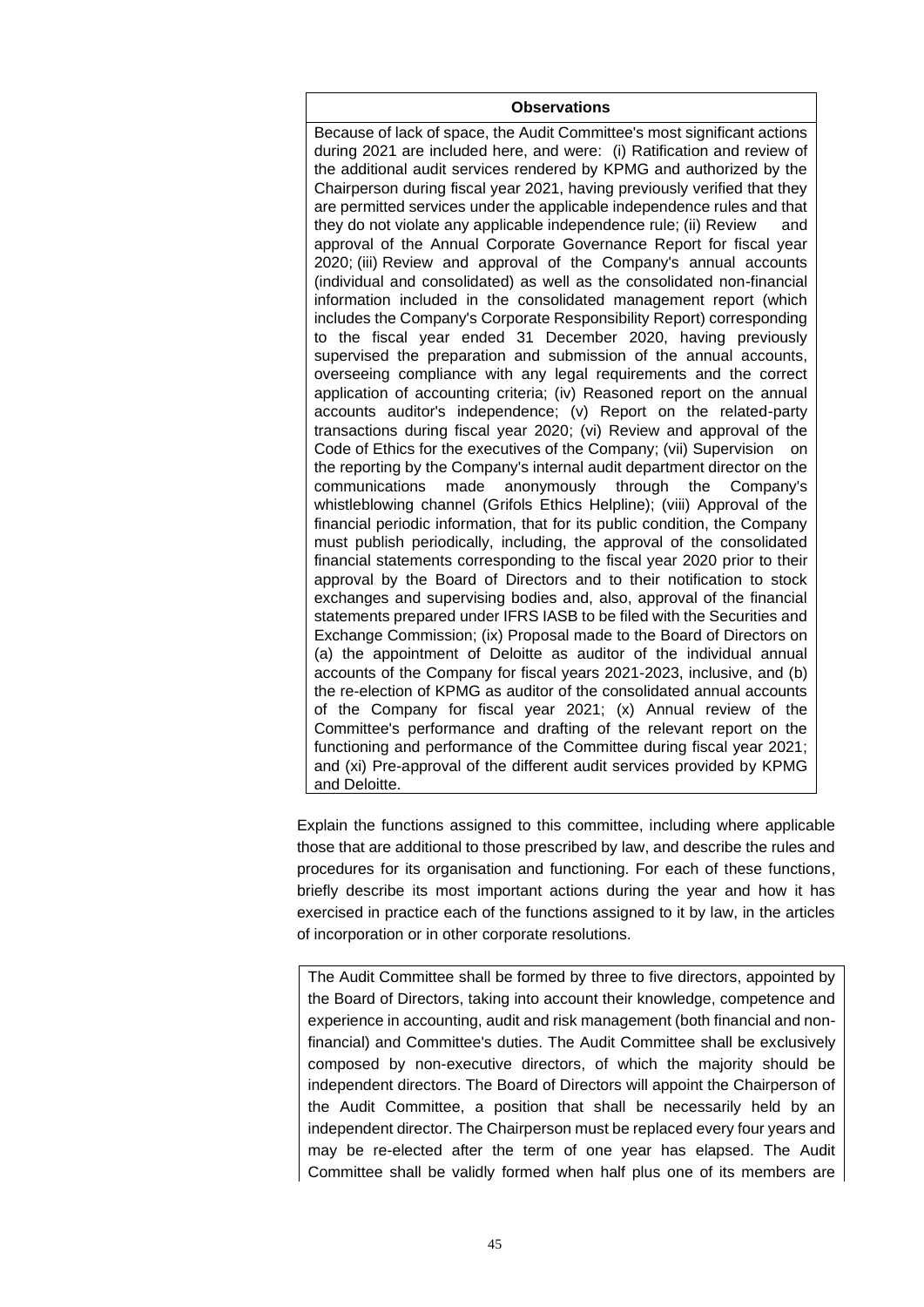| **Observations** |
| --- |
| Because of lack of space, the Audit Committee's most significant actions during 2021 are included here, and were: (i) Ratification and review of the additional audit services rendered by KPMG and authorized by the Chairperson during fiscal year 2021, having previously verified that they are permitted services under the applicable independence rules and that they do not violate any applicable independence rule; (ii) Review and approval of the Annual Corporate Governance Report for fiscal year 2020; (iii) Review and approval of the Company's annual accounts (individual and consolidated) as well as the consolidated non-financial information included in the consolidated management report (which includes the Company's Corporate Responsibility Report) corresponding to the fiscal year ended 31 December 2020, having previously supervised the preparation and submission of the annual accounts, overseeing compliance with any legal requirements and the correct application of accounting criteria; (iv) Reasoned report on the annual accounts auditor's independence; (v) Report on the related-party transactions during fiscal year 2020; (vi) Review and approval of the Code of Ethics for the executives of the Company; (vii) Supervision on the reporting by the Company's internal audit department director on the communications made anonymously through the Company's whistleblowing channel (Grifols Ethics Helpline); (viii) Approval of the financial periodic information, that for its public condition, the Company must publish periodically, including, the approval of the consolidated financial statements corresponding to the fiscal year 2020 prior to their approval by the Board of Directors and to their notification to stock exchanges and supervising bodies and, also, approval of the financial statements prepared under IFRS IASB to be filed with the Securities and Exchange Commission; (ix) Proposal made to the Board of Directors on (a) the appointment of Deloitte as auditor of the individual annual accounts of the Company for fiscal years 2021-2023, inclusive, and (b) the re-election of KPMG as auditor of the consolidated annual accounts of the Company for fiscal year 2021; (x) Annual review of the Committee's performance and drafting of the relevant report on the functioning and performance of the Committee during fiscal year 2021; and (xi) Pre-approval of the different audit services provided by KPMG and Deloitte. |

Explain the functions assigned to this committee, including where applicable those that are additional to those prescribed by law, and describe the rules and procedures for its organisation and functioning. For each of these functions, briefly describe its most important actions during the year and how it has exercised in practice each of the functions assigned to it by law, in the articles of incorporation or in other corporate resolutions.

The Audit Committee shall be formed by three to five directors, appointed by the Board of Directors, taking into account their knowledge, competence and experience in accounting, audit and risk management (both financial and non-financial) and Committee's duties. The Audit Committee shall be exclusively composed by non-executive directors, of which the majority should be independent directors. The Board of Directors will appoint the Chairperson of the Audit Committee, a position that shall be necessarily held by an independent director. The Chairperson must be replaced every four years and may be re-elected after the term of one year has elapsed. The Audit Committee shall be validly formed when half plus one of its members are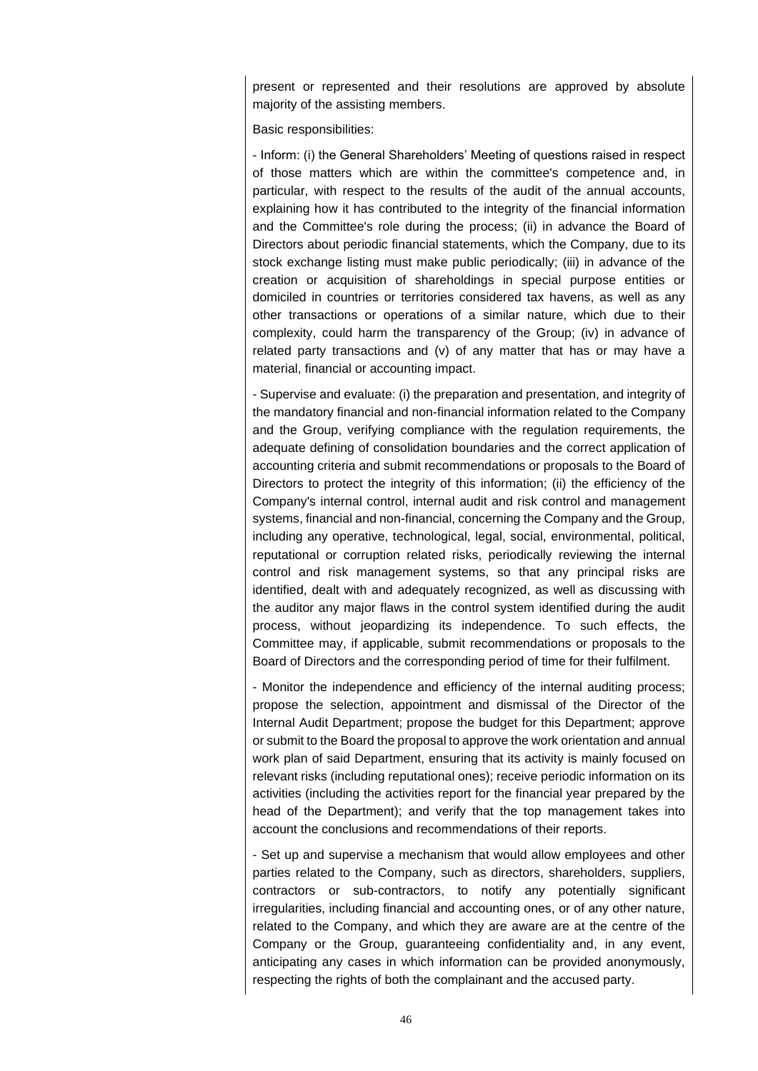present or represented and their resolutions are approved by absolute majority of the assisting members.

Basic responsibilities:

- Inform: (i) the General Shareholders' Meeting of questions raised in respect of those matters which are within the committee's competence and, in particular, with respect to the results of the audit of the annual accounts, explaining how it has contributed to the integrity of the financial information and the Committee's role during the process; (ii) in advance the Board of Directors about periodic financial statements, which the Company, due to its stock exchange listing must make public periodically; (iii) in advance of the creation or acquisition of shareholdings in special purpose entities or domiciled in countries or territories considered tax havens, as well as any other transactions or operations of a similar nature, which due to their complexity, could harm the transparency of the Group; (iv) in advance of related party transactions and (v) of any matter that has or may have a material, financial or accounting impact.

- Supervise and evaluate: (i) the preparation and presentation, and integrity of the mandatory financial and non-financial information related to the Company and the Group, verifying compliance with the regulation requirements, the adequate defining of consolidation boundaries and the correct application of accounting criteria and submit recommendations or proposals to the Board of Directors to protect the integrity of this information; (ii) the efficiency of the Company's internal control, internal audit and risk control and management systems, financial and non-financial, concerning the Company and the Group, including any operative, technological, legal, social, environmental, political, reputational or corruption related risks, periodically reviewing the internal control and risk management systems, so that any principal risks are identified, dealt with and adequately recognized, as well as discussing with the auditor any major flaws in the control system identified during the audit process, without jeopardizing its independence. To such effects, the Committee may, if applicable, submit recommendations or proposals to the Board of Directors and the corresponding period of time for their fulfilment.

- Monitor the independence and efficiency of the internal auditing process; propose the selection, appointment and dismissal of the Director of the Internal Audit Department; propose the budget for this Department; approve or submit to the Board the proposal to approve the work orientation and annual work plan of said Department, ensuring that its activity is mainly focused on relevant risks (including reputational ones); receive periodic information on its activities (including the activities report for the financial year prepared by the head of the Department); and verify that the top management takes into account the conclusions and recommendations of their reports.

- Set up and supervise a mechanism that would allow employees and other parties related to the Company, such as directors, shareholders, suppliers, contractors or sub-contractors, to notify any potentially significant irregularities, including financial and accounting ones, or of any other nature, related to the Company, and which they are aware are at the centre of the Company or the Group, guaranteeing confidentiality and, in any event, anticipating any cases in which information can be provided anonymously, respecting the rights of both the complainant and the accused party.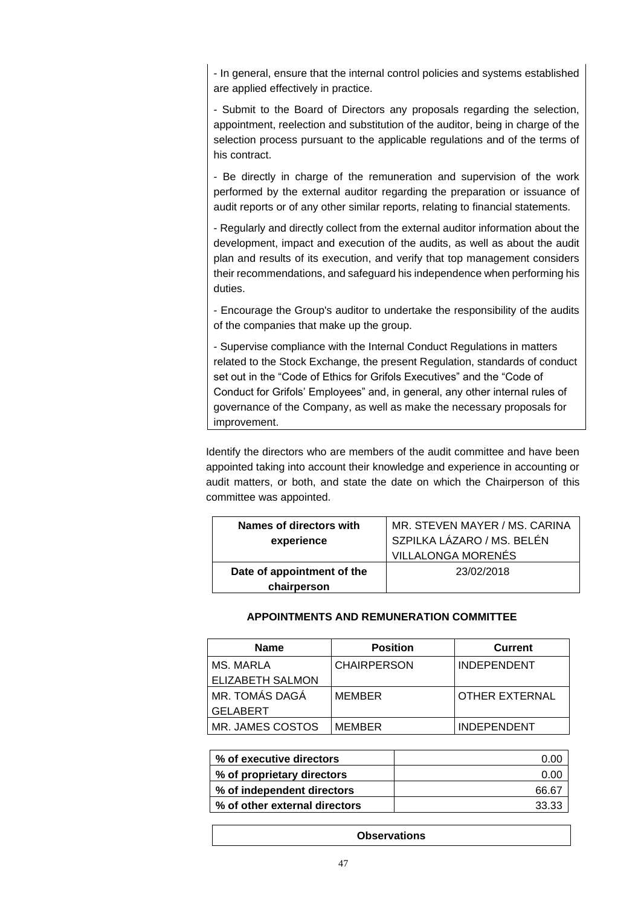- In general, ensure that the internal control policies and systems established are applied effectively in practice.

- Submit to the Board of Directors any proposals regarding the selection, appointment, reelection and substitution of the auditor, being in charge of the selection process pursuant to the applicable regulations and of the terms of his contract.

- Be directly in charge of the remuneration and supervision of the work performed by the external auditor regarding the preparation or issuance of audit reports or of any other similar reports, relating to financial statements.

- Regularly and directly collect from the external auditor information about the development, impact and execution of the audits, as well as about the audit plan and results of its execution, and verify that top management considers their recommendations, and safeguard his independence when performing his duties.

- Encourage the Group's auditor to undertake the responsibility of the audits of the companies that make up the group.

- Supervise compliance with the Internal Conduct Regulations in matters related to the Stock Exchange, the present Regulation, standards of conduct set out in the "Code of Ethics for Grifols Executives" and the "Code of Conduct for Grifols' Employees" and, in general, any other internal rules of governance of the Company, as well as make the necessary proposals for improvement.

Identify the directors who are members of the audit committee and have been appointed taking into account their knowledge and experience in accounting or audit matters, or both, and state the date on which the Chairperson of this committee was appointed.

| Names of directors with experience | MR. STEVEN MAYER / MS. CARINA SZPILKA LÁZARO / MS. BELÉN VILLALONGA MORENÉS |
|---|---|
| Date of appointment of the chairperson | 23/02/2018 |

**APPOINTMENTS AND REMUNERATION COMMITTEE**

| Name | Position | Current |
|---|---|---|
| MS. MARLA ELIZABETH SALMON | CHAIRPERSON | INDEPENDENT |
| MR. TOMÁS DAGÁ GELABERT | MEMBER | OTHER EXTERNAL |
| MR. JAMES COSTOS | MEMBER | INDEPENDENT |

| % of executive directors | 0.00 |
|---|---|
| % of proprietary directors | 0.00 |
| % of independent directors | 66.67 |
| % of other external directors | 33.33 |

| Observations |
|---|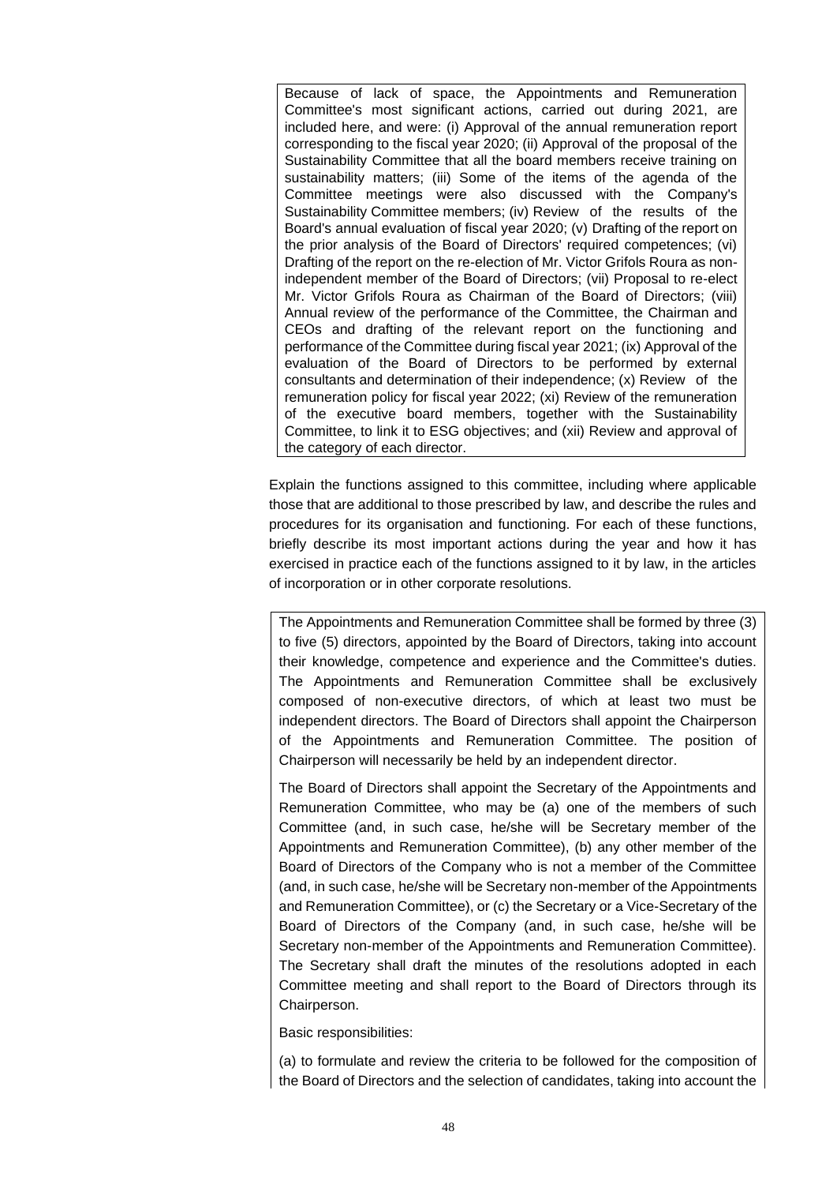Because of lack of space, the Appointments and Remuneration Committee's most significant actions, carried out during 2021, are included here, and were: (i) Approval of the annual remuneration report corresponding to the fiscal year 2020; (ii) Approval of the proposal of the Sustainability Committee that all the board members receive training on sustainability matters; (iii) Some of the items of the agenda of the Committee meetings were also discussed with the Company's Sustainability Committee members; (iv) Review of the results of the Board's annual evaluation of fiscal year 2020; (v) Drafting of the report on the prior analysis of the Board of Directors' required competences; (vi) Drafting of the report on the re-election of Mr. Victor Grifols Roura as non-independent member of the Board of Directors; (vii) Proposal to re-elect Mr. Victor Grifols Roura as Chairman of the Board of Directors; (viii) Annual review of the performance of the Committee, the Chairman and CEOs and drafting of the relevant report on the functioning and performance of the Committee during fiscal year 2021; (ix) Approval of the evaluation of the Board of Directors to be performed by external consultants and determination of their independence; (x) Review of the remuneration policy for fiscal year 2022; (xi) Review of the remuneration of the executive board members, together with the Sustainability Committee, to link it to ESG objectives; and (xii) Review and approval of the category of each director.

Explain the functions assigned to this committee, including where applicable those that are additional to those prescribed by law, and describe the rules and procedures for its organisation and functioning. For each of these functions, briefly describe its most important actions during the year and how it has exercised in practice each of the functions assigned to it by law, in the articles of incorporation or in other corporate resolutions.

The Appointments and Remuneration Committee shall be formed by three (3) to five (5) directors, appointed by the Board of Directors, taking into account their knowledge, competence and experience and the Committee's duties. The Appointments and Remuneration Committee shall be exclusively composed of non-executive directors, of which at least two must be independent directors. The Board of Directors shall appoint the Chairperson of the Appointments and Remuneration Committee. The position of Chairperson will necessarily be held by an independent director.

The Board of Directors shall appoint the Secretary of the Appointments and Remuneration Committee, who may be (a) one of the members of such Committee (and, in such case, he/she will be Secretary member of the Appointments and Remuneration Committee), (b) any other member of the Board of Directors of the Company who is not a member of the Committee (and, in such case, he/she will be Secretary non-member of the Appointments and Remuneration Committee), or (c) the Secretary or a Vice-Secretary of the Board of Directors of the Company (and, in such case, he/she will be Secretary non-member of the Appointments and Remuneration Committee). The Secretary shall draft the minutes of the resolutions adopted in each Committee meeting and shall report to the Board of Directors through its Chairperson.

Basic responsibilities:

(a) to formulate and review the criteria to be followed for the composition of the Board of Directors and the selection of candidates, taking into account the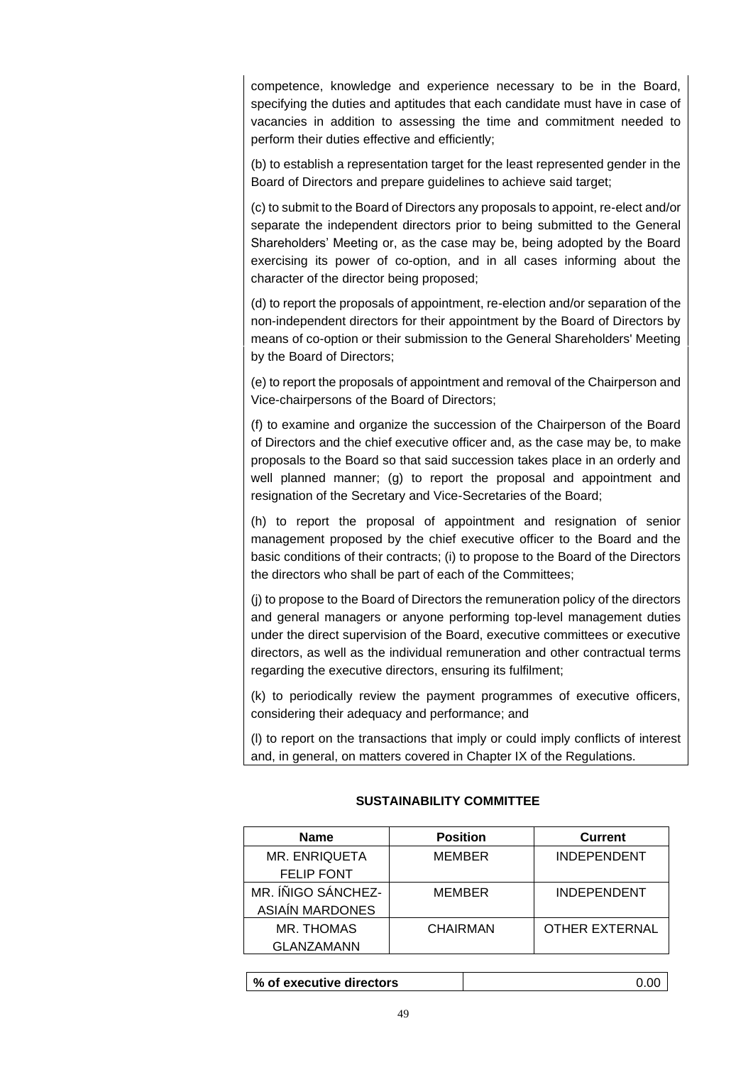competence, knowledge and experience necessary to be in the Board, specifying the duties and aptitudes that each candidate must have in case of vacancies in addition to assessing the time and commitment needed to perform their duties effective and efficiently;

(b) to establish a representation target for the least represented gender in the Board of Directors and prepare guidelines to achieve said target;

(c) to submit to the Board of Directors any proposals to appoint, re-elect and/or separate the independent directors prior to being submitted to the General Shareholders' Meeting or, as the case may be, being adopted by the Board exercising its power of co-option, and in all cases informing about the character of the director being proposed;

(d) to report the proposals of appointment, re-election and/or separation of the non-independent directors for their appointment by the Board of Directors by means of co-option or their submission to the General Shareholders' Meeting by the Board of Directors;

(e) to report the proposals of appointment and removal of the Chairperson and Vice-chairpersons of the Board of Directors;

(f) to examine and organize the succession of the Chairperson of the Board of Directors and the chief executive officer and, as the case may be, to make proposals to the Board so that said succession takes place in an orderly and well planned manner; (g) to report the proposal and appointment and resignation of the Secretary and Vice-Secretaries of the Board;

(h) to report the proposal of appointment and resignation of senior management proposed by the chief executive officer to the Board and the basic conditions of their contracts; (i) to propose to the Board of the Directors the directors who shall be part of each of the Committees;

(j) to propose to the Board of Directors the remuneration policy of the directors and general managers or anyone performing top-level management duties under the direct supervision of the Board, executive committees or executive directors, as well as the individual remuneration and other contractual terms regarding the executive directors, ensuring its fulfilment;

(k) to periodically review the payment programmes of executive officers, considering their adequacy and performance; and

(l) to report on the transactions that imply or could imply conflicts of interest and, in general, on matters covered in Chapter IX of the Regulations.

**SUSTAINABILITY COMMITTEE**

| Name | Position | Current |
|---|---|---|
| MR. ENRIQUETA FELIP FONT | MEMBER | INDEPENDENT |
| MR. ÍÑIGO SÁNCHEZ-ASIAÍN MARDONES | MEMBER | INDEPENDENT |
| MR. THOMAS GLANZAMANN | CHAIRMAN | OTHER EXTERNAL |

| % of executive directors | 0.00 |
|---|---|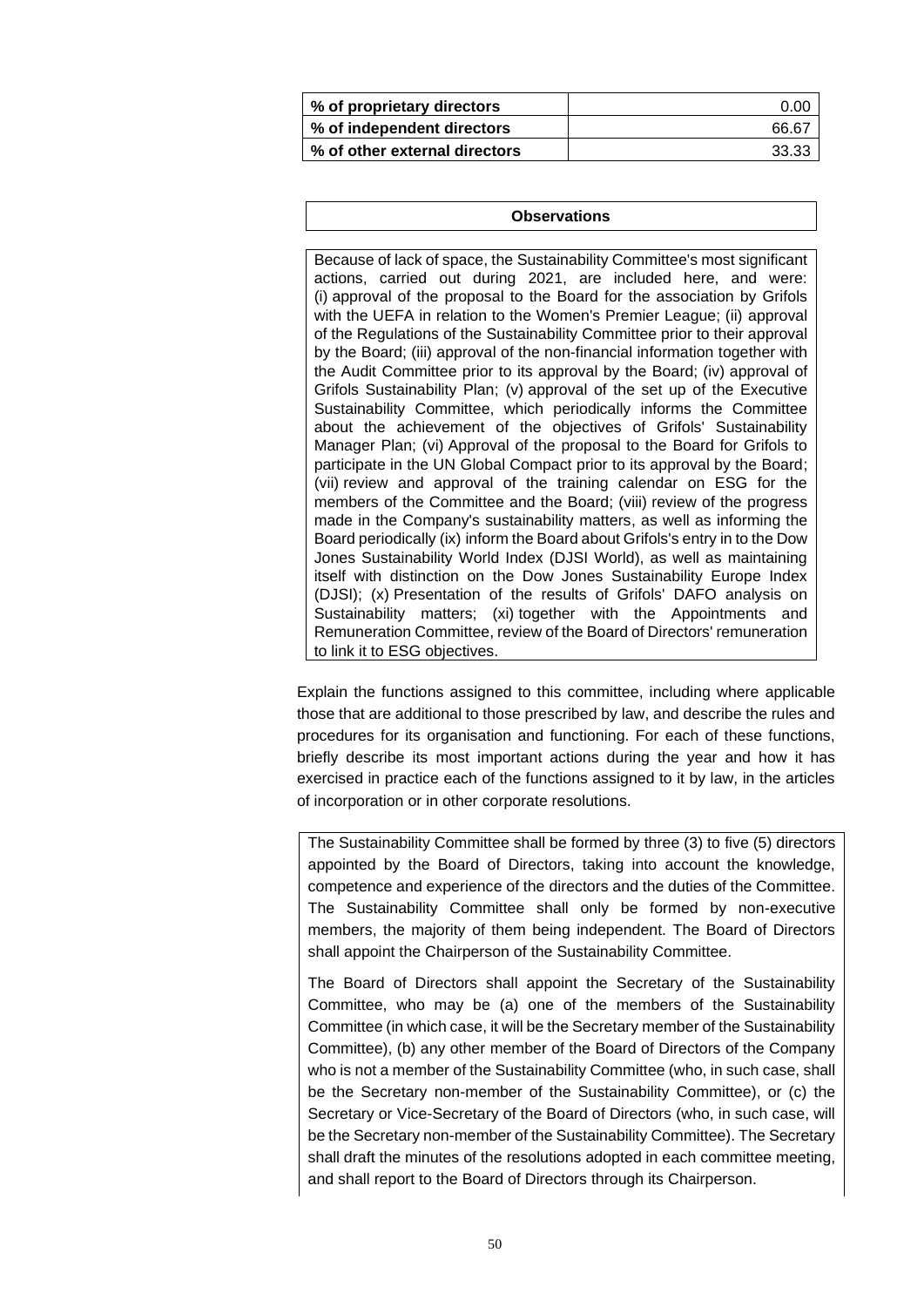| % of proprietary directors | 0.00 |
|---|---|
| % of independent directors | 66.67 |
| % of other external directors | 33.33 |

**Observations**

Because of lack of space, the Sustainability Committee's most significant actions, carried out during 2021, are included here, and were: (i) approval of the proposal to the Board for the association by Grifols with the UEFA in relation to the Women's Premier League; (ii) approval of the Regulations of the Sustainability Committee prior to their approval by the Board; (iii) approval of the non-financial information together with the Audit Committee prior to its approval by the Board; (iv) approval of Grifols Sustainability Plan; (v) approval of the set up of the Executive Sustainability Committee, which periodically informs the Committee about the achievement of the objectives of Grifols' Sustainability Manager Plan; (vi) Approval of the proposal to the Board for Grifols to participate in the UN Global Compact prior to its approval by the Board; (vii) review and approval of the training calendar on ESG for the members of the Committee and the Board; (viii) review of the progress made in the Company's sustainability matters, as well as informing the Board periodically (ix) inform the Board about Grifols's entry in to the Dow Jones Sustainability World Index (DJSI World), as well as maintaining itself with distinction on the Dow Jones Sustainability Europe Index (DJSI); (x) Presentation of the results of Grifols' DAFO analysis on Sustainability matters; (xi) together with the Appointments and Remuneration Committee, review of the Board of Directors' remuneration to link it to ESG objectives.

Explain the functions assigned to this committee, including where applicable those that are additional to those prescribed by law, and describe the rules and procedures for its organisation and functioning. For each of these functions, briefly describe its most important actions during the year and how it has exercised in practice each of the functions assigned to it by law, in the articles of incorporation or in other corporate resolutions.

The Sustainability Committee shall be formed by three (3) to five (5) directors appointed by the Board of Directors, taking into account the knowledge, competence and experience of the directors and the duties of the Committee. The Sustainability Committee shall only be formed by non-executive members, the majority of them being independent. The Board of Directors shall appoint the Chairperson of the Sustainability Committee.

The Board of Directors shall appoint the Secretary of the Sustainability Committee, who may be (a) one of the members of the Sustainability Committee (in which case, it will be the Secretary member of the Sustainability Committee), (b) any other member of the Board of Directors of the Company who is not a member of the Sustainability Committee (who, in such case, shall be the Secretary non-member of the Sustainability Committee), or (c) the Secretary or Vice-Secretary of the Board of Directors (who, in such case, will be the Secretary non-member of the Sustainability Committee). The Secretary shall draft the minutes of the resolutions adopted in each committee meeting, and shall report to the Board of Directors through its Chairperson.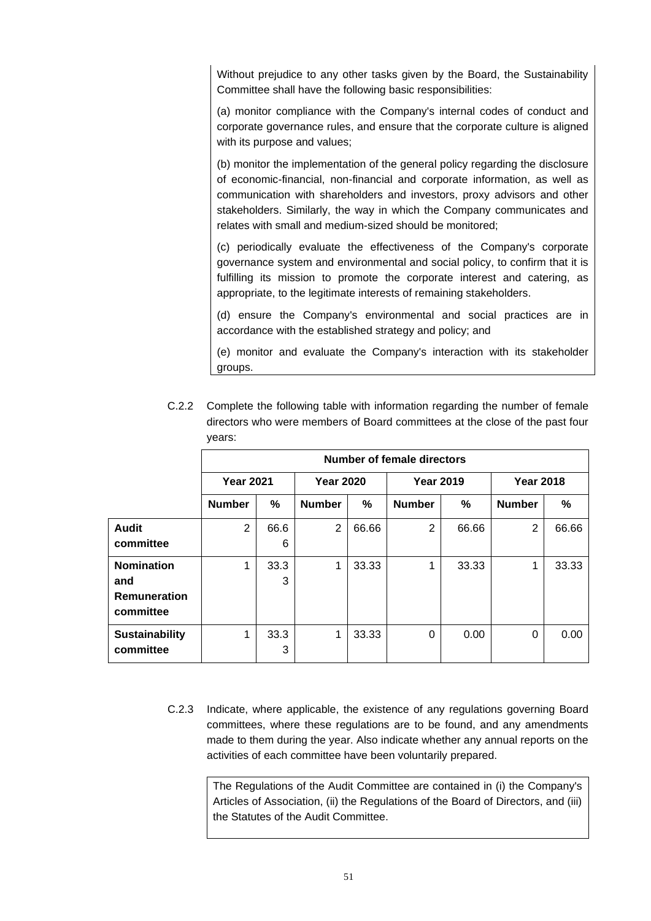Without prejudice to any other tasks given by the Board, the Sustainability Committee shall have the following basic responsibilities:

(a) monitor compliance with the Company's internal codes of conduct and corporate governance rules, and ensure that the corporate culture is aligned with its purpose and values;

(b) monitor the implementation of the general policy regarding the disclosure of economic-financial, non-financial and corporate information, as well as communication with shareholders and investors, proxy advisors and other stakeholders. Similarly, the way in which the Company communicates and relates with small and medium-sized should be monitored;

(c) periodically evaluate the effectiveness of the Company's corporate governance system and environmental and social policy, to confirm that it is fulfilling its mission to promote the corporate interest and catering, as appropriate, to the legitimate interests of remaining stakeholders.

(d) ensure the Company's environmental and social practices are in accordance with the established strategy and policy; and

(e) monitor and evaluate the Company's interaction with its stakeholder groups.

C.2.2 Complete the following table with information regarding the number of female directors who were members of Board committees at the close of the past four years:

| | Number of female directors | | | | | | | |
|---|---|---|---|---|---|---|---|---|
| | Year 2021 | | Year 2020 | | Year 2019 | | Year 2018 | |
| | Number | % | Number | % | Number | % | Number | % |
| **Audit committee** | 2 | 66.66 | 2 | 66.66 | 2 | 66.66 | 2 | 66.66 |
| **Nomination and Remuneration committee** | 1 | 33.33 | 1 | 33.33 | 1 | 33.33 | 1 | 33.33 |
| **Sustainability committee** | 1 | 33.33 | 1 | 33.33 | 0 | 0.00 | 0 | 0.00 |

C.2.3 Indicate, where applicable, the existence of any regulations governing Board committees, where these regulations are to be found, and any amendments made to them during the year. Also indicate whether any annual reports on the activities of each committee have been voluntarily prepared.

The Regulations of the Audit Committee are contained in (i) the Company's Articles of Association, (ii) the Regulations of the Board of Directors, and (iii) the Statutes of the Audit Committee.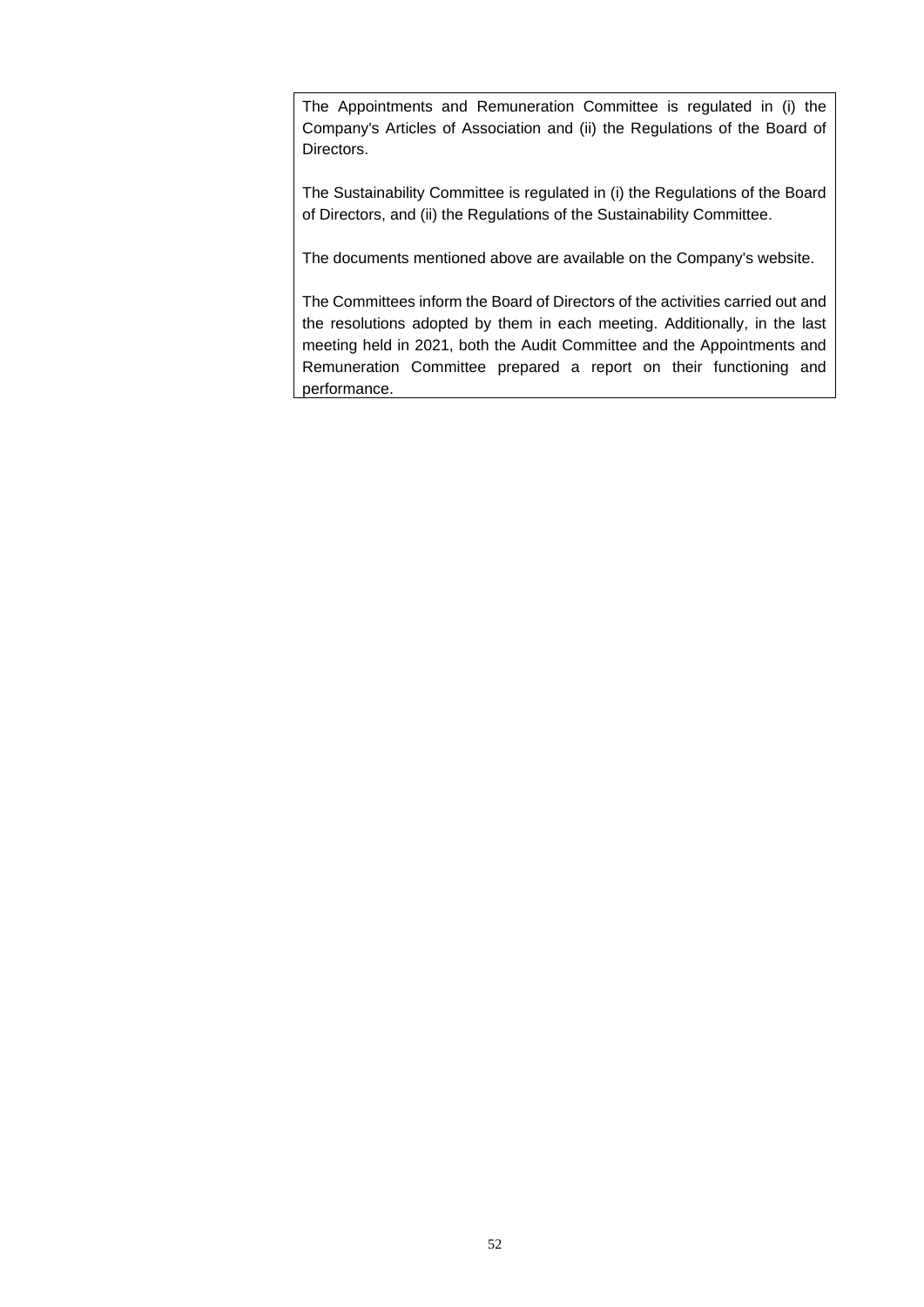The Appointments and Remuneration Committee is regulated in (i) the Company's Articles of Association and (ii) the Regulations of the Board of Directors.

The Sustainability Committee is regulated in (i) the Regulations of the Board of Directors, and (ii) the Regulations of the Sustainability Committee.

The documents mentioned above are available on the Company's website.

The Committees inform the Board of Directors of the activities carried out and the resolutions adopted by them in each meeting. Additionally, in the last meeting held in 2021, both the Audit Committee and the Appointments and Remuneration Committee prepared a report on their functioning and performance.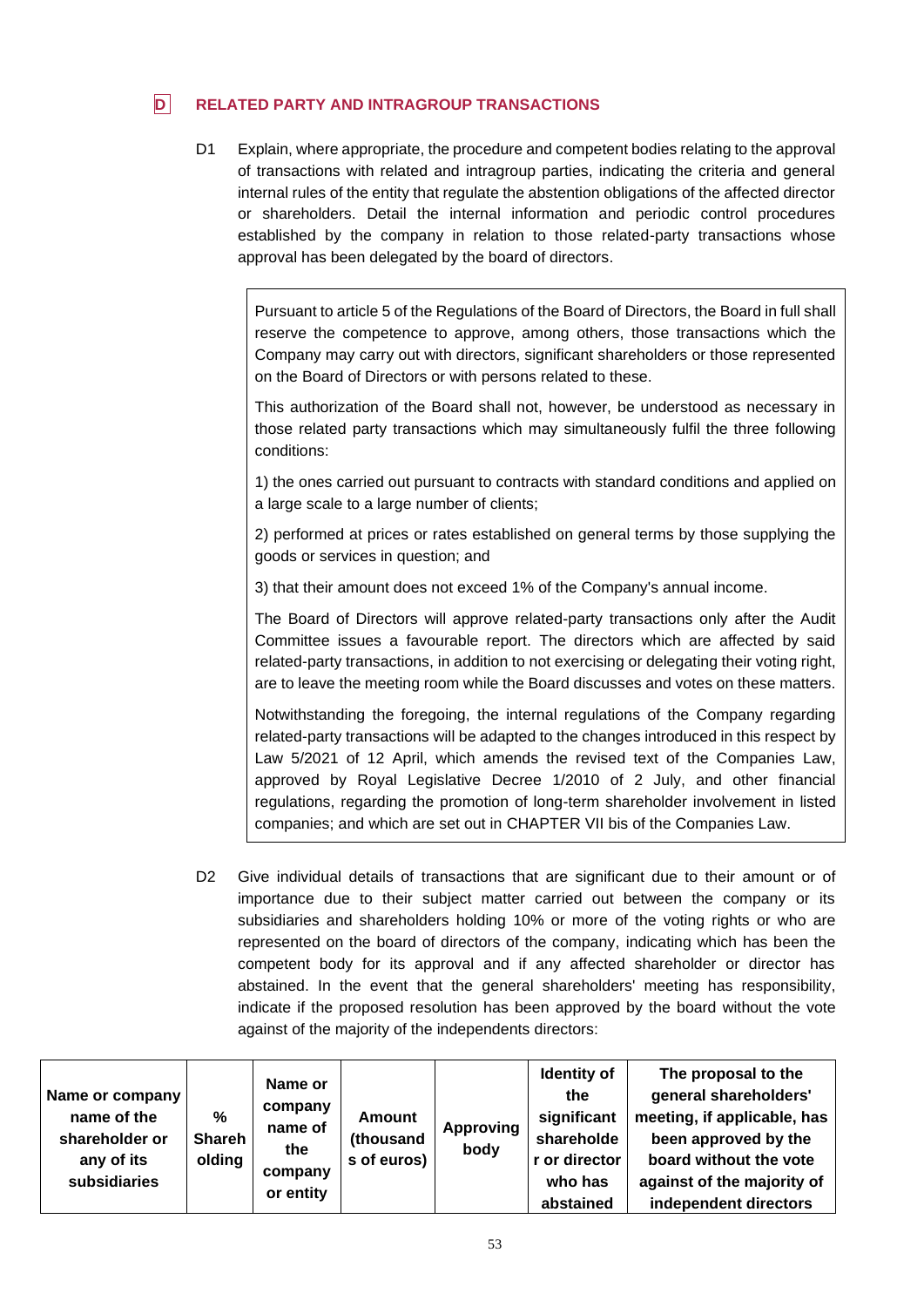## D RELATED PARTY AND INTRAGROUP TRANSACTIONS

D1 Explain, where appropriate, the procedure and competent bodies relating to the approval of transactions with related and intragroup parties, indicating the criteria and general internal rules of the entity that regulate the abstention obligations of the affected director or shareholders. Detail the internal information and periodic control procedures established by the company in relation to those related-party transactions whose approval has been delegated by the board of directors.

> Pursuant to article 5 of the Regulations of the Board of Directors, the Board in full shall reserve the competence to approve, among others, those transactions which the Company may carry out with directors, significant shareholders or those represented on the Board of Directors or with persons related to these.
>
> This authorization of the Board shall not, however, be understood as necessary in those related party transactions which may simultaneously fulfil the three following conditions:
>
> 1) the ones carried out pursuant to contracts with standard conditions and applied on a large scale to a large number of clients;
>
> 2) performed at prices or rates established on general terms by those supplying the goods or services in question; and
>
> 3) that their amount does not exceed 1% of the Company's annual income.
>
> The Board of Directors will approve related-party transactions only after the Audit Committee issues a favourable report. The directors which are affected by said related-party transactions, in addition to not exercising or delegating their voting right, are to leave the meeting room while the Board discusses and votes on these matters.
>
> Notwithstanding the foregoing, the internal regulations of the Company regarding related-party transactions will be adapted to the changes introduced in this respect by Law 5/2021 of 12 April, which amends the revised text of the Companies Law, approved by Royal Legislative Decree 1/2010 of 2 July, and other financial regulations, regarding the promotion of long-term shareholder involvement in listed companies; and which are set out in CHAPTER VII bis of the Companies Law.

D2 Give individual details of transactions that are significant due to their amount or of importance due to their subject matter carried out between the company or its subsidiaries and shareholders holding 10% or more of the voting rights or who are represented on the board of directors of the company, indicating which has been the competent body for its approval and if any affected shareholder or director has abstained. In the event that the general shareholders' meeting has responsibility, indicate if the proposed resolution has been approved by the board without the vote against of the majority of the independents directors:

| Name or company name of the shareholder or any of its subsidiaries | % Shareholding | Name or company name of the company or entity | Amount (thousands of euros) | Approving body | Identity of the significant shareholder or director who has abstained | The proposal to the general shareholders' meeting, if applicable, has been approved by the board without the vote against of the majority of independent directors |
|---|---|---|---|---|---|---|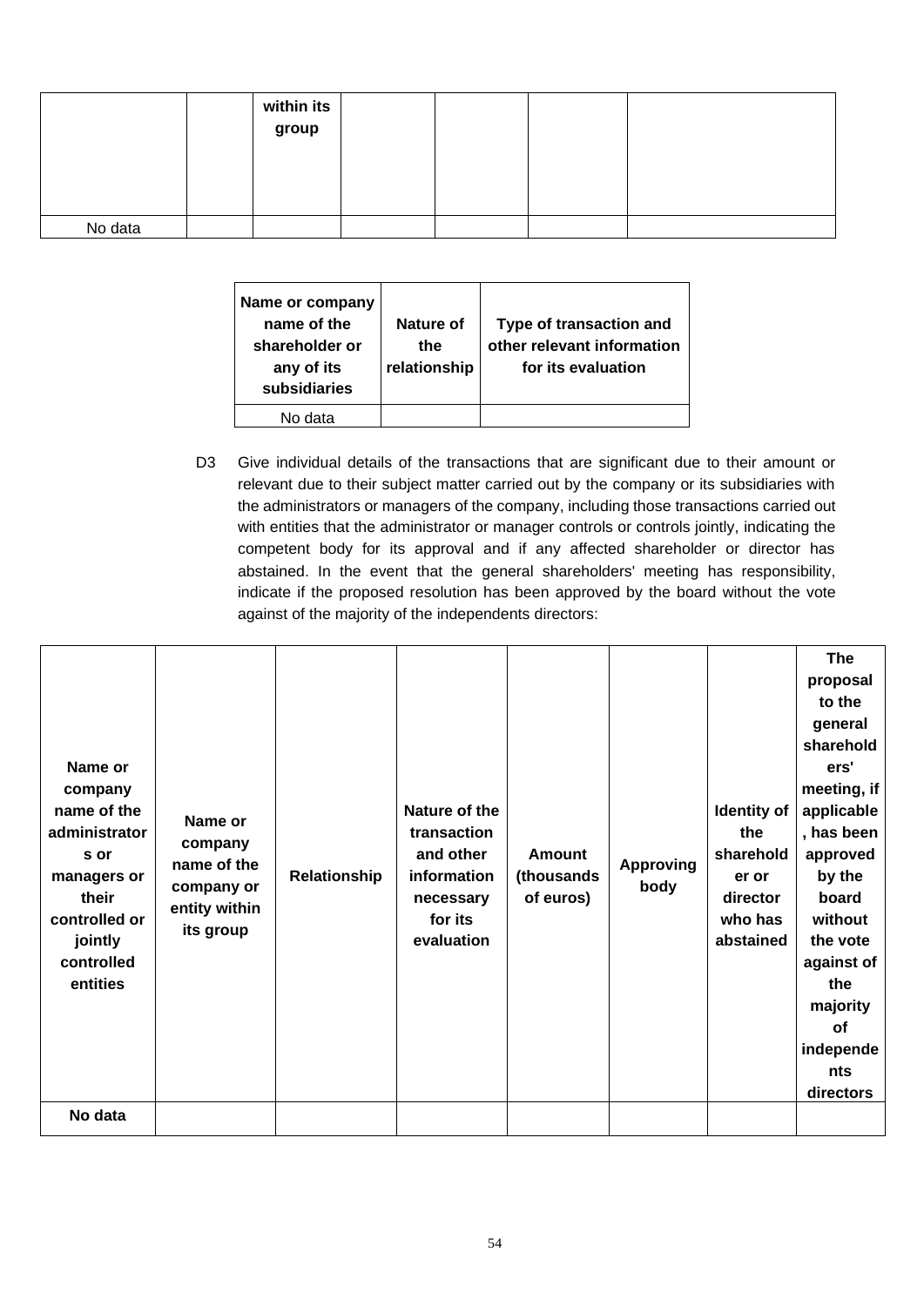| | | within its group | | | | |
|---|---|---|---|---|---|---|
| No data | | | | | | |

| Name or company name of the shareholder or any of its subsidiaries | Nature of the relationship | Type of transaction and other relevant information for its evaluation |
|---|---|---|
| No data | | |

D3 Give individual details of the transactions that are significant due to their amount or relevant due to their subject matter carried out by the company or its subsidiaries with the administrators or managers of the company, including those transactions carried out with entities that the administrator or manager controls or controls jointly, indicating the competent body for its approval and if any affected shareholder or director has abstained. In the event that the general shareholders' meeting has responsibility, indicate if the proposed resolution has been approved by the board without the vote against of the majority of the independents directors:

| Name or company name of the administrators or managers or their controlled or jointly controlled entities | Name or company name of the company or entity within its group | Relationship | Nature of the transaction and other information necessary for its evaluation | Amount (thousands of euros) | Approving body | Identity of the shareholder or director who has abstained | The proposal to the general shareholders' meeting, if applicable, has been approved by the board without the vote against of the majority of independents directors |
|---|---|---|---|---|---|---|---|
| **No data** | | | | | | | |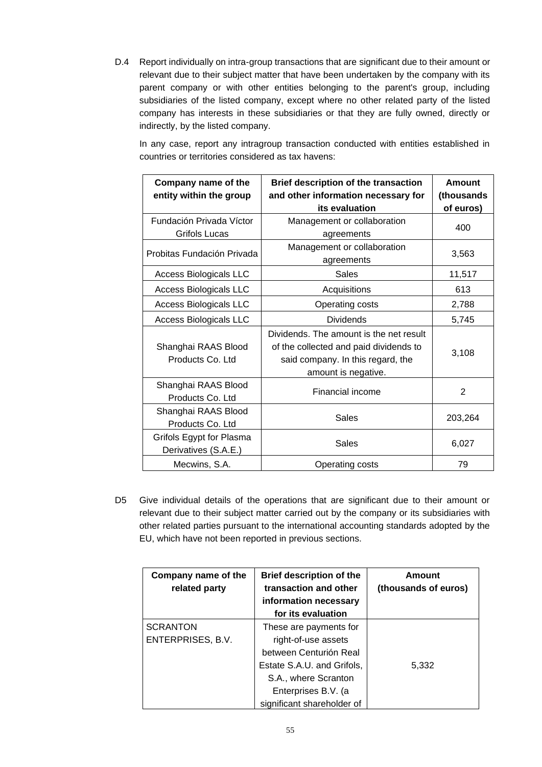D.4 Report individually on intra-group transactions that are significant due to their amount or relevant due to their subject matter that have been undertaken by the company with its parent company or with other entities belonging to the parent's group, including subsidiaries of the listed company, except where no other related party of the listed company has interests in these subsidiaries or that they are fully owned, directly or indirectly, by the listed company.

In any case, report any intragroup transaction conducted with entities established in countries or territories considered as tax havens:

| Company name of the entity within the group | Brief description of the transaction and other information necessary for its evaluation | Amount (thousands of euros) |
|---|---|---|
| Fundación Privada Víctor Grifols Lucas | Management or collaboration agreements | 400 |
| Probitas Fundación Privada | Management or collaboration agreements | 3,563 |
| Access Biologicals LLC | Sales | 11,517 |
| Access Biologicals LLC | Acquisitions | 613 |
| Access Biologicals LLC | Operating costs | 2,788 |
| Access Biologicals LLC | Dividends | 5,745 |
| Shanghai RAAS Blood Products Co. Ltd | Dividends. The amount is the net result of the collected and paid dividends to said company. In this regard, the amount is negative. | 3,108 |
| Shanghai RAAS Blood Products Co. Ltd | Financial income | 2 |
| Shanghai RAAS Blood Products Co. Ltd | Sales | 203,264 |
| Grifols Egypt for Plasma Derivatives (S.A.E.) | Sales | 6,027 |
| Mecwins, S.A. | Operating costs | 79 |

D5 Give individual details of the operations that are significant due to their amount or relevant due to their subject matter carried out by the company or its subsidiaries with other related parties pursuant to the international accounting standards adopted by the EU, which have not been reported in previous sections.

| Company name of the related party | Brief description of the transaction and other information necessary for its evaluation | Amount (thousands of euros) |
|---|---|---|
| SCRANTON ENTERPRISES, B.V. | These are payments for right-of-use assets between Centurión Real Estate S.A.U. and Grifols, S.A., where Scranton Enterprises B.V. (a significant shareholder of | 5,332 |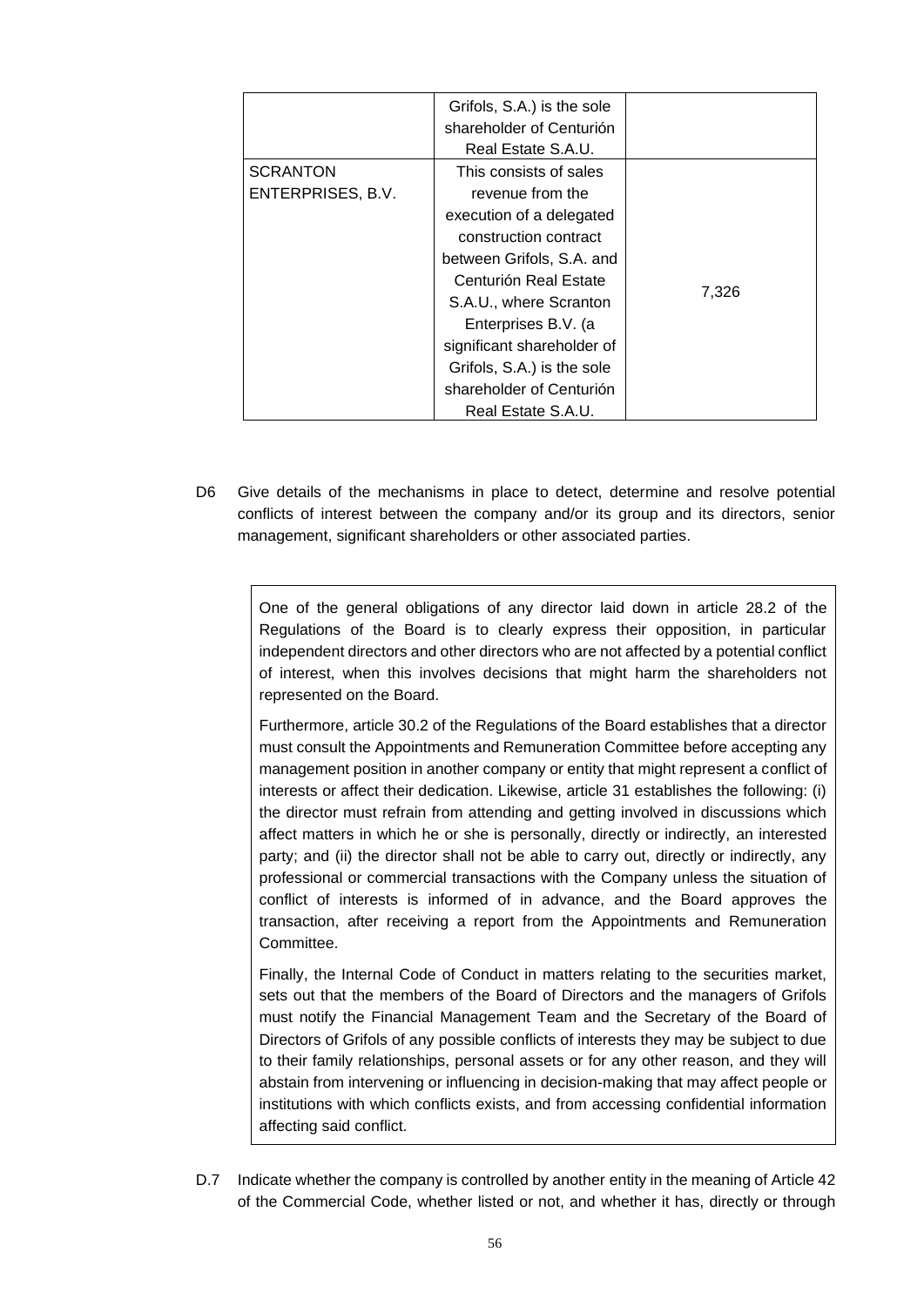| | | |
|---|---|---|
| | Grifols, S.A.) is the sole shareholder of Centurión Real Estate S.A.U. | |
| SCRANTON ENTERPRISES, B.V. | This consists of sales revenue from the execution of a delegated construction contract between Grifols, S.A. and Centurión Real Estate S.A.U., where Scranton Enterprises B.V. (a significant shareholder of Grifols, S.A.) is the sole shareholder of Centurión Real Estate S.A.U. | 7,326 |

D6 Give details of the mechanisms in place to detect, determine and resolve potential conflicts of interest between the company and/or its group and its directors, senior management, significant shareholders or other associated parties.

> One of the general obligations of any director laid down in article 28.2 of the Regulations of the Board is to clearly express their opposition, in particular independent directors and other directors who are not affected by a potential conflict of interest, when this involves decisions that might harm the shareholders not represented on the Board.
>
> Furthermore, article 30.2 of the Regulations of the Board establishes that a director must consult the Appointments and Remuneration Committee before accepting any management position in another company or entity that might represent a conflict of interests or affect their dedication. Likewise, article 31 establishes the following: (i) the director must refrain from attending and getting involved in discussions which affect matters in which he or she is personally, directly or indirectly, an interested party; and (ii) the director shall not be able to carry out, directly or indirectly, any professional or commercial transactions with the Company unless the situation of conflict of interests is informed of in advance, and the Board approves the transaction, after receiving a report from the Appointments and Remuneration Committee.
>
> Finally, the Internal Code of Conduct in matters relating to the securities market, sets out that the members of the Board of Directors and the managers of Grifols must notify the Financial Management Team and the Secretary of the Board of Directors of Grifols of any possible conflicts of interests they may be subject to due to their family relationships, personal assets or for any other reason, and they will abstain from intervening or influencing in decision-making that may affect people or institutions with which conflicts exists, and from accessing confidential information affecting said conflict.

D.7 Indicate whether the company is controlled by another entity in the meaning of Article 42 of the Commercial Code, whether listed or not, and whether it has, directly or through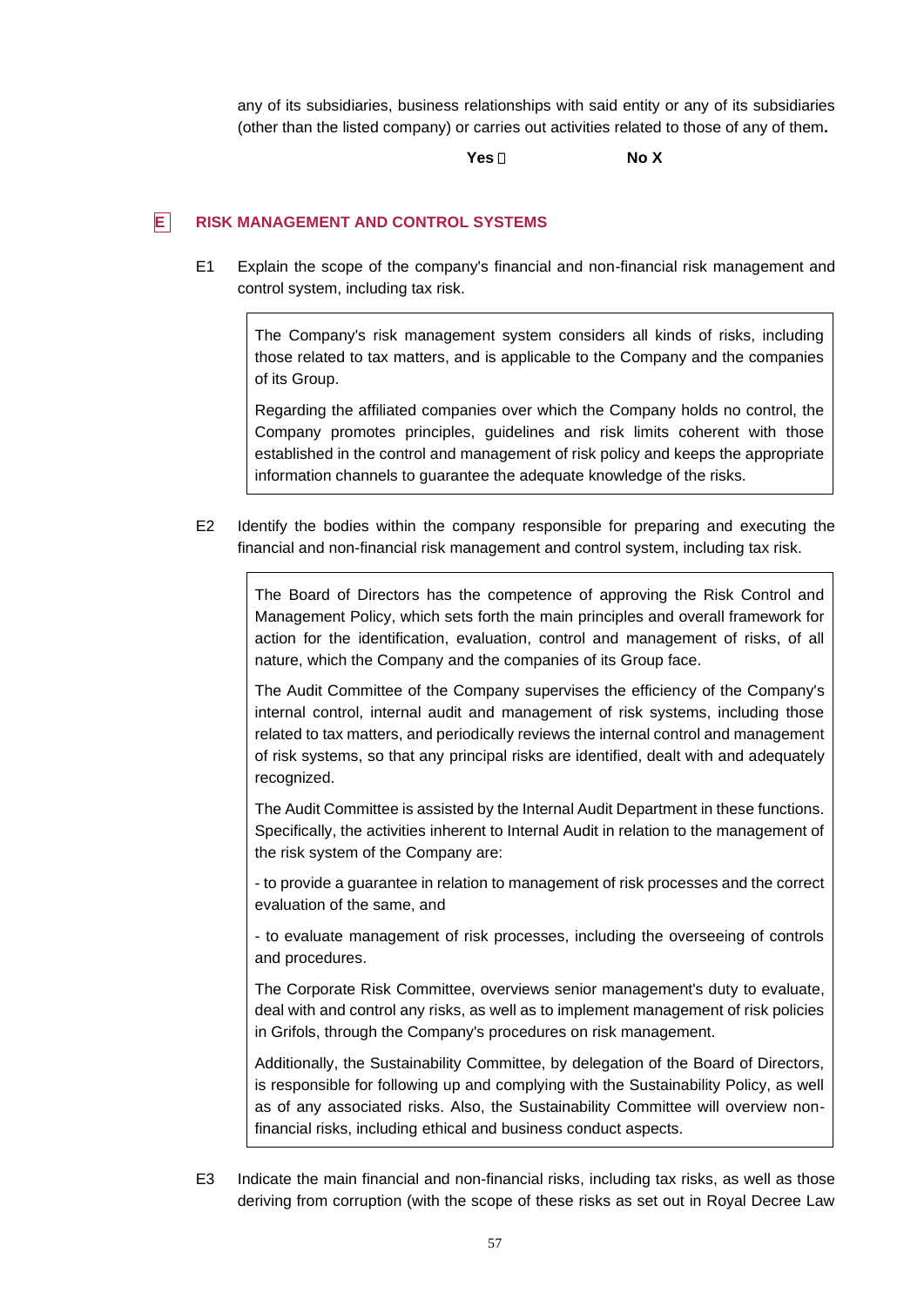any of its subsidiaries, business relationships with said entity or any of its subsidiaries (other than the listed company) or carries out activities related to those of any of them**.**

**Yes ☐** **No X**

## E RISK MANAGEMENT AND CONTROL SYSTEMS

E1 Explain the scope of the company's financial and non-financial risk management and control system, including tax risk.

> The Company's risk management system considers all kinds of risks, including those related to tax matters, and is applicable to the Company and the companies of its Group.
>
> Regarding the affiliated companies over which the Company holds no control, the Company promotes principles, guidelines and risk limits coherent with those established in the control and management of risk policy and keeps the appropriate information channels to guarantee the adequate knowledge of the risks.

E2 Identify the bodies within the company responsible for preparing and executing the financial and non-financial risk management and control system, including tax risk.

> The Board of Directors has the competence of approving the Risk Control and Management Policy, which sets forth the main principles and overall framework for action for the identification, evaluation, control and management of risks, of all nature, which the Company and the companies of its Group face.
>
> The Audit Committee of the Company supervises the efficiency of the Company's internal control, internal audit and management of risk systems, including those related to tax matters, and periodically reviews the internal control and management of risk systems, so that any principal risks are identified, dealt with and adequately recognized.
>
> The Audit Committee is assisted by the Internal Audit Department in these functions. Specifically, the activities inherent to Internal Audit in relation to the management of the risk system of the Company are:
>
> - to provide a guarantee in relation to management of risk processes and the correct evaluation of the same, and
>
> - to evaluate management of risk processes, including the overseeing of controls and procedures.
>
> The Corporate Risk Committee, overviews senior management's duty to evaluate, deal with and control any risks, as well as to implement management of risk policies in Grifols, through the Company's procedures on risk management.
>
> Additionally, the Sustainability Committee, by delegation of the Board of Directors, is responsible for following up and complying with the Sustainability Policy, as well as of any associated risks. Also, the Sustainability Committee will overview non-financial risks, including ethical and business conduct aspects.

E3 Indicate the main financial and non-financial risks, including tax risks, as well as those deriving from corruption (with the scope of these risks as set out in Royal Decree Law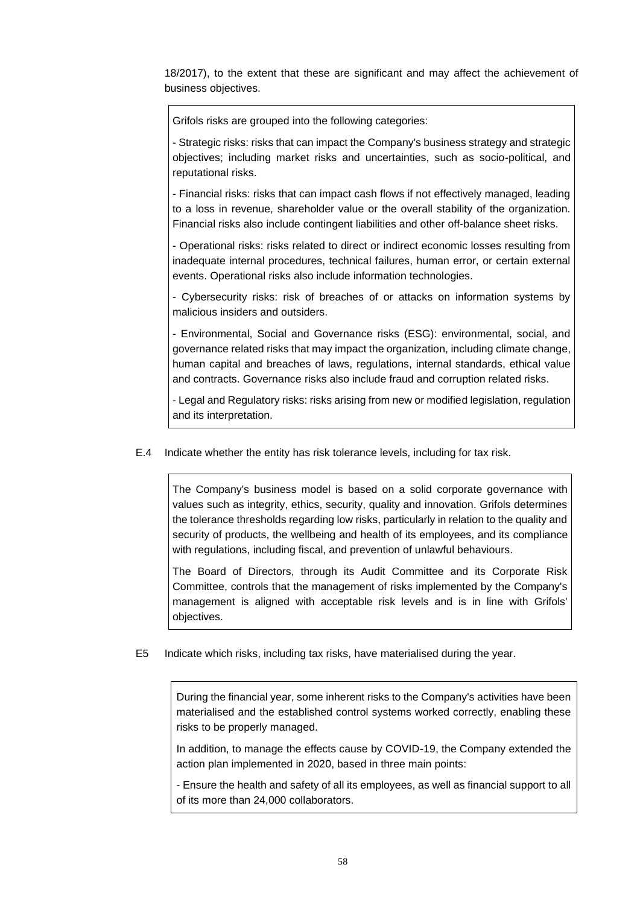18/2017), to the extent that these are significant and may affect the achievement of business objectives.

Grifols risks are grouped into the following categories:

- Strategic risks: risks that can impact the Company's business strategy and strategic objectives; including market risks and uncertainties, such as socio-political, and reputational risks.

- Financial risks: risks that can impact cash flows if not effectively managed, leading to a loss in revenue, shareholder value or the overall stability of the organization. Financial risks also include contingent liabilities and other off-balance sheet risks.

- Operational risks: risks related to direct or indirect economic losses resulting from inadequate internal procedures, technical failures, human error, or certain external events. Operational risks also include information technologies.

- Cybersecurity risks: risk of breaches of or attacks on information systems by malicious insiders and outsiders.

- Environmental, Social and Governance risks (ESG): environmental, social, and governance related risks that may impact the organization, including climate change, human capital and breaches of laws, regulations, internal standards, ethical value and contracts. Governance risks also include fraud and corruption related risks.

- Legal and Regulatory risks: risks arising from new or modified legislation, regulation and its interpretation.

E.4 Indicate whether the entity has risk tolerance levels, including for tax risk.

The Company's business model is based on a solid corporate governance with values such as integrity, ethics, security, quality and innovation. Grifols determines the tolerance thresholds regarding low risks, particularly in relation to the quality and security of products, the wellbeing and health of its employees, and its compliance with regulations, including fiscal, and prevention of unlawful behaviours.

The Board of Directors, through its Audit Committee and its Corporate Risk Committee, controls that the management of risks implemented by the Company's management is aligned with acceptable risk levels and is in line with Grifols' objectives.

E5 Indicate which risks, including tax risks, have materialised during the year.

During the financial year, some inherent risks to the Company's activities have been materialised and the established control systems worked correctly, enabling these risks to be properly managed.

In addition, to manage the effects cause by COVID-19, the Company extended the action plan implemented in 2020, based in three main points:

- Ensure the health and safety of all its employees, as well as financial support to all of its more than 24,000 collaborators.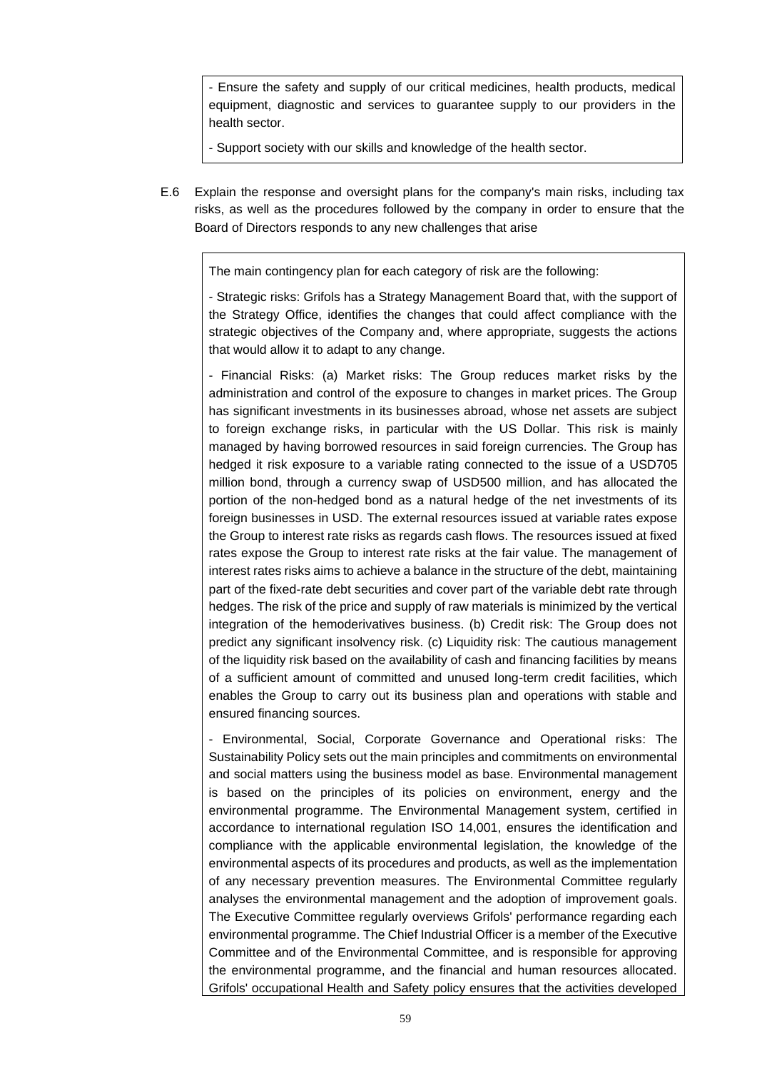- Ensure the safety and supply of our critical medicines, health products, medical equipment, diagnostic and services to guarantee supply to our providers in the health sector.

- Support society with our skills and knowledge of the health sector.

E.6 Explain the response and oversight plans for the company's main risks, including tax risks, as well as the procedures followed by the company in order to ensure that the Board of Directors responds to any new challenges that arise

The main contingency plan for each category of risk are the following:

- Strategic risks: Grifols has a Strategy Management Board that, with the support of the Strategy Office, identifies the changes that could affect compliance with the strategic objectives of the Company and, where appropriate, suggests the actions that would allow it to adapt to any change.

- Financial Risks: (a) Market risks: The Group reduces market risks by the administration and control of the exposure to changes in market prices. The Group has significant investments in its businesses abroad, whose net assets are subject to foreign exchange risks, in particular with the US Dollar. This risk is mainly managed by having borrowed resources in said foreign currencies. The Group has hedged it risk exposure to a variable rating connected to the issue of a USD705 million bond, through a currency swap of USD500 million, and has allocated the portion of the non-hedged bond as a natural hedge of the net investments of its foreign businesses in USD. The external resources issued at variable rates expose the Group to interest rate risks as regards cash flows. The resources issued at fixed rates expose the Group to interest rate risks at the fair value. The management of interest rates risks aims to achieve a balance in the structure of the debt, maintaining part of the fixed-rate debt securities and cover part of the variable debt rate through hedges. The risk of the price and supply of raw materials is minimized by the vertical integration of the hemoderivatives business. (b) Credit risk: The Group does not predict any significant insolvency risk. (c) Liquidity risk: The cautious management of the liquidity risk based on the availability of cash and financing facilities by means of a sufficient amount of committed and unused long-term credit facilities, which enables the Group to carry out its business plan and operations with stable and ensured financing sources.

- Environmental, Social, Corporate Governance and Operational risks: The Sustainability Policy sets out the main principles and commitments on environmental and social matters using the business model as base. Environmental management is based on the principles of its policies on environment, energy and the environmental programme. The Environmental Management system, certified in accordance to international regulation ISO 14,001, ensures the identification and compliance with the applicable environmental legislation, the knowledge of the environmental aspects of its procedures and products, as well as the implementation of any necessary prevention measures. The Environmental Committee regularly analyses the environmental management and the adoption of improvement goals. The Executive Committee regularly overviews Grifols' performance regarding each environmental programme. The Chief Industrial Officer is a member of the Executive Committee and of the Environmental Committee, and is responsible for approving the environmental programme, and the financial and human resources allocated. Grifols' occupational Health and Safety policy ensures that the activities developed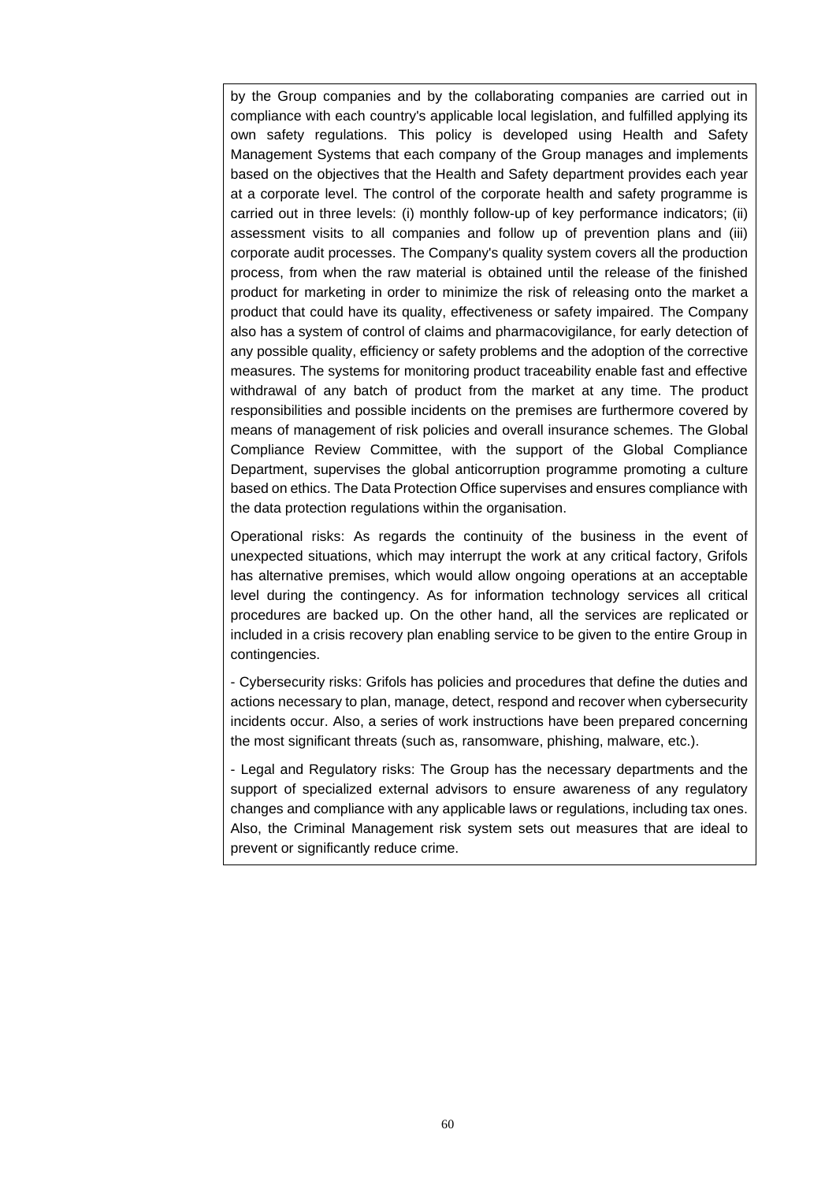by the Group companies and by the collaborating companies are carried out in compliance with each country's applicable local legislation, and fulfilled applying its own safety regulations. This policy is developed using Health and Safety Management Systems that each company of the Group manages and implements based on the objectives that the Health and Safety department provides each year at a corporate level. The control of the corporate health and safety programme is carried out in three levels: (i) monthly follow-up of key performance indicators; (ii) assessment visits to all companies and follow up of prevention plans and (iii) corporate audit processes. The Company's quality system covers all the production process, from when the raw material is obtained until the release of the finished product for marketing in order to minimize the risk of releasing onto the market a product that could have its quality, effectiveness or safety impaired. The Company also has a system of control of claims and pharmacovigilance, for early detection of any possible quality, efficiency or safety problems and the adoption of the corrective measures. The systems for monitoring product traceability enable fast and effective withdrawal of any batch of product from the market at any time. The product responsibilities and possible incidents on the premises are furthermore covered by means of management of risk policies and overall insurance schemes. The Global Compliance Review Committee, with the support of the Global Compliance Department, supervises the global anticorruption programme promoting a culture based on ethics. The Data Protection Office supervises and ensures compliance with the data protection regulations within the organisation.

Operational risks: As regards the continuity of the business in the event of unexpected situations, which may interrupt the work at any critical factory, Grifols has alternative premises, which would allow ongoing operations at an acceptable level during the contingency. As for information technology services all critical procedures are backed up. On the other hand, all the services are replicated or included in a crisis recovery plan enabling service to be given to the entire Group in contingencies.

- Cybersecurity risks: Grifols has policies and procedures that define the duties and actions necessary to plan, manage, detect, respond and recover when cybersecurity incidents occur. Also, a series of work instructions have been prepared concerning the most significant threats (such as, ransomware, phishing, malware, etc.).

- Legal and Regulatory risks: The Group has the necessary departments and the support of specialized external advisors to ensure awareness of any regulatory changes and compliance with any applicable laws or regulations, including tax ones. Also, the Criminal Management risk system sets out measures that are ideal to prevent or significantly reduce crime.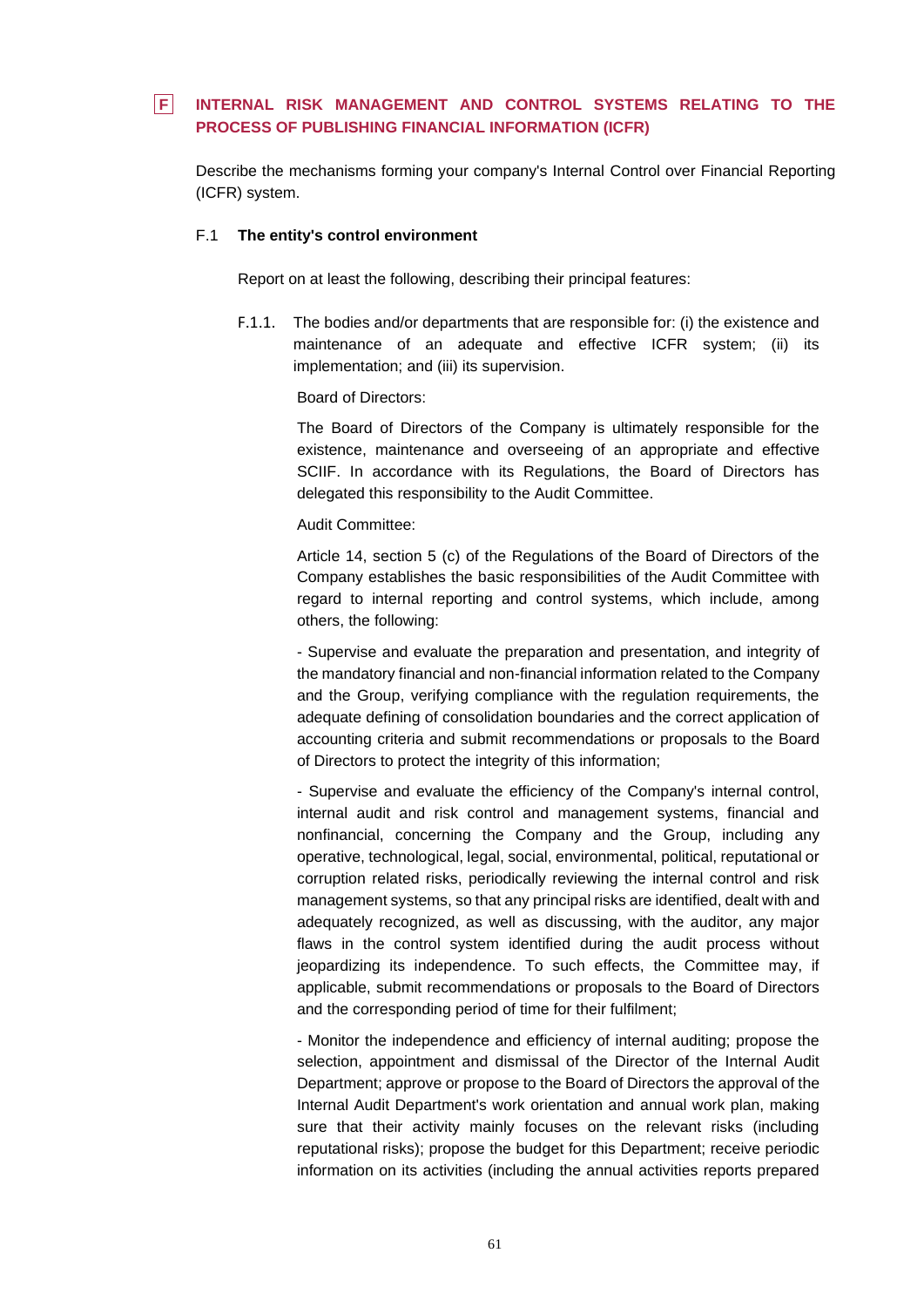## F INTERNAL RISK MANAGEMENT AND CONTROL SYSTEMS RELATING TO THE PROCESS OF PUBLISHING FINANCIAL INFORMATION (ICFR)

Describe the mechanisms forming your company's Internal Control over Financial Reporting (ICFR) system.

### F.1 The entity's control environment

Report on at least the following, describing their principal features:

F.1.1. The bodies and/or departments that are responsible for: (i) the existence and maintenance of an adequate and effective ICFR system; (ii) its implementation; and (iii) its supervision.

Board of Directors:

The Board of Directors of the Company is ultimately responsible for the existence, maintenance and overseeing of an appropriate and effective SCIIF. In accordance with its Regulations, the Board of Directors has delegated this responsibility to the Audit Committee.

Audit Committee:

Article 14, section 5 (c) of the Regulations of the Board of Directors of the Company establishes the basic responsibilities of the Audit Committee with regard to internal reporting and control systems, which include, among others, the following:

- Supervise and evaluate the preparation and presentation, and integrity of the mandatory financial and non-financial information related to the Company and the Group, verifying compliance with the regulation requirements, the adequate defining of consolidation boundaries and the correct application of accounting criteria and submit recommendations or proposals to the Board of Directors to protect the integrity of this information;

- Supervise and evaluate the efficiency of the Company's internal control, internal audit and risk control and management systems, financial and nonfinancial, concerning the Company and the Group, including any operative, technological, legal, social, environmental, political, reputational or corruption related risks, periodically reviewing the internal control and risk management systems, so that any principal risks are identified, dealt with and adequately recognized, as well as discussing, with the auditor, any major flaws in the control system identified during the audit process without jeopardizing its independence. To such effects, the Committee may, if applicable, submit recommendations or proposals to the Board of Directors and the corresponding period of time for their fulfilment;

- Monitor the independence and efficiency of internal auditing; propose the selection, appointment and dismissal of the Director of the Internal Audit Department; approve or propose to the Board of Directors the approval of the Internal Audit Department's work orientation and annual work plan, making sure that their activity mainly focuses on the relevant risks (including reputational risks); propose the budget for this Department; receive periodic information on its activities (including the annual activities reports prepared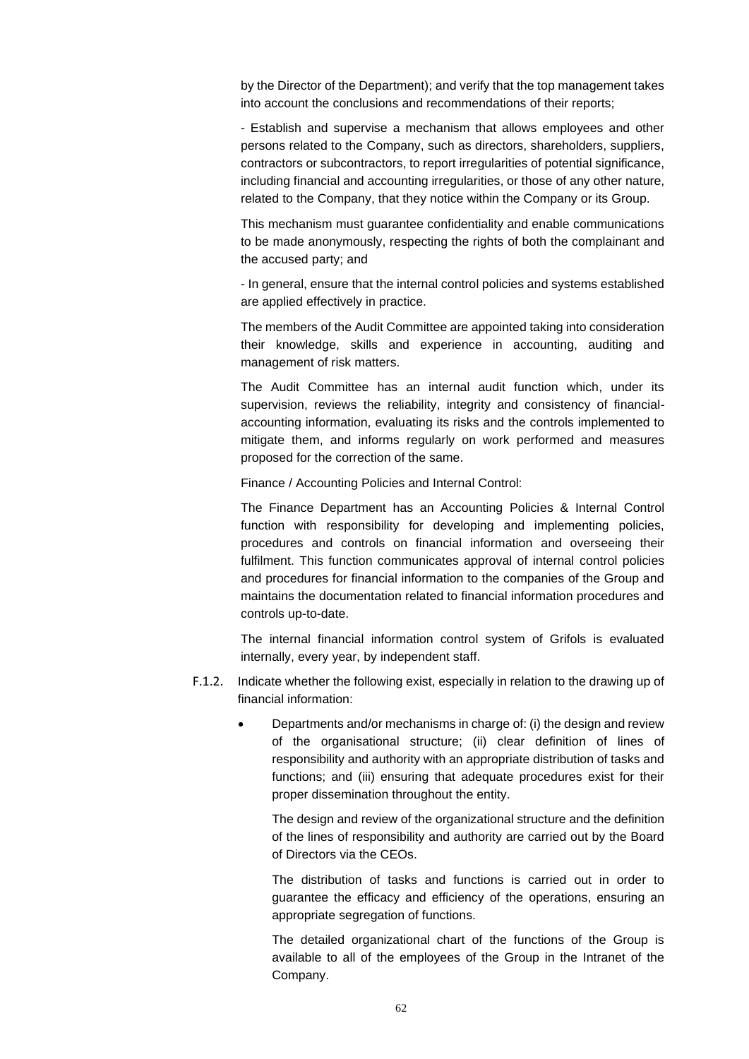by the Director of the Department); and verify that the top management takes into account the conclusions and recommendations of their reports;

- Establish and supervise a mechanism that allows employees and other persons related to the Company, such as directors, shareholders, suppliers, contractors or subcontractors, to report irregularities of potential significance, including financial and accounting irregularities, or those of any other nature, related to the Company, that they notice within the Company or its Group.

This mechanism must guarantee confidentiality and enable communications to be made anonymously, respecting the rights of both the complainant and the accused party; and

- In general, ensure that the internal control policies and systems established are applied effectively in practice.

The members of the Audit Committee are appointed taking into consideration their knowledge, skills and experience in accounting, auditing and management of risk matters.

The Audit Committee has an internal audit function which, under its supervision, reviews the reliability, integrity and consistency of financial-accounting information, evaluating its risks and the controls implemented to mitigate them, and informs regularly on work performed and measures proposed for the correction of the same.

Finance / Accounting Policies and Internal Control:

The Finance Department has an Accounting Policies & Internal Control function with responsibility for developing and implementing policies, procedures and controls on financial information and overseeing their fulfilment. This function communicates approval of internal control policies and procedures for financial information to the companies of the Group and maintains the documentation related to financial information procedures and controls up-to-date.

The internal financial information control system of Grifols is evaluated internally, every year, by independent staff.

F.1.2. Indicate whether the following exist, especially in relation to the drawing up of financial information:

- Departments and/or mechanisms in charge of: (i) the design and review of the organisational structure; (ii) clear definition of lines of responsibility and authority with an appropriate distribution of tasks and functions; and (iii) ensuring that adequate procedures exist for their proper dissemination throughout the entity.

  The design and review of the organizational structure and the definition of the lines of responsibility and authority are carried out by the Board of Directors via the CEOs.

  The distribution of tasks and functions is carried out in order to guarantee the efficacy and efficiency of the operations, ensuring an appropriate segregation of functions.

  The detailed organizational chart of the functions of the Group is available to all of the employees of the Group in the Intranet of the Company.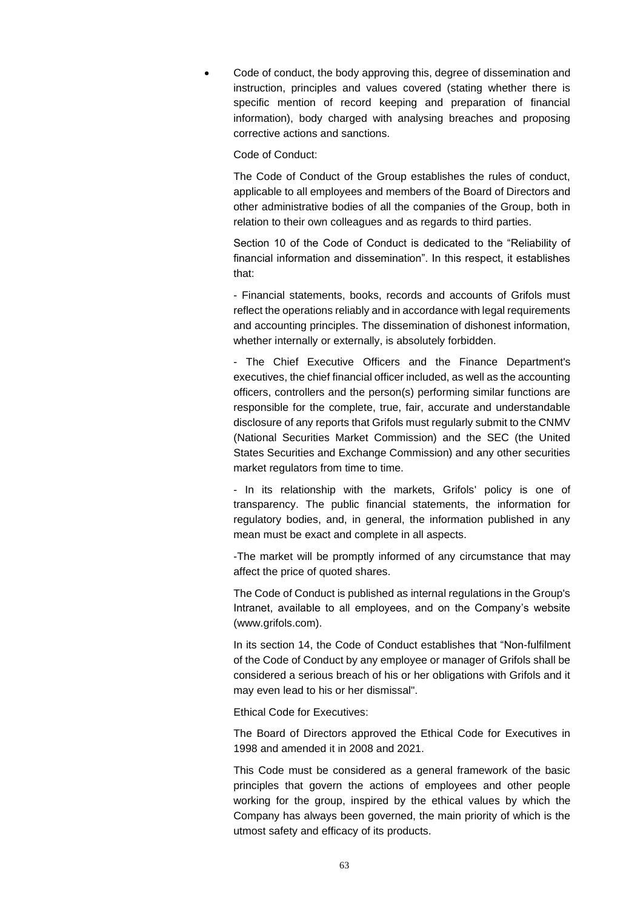- Code of conduct, the body approving this, degree of dissemination and instruction, principles and values covered (stating whether there is specific mention of record keeping and preparation of financial information), body charged with analysing breaches and proposing corrective actions and sanctions.

  Code of Conduct:

  The Code of Conduct of the Group establishes the rules of conduct, applicable to all employees and members of the Board of Directors and other administrative bodies of all the companies of the Group, both in relation to their own colleagues and as regards to third parties.

  Section 10 of the Code of Conduct is dedicated to the "Reliability of financial information and dissemination". In this respect, it establishes that:

  - Financial statements, books, records and accounts of Grifols must reflect the operations reliably and in accordance with legal requirements and accounting principles. The dissemination of dishonest information, whether internally or externally, is absolutely forbidden.

  - The Chief Executive Officers and the Finance Department's executives, the chief financial officer included, as well as the accounting officers, controllers and the person(s) performing similar functions are responsible for the complete, true, fair, accurate and understandable disclosure of any reports that Grifols must regularly submit to the CNMV (National Securities Market Commission) and the SEC (the United States Securities and Exchange Commission) and any other securities market regulators from time to time.

  - In its relationship with the markets, Grifols' policy is one of transparency. The public financial statements, the information for regulatory bodies, and, in general, the information published in any mean must be exact and complete in all aspects.

  -The market will be promptly informed of any circumstance that may affect the price of quoted shares.

  The Code of Conduct is published as internal regulations in the Group's Intranet, available to all employees, and on the Company's website (www.grifols.com).

  In its section 14, the Code of Conduct establishes that "Non-fulfilment of the Code of Conduct by any employee or manager of Grifols shall be considered a serious breach of his or her obligations with Grifols and it may even lead to his or her dismissal".

  Ethical Code for Executives:

  The Board of Directors approved the Ethical Code for Executives in 1998 and amended it in 2008 and 2021.

  This Code must be considered as a general framework of the basic principles that govern the actions of employees and other people working for the group, inspired by the ethical values by which the Company has always been governed, the main priority of which is the utmost safety and efficacy of its products.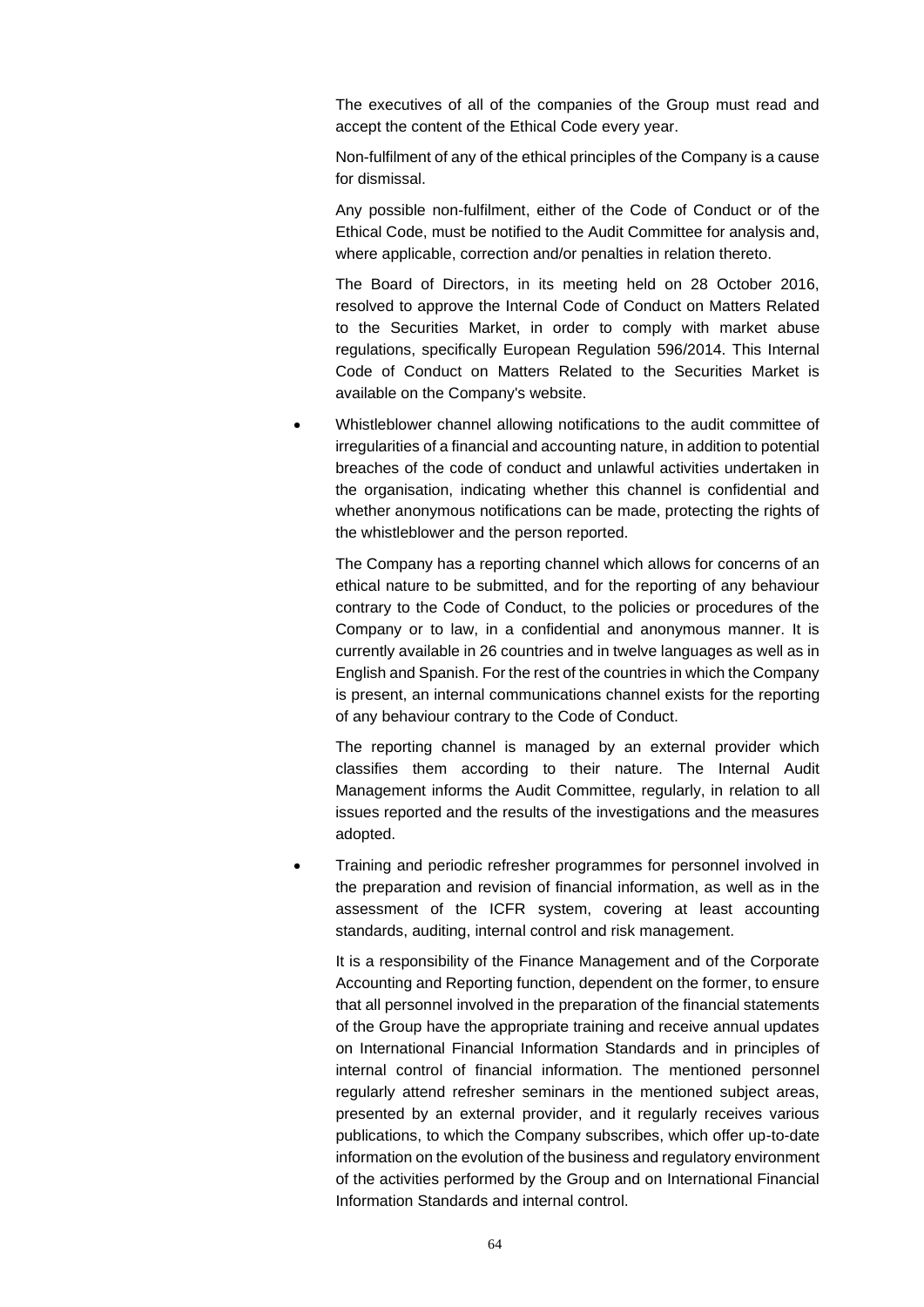The executives of all of the companies of the Group must read and accept the content of the Ethical Code every year.

Non-fulfilment of any of the ethical principles of the Company is a cause for dismissal.

Any possible non-fulfilment, either of the Code of Conduct or of the Ethical Code, must be notified to the Audit Committee for analysis and, where applicable, correction and/or penalties in relation thereto.

The Board of Directors, in its meeting held on 28 October 2016, resolved to approve the Internal Code of Conduct on Matters Related to the Securities Market, in order to comply with market abuse regulations, specifically European Regulation 596/2014. This Internal Code of Conduct on Matters Related to the Securities Market is available on the Company's website.

- Whistleblower channel allowing notifications to the audit committee of irregularities of a financial and accounting nature, in addition to potential breaches of the code of conduct and unlawful activities undertaken in the organisation, indicating whether this channel is confidential and whether anonymous notifications can be made, protecting the rights of the whistleblower and the person reported.

  The Company has a reporting channel which allows for concerns of an ethical nature to be submitted, and for the reporting of any behaviour contrary to the Code of Conduct, to the policies or procedures of the Company or to law, in a confidential and anonymous manner. It is currently available in 26 countries and in twelve languages as well as in English and Spanish. For the rest of the countries in which the Company is present, an internal communications channel exists for the reporting of any behaviour contrary to the Code of Conduct.

  The reporting channel is managed by an external provider which classifies them according to their nature. The Internal Audit Management informs the Audit Committee, regularly, in relation to all issues reported and the results of the investigations and the measures adopted.

- Training and periodic refresher programmes for personnel involved in the preparation and revision of financial information, as well as in the assessment of the ICFR system, covering at least accounting standards, auditing, internal control and risk management.

  It is a responsibility of the Finance Management and of the Corporate Accounting and Reporting function, dependent on the former, to ensure that all personnel involved in the preparation of the financial statements of the Group have the appropriate training and receive annual updates on International Financial Information Standards and in principles of internal control of financial information. The mentioned personnel regularly attend refresher seminars in the mentioned subject areas, presented by an external provider, and it regularly receives various publications, to which the Company subscribes, which offer up-to-date information on the evolution of the business and regulatory environment of the activities performed by the Group and on International Financial Information Standards and internal control.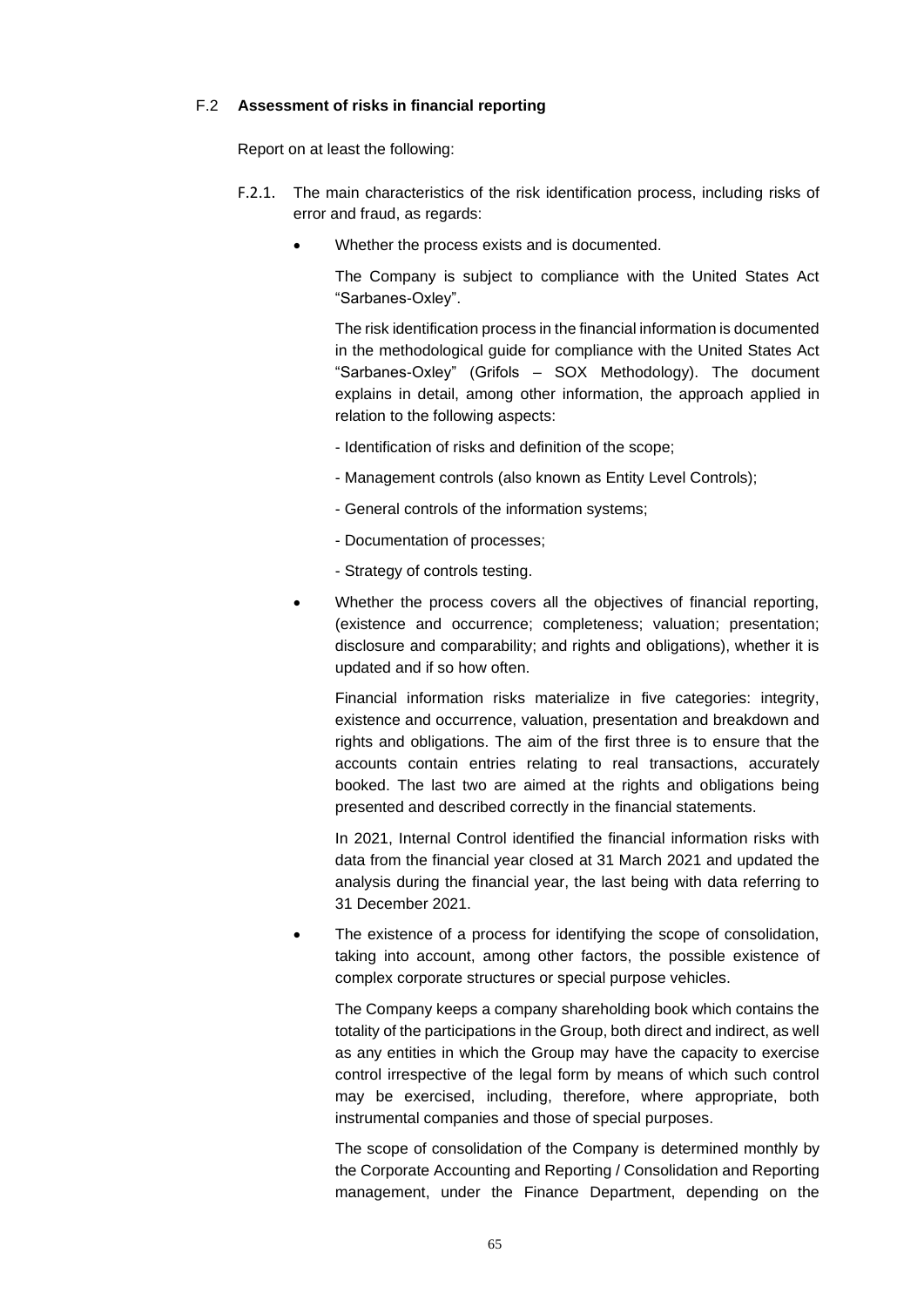## F.2 Assessment of risks in financial reporting

Report on at least the following:

F.2.1. The main characteristics of the risk identification process, including risks of error and fraud, as regards:

- Whether the process exists and is documented.

  The Company is subject to compliance with the United States Act "Sarbanes-Oxley".

  The risk identification process in the financial information is documented in the methodological guide for compliance with the United States Act "Sarbanes-Oxley" (Grifols – SOX Methodology). The document explains in detail, among other information, the approach applied in relation to the following aspects:

  - Identification of risks and definition of the scope;
  - Management controls (also known as Entity Level Controls);
  - General controls of the information systems;
  - Documentation of processes;
  - Strategy of controls testing.

- Whether the process covers all the objectives of financial reporting, (existence and occurrence; completeness; valuation; presentation; disclosure and comparability; and rights and obligations), whether it is updated and if so how often.

  Financial information risks materialize in five categories: integrity, existence and occurrence, valuation, presentation and breakdown and rights and obligations. The aim of the first three is to ensure that the accounts contain entries relating to real transactions, accurately booked. The last two are aimed at the rights and obligations being presented and described correctly in the financial statements.

  In 2021, Internal Control identified the financial information risks with data from the financial year closed at 31 March 2021 and updated the analysis during the financial year, the last being with data referring to 31 December 2021.

- The existence of a process for identifying the scope of consolidation, taking into account, among other factors, the possible existence of complex corporate structures or special purpose vehicles.

  The Company keeps a company shareholding book which contains the totality of the participations in the Group, both direct and indirect, as well as any entities in which the Group may have the capacity to exercise control irrespective of the legal form by means of which such control may be exercised, including, therefore, where appropriate, both instrumental companies and those of special purposes.

  The scope of consolidation of the Company is determined monthly by the Corporate Accounting and Reporting / Consolidation and Reporting management, under the Finance Department, depending on the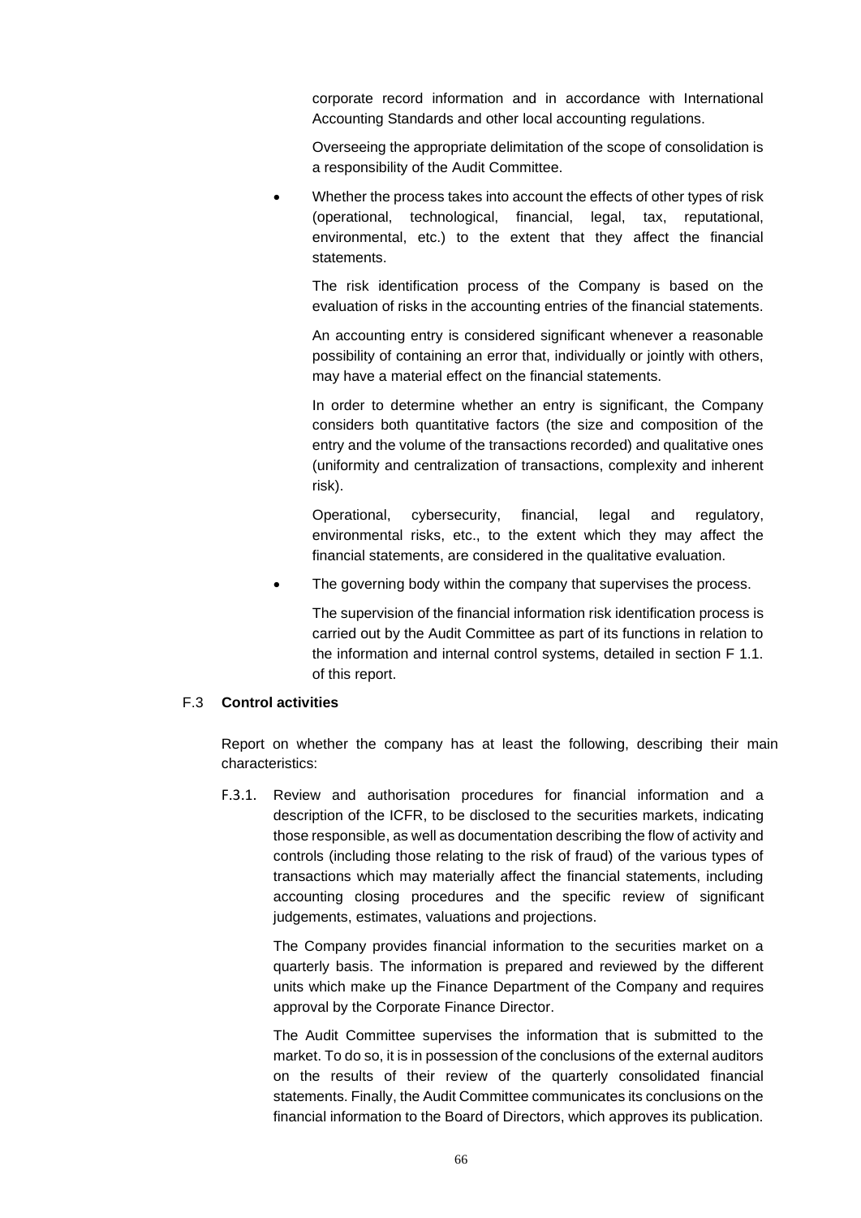corporate record information and in accordance with International Accounting Standards and other local accounting regulations.

Overseeing the appropriate delimitation of the scope of consolidation is a responsibility of the Audit Committee.

- Whether the process takes into account the effects of other types of risk (operational, technological, financial, legal, tax, reputational, environmental, etc.) to the extent that they affect the financial statements.

  The risk identification process of the Company is based on the evaluation of risks in the accounting entries of the financial statements.

  An accounting entry is considered significant whenever a reasonable possibility of containing an error that, individually or jointly with others, may have a material effect on the financial statements.

  In order to determine whether an entry is significant, the Company considers both quantitative factors (the size and composition of the entry and the volume of the transactions recorded) and qualitative ones (uniformity and centralization of transactions, complexity and inherent risk).

  Operational, cybersecurity, financial, legal and regulatory, environmental risks, etc., to the extent which they may affect the financial statements, are considered in the qualitative evaluation.

- The governing body within the company that supervises the process.

  The supervision of the financial information risk identification process is carried out by the Audit Committee as part of its functions in relation to the information and internal control systems, detailed in section F 1.1. of this report.

## F.3 **Control activities**

Report on whether the company has at least the following, describing their main characteristics:

F.3.1. Review and authorisation procedures for financial information and a description of the ICFR, to be disclosed to the securities markets, indicating those responsible, as well as documentation describing the flow of activity and controls (including those relating to the risk of fraud) of the various types of transactions which may materially affect the financial statements, including accounting closing procedures and the specific review of significant judgements, estimates, valuations and projections.

The Company provides financial information to the securities market on a quarterly basis. The information is prepared and reviewed by the different units which make up the Finance Department of the Company and requires approval by the Corporate Finance Director.

The Audit Committee supervises the information that is submitted to the market. To do so, it is in possession of the conclusions of the external auditors on the results of their review of the quarterly consolidated financial statements. Finally, the Audit Committee communicates its conclusions on the financial information to the Board of Directors, which approves its publication.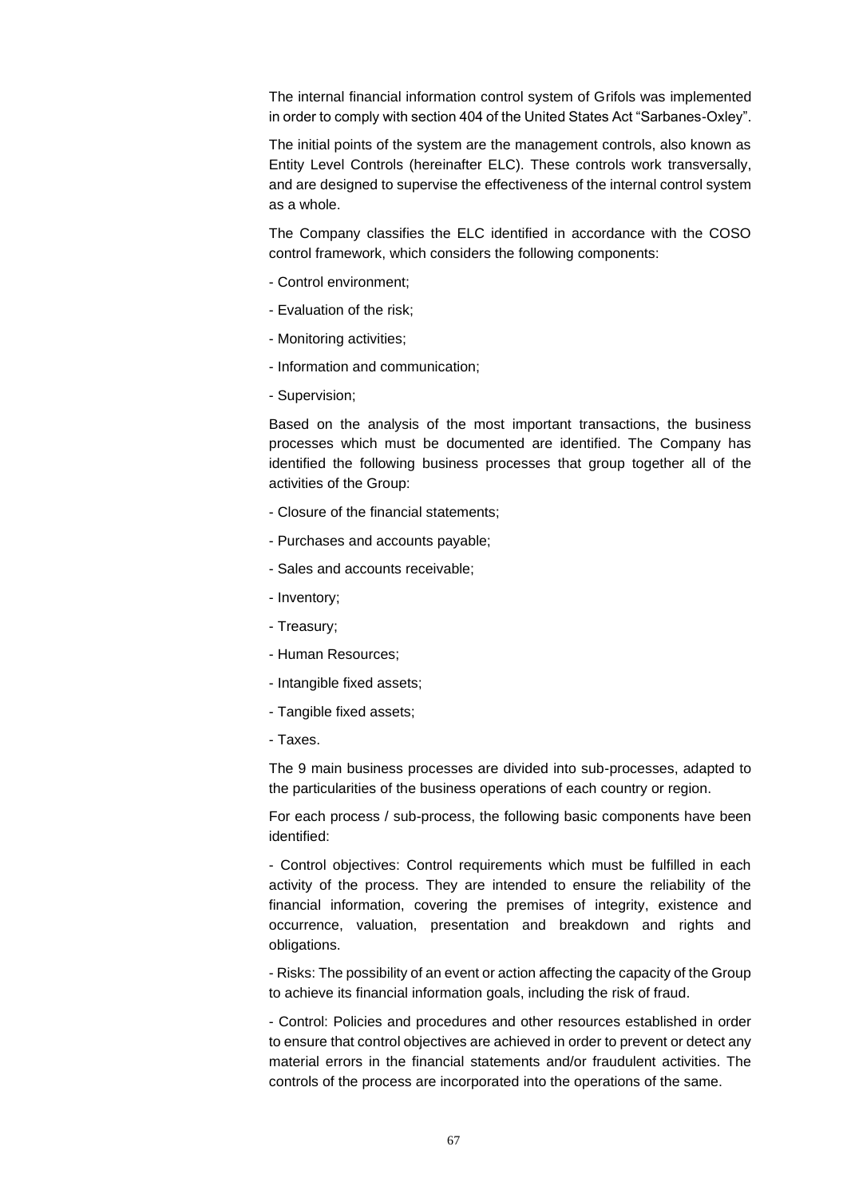The internal financial information control system of Grifols was implemented in order to comply with section 404 of the United States Act "Sarbanes-Oxley".

The initial points of the system are the management controls, also known as Entity Level Controls (hereinafter ELC). These controls work transversally, and are designed to supervise the effectiveness of the internal control system as a whole.

The Company classifies the ELC identified in accordance with the COSO control framework, which considers the following components:

- Control environment;
- Evaluation of the risk;
- Monitoring activities;
- Information and communication;
- Supervision;

Based on the analysis of the most important transactions, the business processes which must be documented are identified. The Company has identified the following business processes that group together all of the activities of the Group:

- Closure of the financial statements;
- Purchases and accounts payable;
- Sales and accounts receivable;
- Inventory;
- Treasury;
- Human Resources;
- Intangible fixed assets;
- Tangible fixed assets;
- Taxes.

The 9 main business processes are divided into sub-processes, adapted to the particularities of the business operations of each country or region.

For each process / sub-process, the following basic components have been identified:

- Control objectives: Control requirements which must be fulfilled in each activity of the process. They are intended to ensure the reliability of the financial information, covering the premises of integrity, existence and occurrence, valuation, presentation and breakdown and rights and obligations.

- Risks: The possibility of an event or action affecting the capacity of the Group to achieve its financial information goals, including the risk of fraud.

- Control: Policies and procedures and other resources established in order to ensure that control objectives are achieved in order to prevent or detect any material errors in the financial statements and/or fraudulent activities. The controls of the process are incorporated into the operations of the same.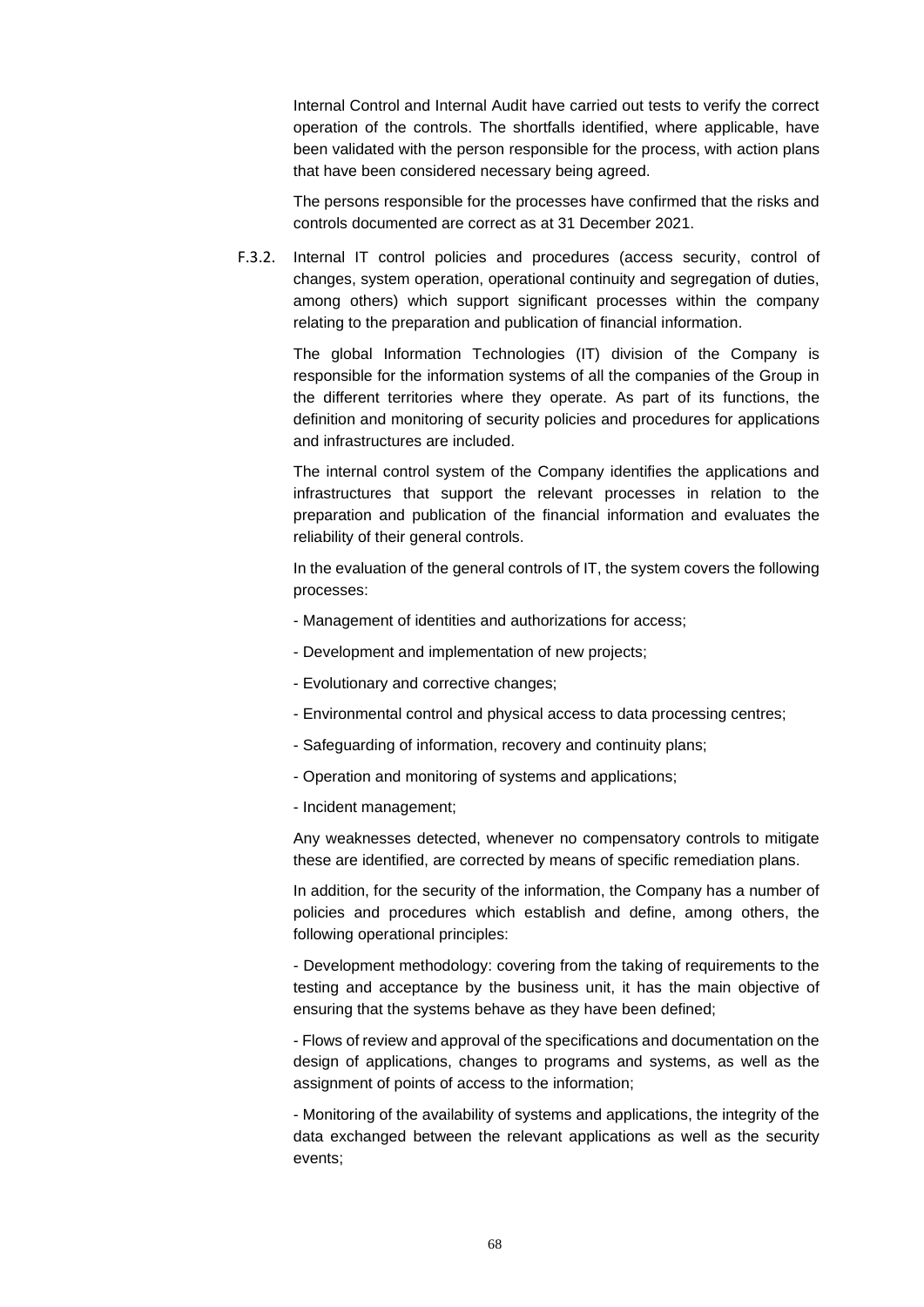Internal Control and Internal Audit have carried out tests to verify the correct operation of the controls. The shortfalls identified, where applicable, have been validated with the person responsible for the process, with action plans that have been considered necessary being agreed.

The persons responsible for the processes have confirmed that the risks and controls documented are correct as at 31 December 2021.

F.3.2. Internal IT control policies and procedures (access security, control of changes, system operation, operational continuity and segregation of duties, among others) which support significant processes within the company relating to the preparation and publication of financial information.

The global Information Technologies (IT) division of the Company is responsible for the information systems of all the companies of the Group in the different territories where they operate. As part of its functions, the definition and monitoring of security policies and procedures for applications and infrastructures are included.

The internal control system of the Company identifies the applications and infrastructures that support the relevant processes in relation to the preparation and publication of the financial information and evaluates the reliability of their general controls.

In the evaluation of the general controls of IT, the system covers the following processes:

- Management of identities and authorizations for access;

- Development and implementation of new projects;

- Evolutionary and corrective changes;

- Environmental control and physical access to data processing centres;

- Safeguarding of information, recovery and continuity plans;

- Operation and monitoring of systems and applications;

- Incident management;

Any weaknesses detected, whenever no compensatory controls to mitigate these are identified, are corrected by means of specific remediation plans.

In addition, for the security of the information, the Company has a number of policies and procedures which establish and define, among others, the following operational principles:

- Development methodology: covering from the taking of requirements to the testing and acceptance by the business unit, it has the main objective of ensuring that the systems behave as they have been defined;

- Flows of review and approval of the specifications and documentation on the design of applications, changes to programs and systems, as well as the assignment of points of access to the information;

- Monitoring of the availability of systems and applications, the integrity of the data exchanged between the relevant applications as well as the security events;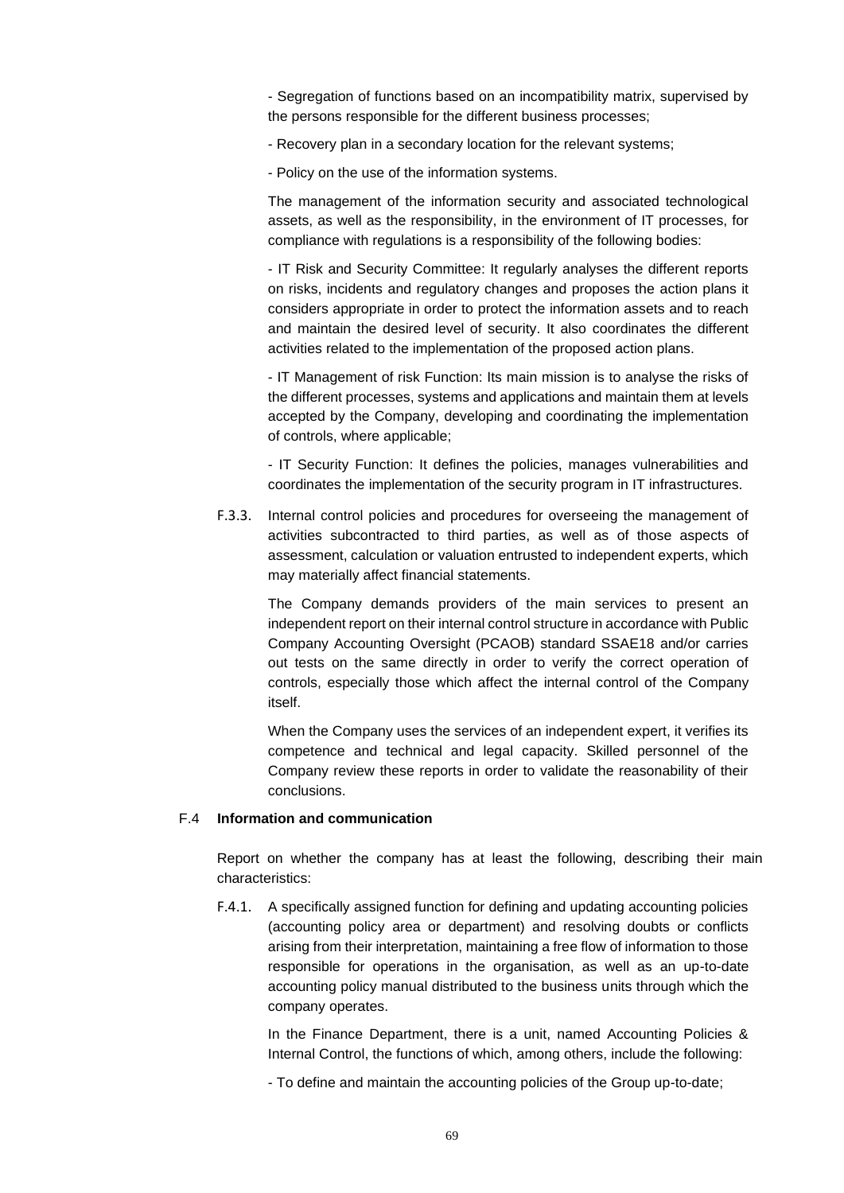- Segregation of functions based on an incompatibility matrix, supervised by the persons responsible for the different business processes;

- Recovery plan in a secondary location for the relevant systems;

- Policy on the use of the information systems.

The management of the information security and associated technological assets, as well as the responsibility, in the environment of IT processes, for compliance with regulations is a responsibility of the following bodies:

- IT Risk and Security Committee: It regularly analyses the different reports on risks, incidents and regulatory changes and proposes the action plans it considers appropriate in order to protect the information assets and to reach and maintain the desired level of security. It also coordinates the different activities related to the implementation of the proposed action plans.

- IT Management of risk Function: Its main mission is to analyse the risks of the different processes, systems and applications and maintain them at levels accepted by the Company, developing and coordinating the implementation of controls, where applicable;

- IT Security Function: It defines the policies, manages vulnerabilities and coordinates the implementation of the security program in IT infrastructures.

F.3.3. Internal control policies and procedures for overseeing the management of activities subcontracted to third parties, as well as of those aspects of assessment, calculation or valuation entrusted to independent experts, which may materially affect financial statements.

The Company demands providers of the main services to present an independent report on their internal control structure in accordance with Public Company Accounting Oversight (PCAOB) standard SSAE18 and/or carries out tests on the same directly in order to verify the correct operation of controls, especially those which affect the internal control of the Company itself.

When the Company uses the services of an independent expert, it verifies its competence and technical and legal capacity. Skilled personnel of the Company review these reports in order to validate the reasonability of their conclusions.

## F.4 Information and communication

Report on whether the company has at least the following, describing their main characteristics:

F.4.1. A specifically assigned function for defining and updating accounting policies (accounting policy area or department) and resolving doubts or conflicts arising from their interpretation, maintaining a free flow of information to those responsible for operations in the organisation, as well as an up-to-date accounting policy manual distributed to the business units through which the company operates.

In the Finance Department, there is a unit, named Accounting Policies & Internal Control, the functions of which, among others, include the following:

- To define and maintain the accounting policies of the Group up-to-date;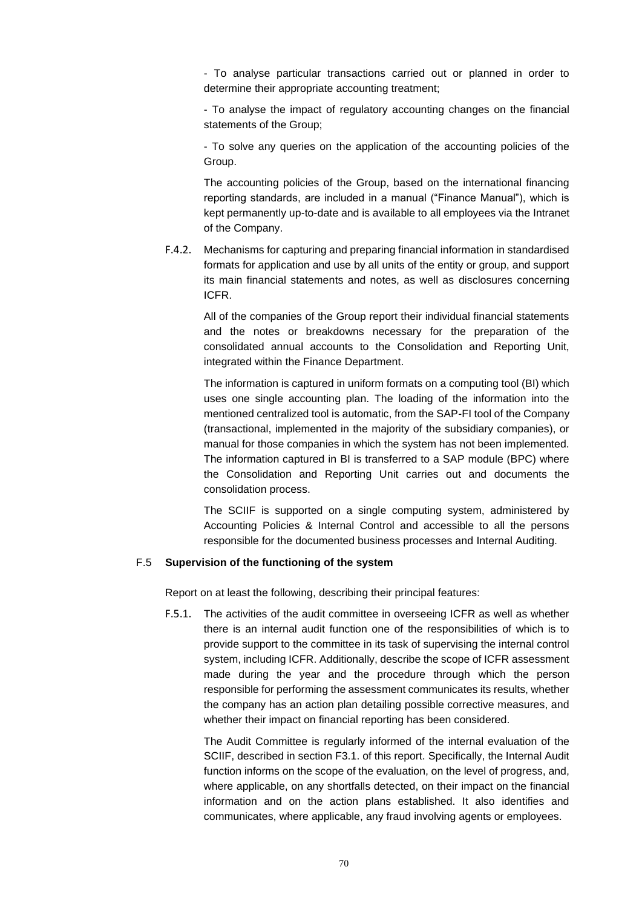- To analyse particular transactions carried out or planned in order to determine their appropriate accounting treatment;

- To analyse the impact of regulatory accounting changes on the financial statements of the Group;

- To solve any queries on the application of the accounting policies of the Group.

The accounting policies of the Group, based on the international financing reporting standards, are included in a manual ("Finance Manual"), which is kept permanently up-to-date and is available to all employees via the Intranet of the Company.

F.4.2. Mechanisms for capturing and preparing financial information in standardised formats for application and use by all units of the entity or group, and support its main financial statements and notes, as well as disclosures concerning ICFR.

All of the companies of the Group report their individual financial statements and the notes or breakdowns necessary for the preparation of the consolidated annual accounts to the Consolidation and Reporting Unit, integrated within the Finance Department.

The information is captured in uniform formats on a computing tool (BI) which uses one single accounting plan. The loading of the information into the mentioned centralized tool is automatic, from the SAP-FI tool of the Company (transactional, implemented in the majority of the subsidiary companies), or manual for those companies in which the system has not been implemented. The information captured in BI is transferred to a SAP module (BPC) where the Consolidation and Reporting Unit carries out and documents the consolidation process.

The SCIIF is supported on a single computing system, administered by Accounting Policies & Internal Control and accessible to all the persons responsible for the documented business processes and Internal Auditing.

### F.5 Supervision of the functioning of the system

Report on at least the following, describing their principal features:

F.5.1. The activities of the audit committee in overseeing ICFR as well as whether there is an internal audit function one of the responsibilities of which is to provide support to the committee in its task of supervising the internal control system, including ICFR. Additionally, describe the scope of ICFR assessment made during the year and the procedure through which the person responsible for performing the assessment communicates its results, whether the company has an action plan detailing possible corrective measures, and whether their impact on financial reporting has been considered.

The Audit Committee is regularly informed of the internal evaluation of the SCIIF, described in section F3.1. of this report. Specifically, the Internal Audit function informs on the scope of the evaluation, on the level of progress, and, where applicable, on any shortfalls detected, on their impact on the financial information and on the action plans established. It also identifies and communicates, where applicable, any fraud involving agents or employees.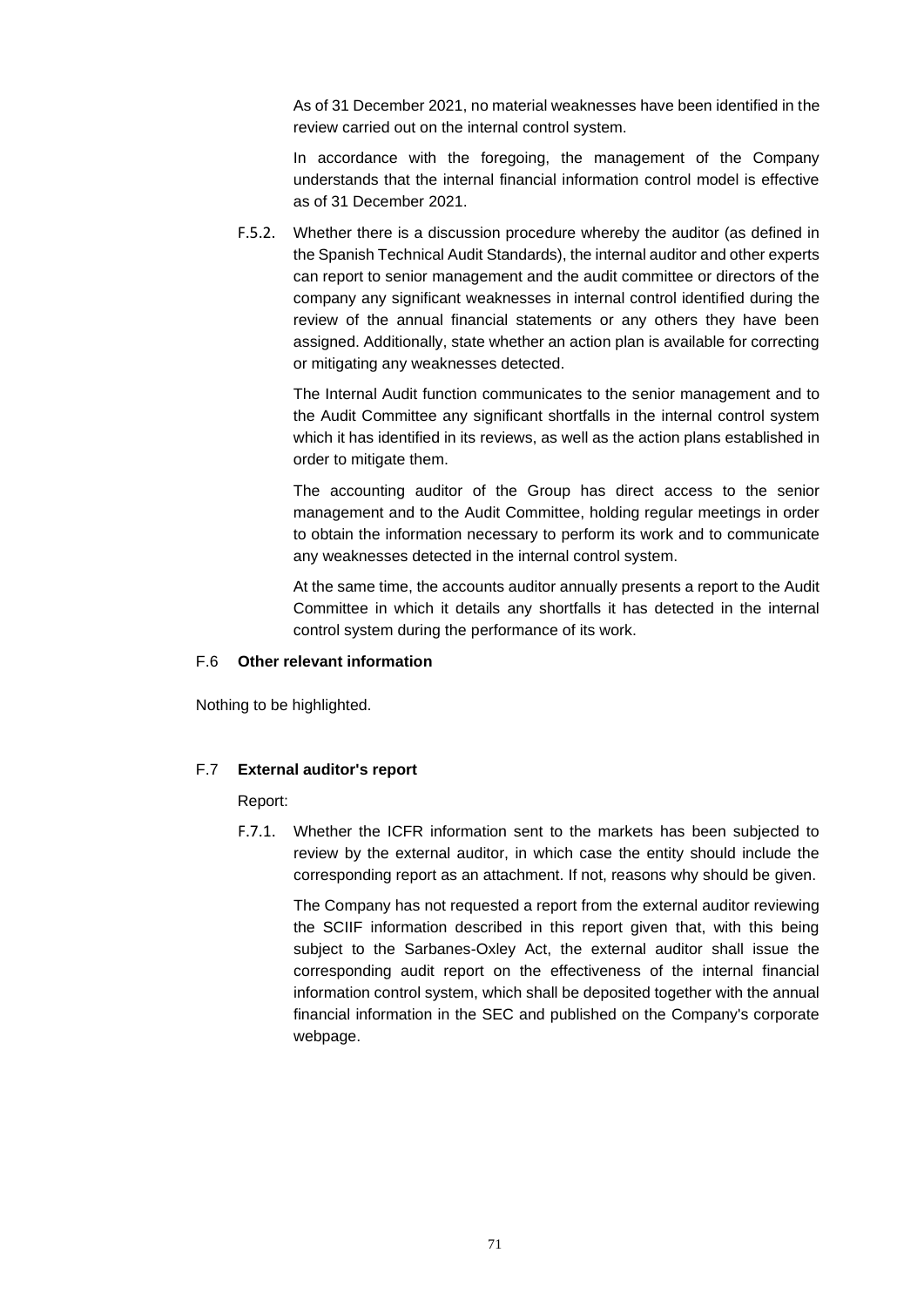As of 31 December 2021, no material weaknesses have been identified in the review carried out on the internal control system.

In accordance with the foregoing, the management of the Company understands that the internal financial information control model is effective as of 31 December 2021.

F.5.2. Whether there is a discussion procedure whereby the auditor (as defined in the Spanish Technical Audit Standards), the internal auditor and other experts can report to senior management and the audit committee or directors of the company any significant weaknesses in internal control identified during the review of the annual financial statements or any others they have been assigned. Additionally, state whether an action plan is available for correcting or mitigating any weaknesses detected.

The Internal Audit function communicates to the senior management and to the Audit Committee any significant shortfalls in the internal control system which it has identified in its reviews, as well as the action plans established in order to mitigate them.

The accounting auditor of the Group has direct access to the senior management and to the Audit Committee, holding regular meetings in order to obtain the information necessary to perform its work and to communicate any weaknesses detected in the internal control system.

At the same time, the accounts auditor annually presents a report to the Audit Committee in which it details any shortfalls it has detected in the internal control system during the performance of its work.

### F.6 Other relevant information

Nothing to be highlighted.

### F.7 External auditor's report

Report:

F.7.1. Whether the ICFR information sent to the markets has been subjected to review by the external auditor, in which case the entity should include the corresponding report as an attachment. If not, reasons why should be given.

The Company has not requested a report from the external auditor reviewing the SCIIF information described in this report given that, with this being subject to the Sarbanes-Oxley Act, the external auditor shall issue the corresponding audit report on the effectiveness of the internal financial information control system, which shall be deposited together with the annual financial information in the SEC and published on the Company's corporate webpage.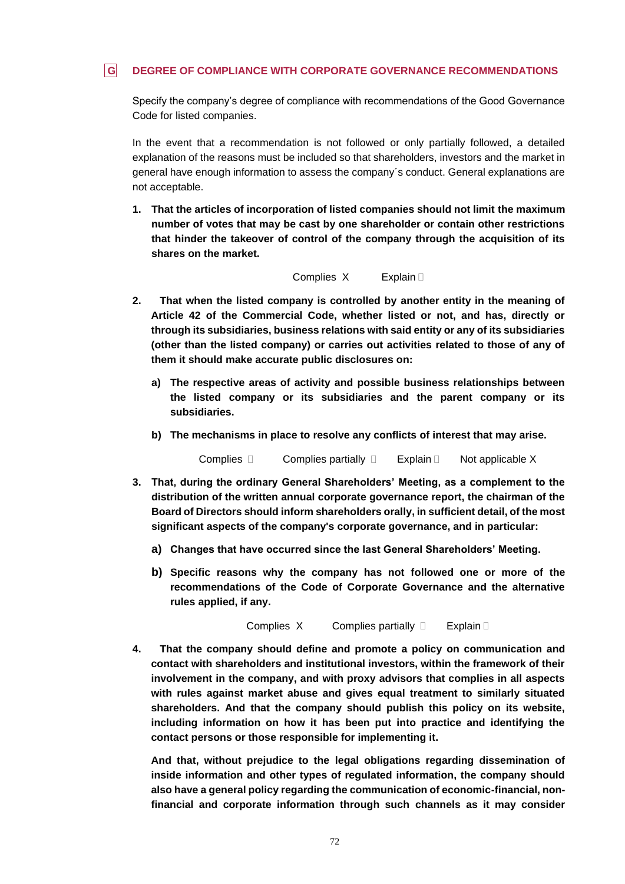## G DEGREE OF COMPLIANCE WITH CORPORATE GOVERNANCE RECOMMENDATIONS

Specify the company's degree of compliance with recommendations of the Good Governance Code for listed companies.

In the event that a recommendation is not followed or only partially followed, a detailed explanation of the reasons must be included so that shareholders, investors and the market in general have enough information to assess the company´s conduct. General explanations are not acceptable.

1. **That the articles of incorporation of listed companies should not limit the maximum number of votes that may be cast by one shareholder or contain other restrictions that hinder the takeover of control of the company through the acquisition of its shares on the market.**

   Complies X Explain ☐

2. **That when the listed company is controlled by another entity in the meaning of Article 42 of the Commercial Code, whether listed or not, and has, directly or through its subsidiaries, business relations with said entity or any of its subsidiaries (other than the listed company) or carries out activities related to those of any of them it should make accurate public disclosures on:**

   a) **The respective areas of activity and possible business relationships between the listed company or its subsidiaries and the parent company or its subsidiaries.**

   b) **The mechanisms in place to resolve any conflicts of interest that may arise.**

   Complies ☐ Complies partially ☐ Explain ☐ Not applicable X

3. **That, during the ordinary General Shareholders' Meeting, as a complement to the distribution of the written annual corporate governance report, the chairman of the Board of Directors should inform shareholders orally, in sufficient detail, of the most significant aspects of the company's corporate governance, and in particular:**

   a) **Changes that have occurred since the last General Shareholders' Meeting.**

   b) **Specific reasons why the company has not followed one or more of the recommendations of the Code of Corporate Governance and the alternative rules applied, if any.**

   Complies X Complies partially ☐ Explain ☐

4. **That the company should define and promote a policy on communication and contact with shareholders and institutional investors, within the framework of their involvement in the company, and with proxy advisors that complies in all aspects with rules against market abuse and gives equal treatment to similarly situated shareholders. And that the company should publish this policy on its website, including information on how it has been put into practice and identifying the contact persons or those responsible for implementing it.**

   **And that, without prejudice to the legal obligations regarding dissemination of inside information and other types of regulated information, the company should also have a general policy regarding the communication of economic-financial, non-financial and corporate information through such channels as it may consider**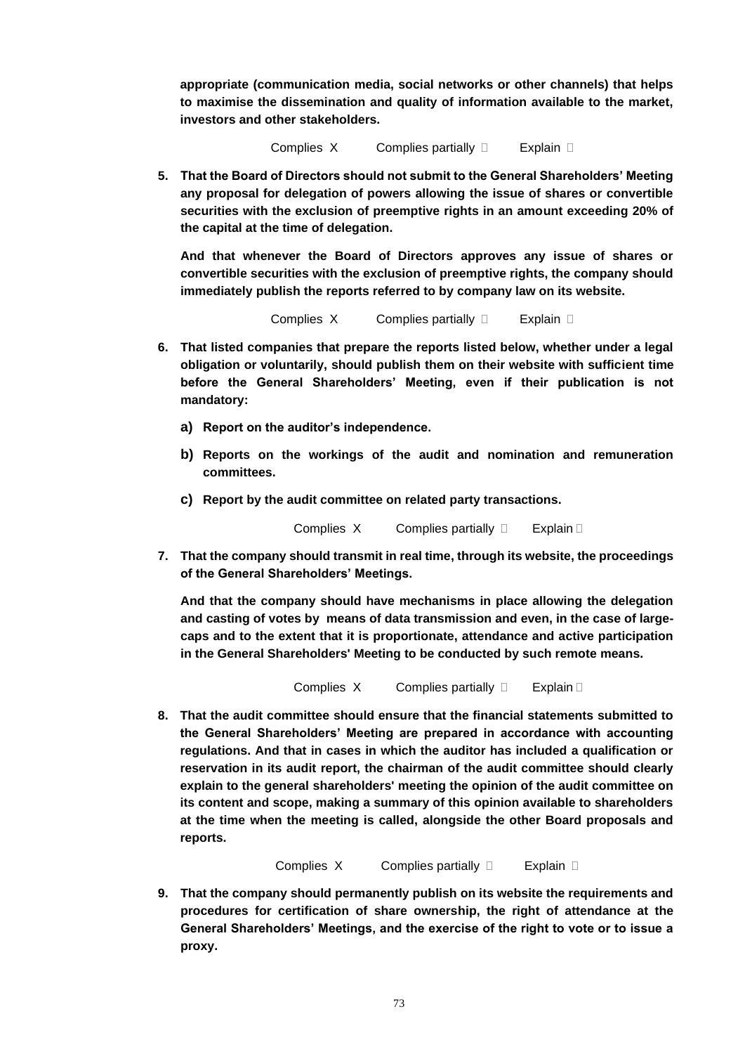**appropriate (communication media, social networks or other channels) that helps to maximise the dissemination and quality of information available to the market, investors and other stakeholders.**

Complies X Complies partially □ Explain □

5. **That the Board of Directors should not submit to the General Shareholders' Meeting any proposal for delegation of powers allowing the issue of shares or convertible securities with the exclusion of preemptive rights in an amount exceeding 20% of the capital at the time of delegation.**

   **And that whenever the Board of Directors approves any issue of shares or convertible securities with the exclusion of preemptive rights, the company should immediately publish the reports referred to by company law on its website.**

   Complies X Complies partially □ Explain □

6. **That listed companies that prepare the reports listed below, whether under a legal obligation or voluntarily, should publish them on their website with sufficient time before the General Shareholders' Meeting, even if their publication is not mandatory:**

   **a) Report on the auditor's independence.**

   **b) Reports on the workings of the audit and nomination and remuneration committees.**

   **c) Report by the audit committee on related party transactions.**

   Complies X Complies partially □ Explain □

7. **That the company should transmit in real time, through its website, the proceedings of the General Shareholders' Meetings.**

   **And that the company should have mechanisms in place allowing the delegation and casting of votes by means of data transmission and even, in the case of large-caps and to the extent that it is proportionate, attendance and active participation in the General Shareholders' Meeting to be conducted by such remote means.**

   Complies X Complies partially □ Explain □

8. **That the audit committee should ensure that the financial statements submitted to the General Shareholders' Meeting are prepared in accordance with accounting regulations. And that in cases in which the auditor has included a qualification or reservation in its audit report, the chairman of the audit committee should clearly explain to the general shareholders' meeting the opinion of the audit committee on its content and scope, making a summary of this opinion available to shareholders at the time when the meeting is called, alongside the other Board proposals and reports.**

   Complies X Complies partially □ Explain □

9. **That the company should permanently publish on its website the requirements and procedures for certification of share ownership, the right of attendance at the General Shareholders' Meetings, and the exercise of the right to vote or to issue a proxy.**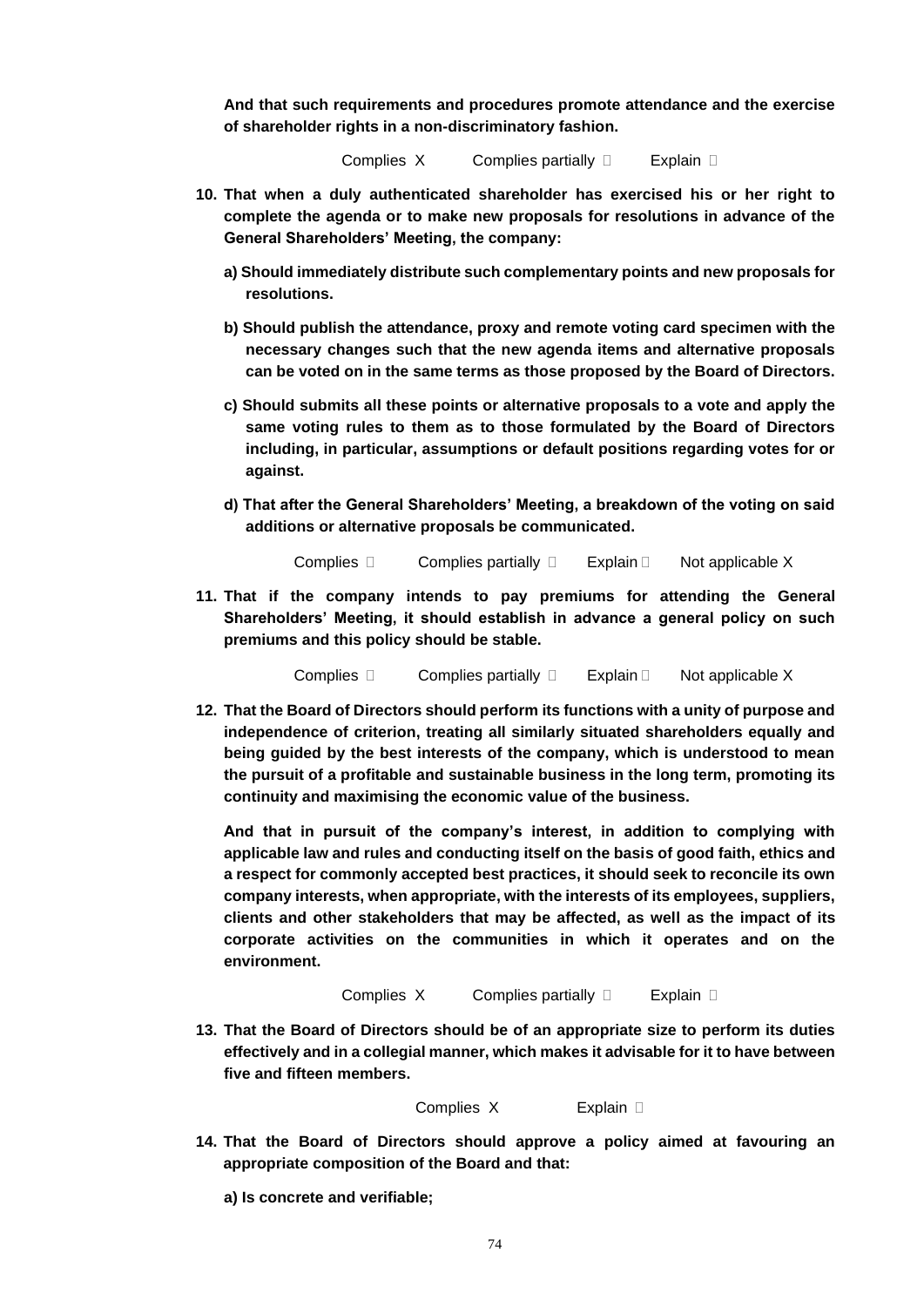**And that such requirements and procedures promote attendance and the exercise of shareholder rights in a non-discriminatory fashion.**

Complies X Complies partially  Explain 

**10. That when a duly authenticated shareholder has exercised his or her right to complete the agenda or to make new proposals for resolutions in advance of the General Shareholders' Meeting, the company:**

**a) Should immediately distribute such complementary points and new proposals for resolutions.**

**b) Should publish the attendance, proxy and remote voting card specimen with the necessary changes such that the new agenda items and alternative proposals can be voted on in the same terms as those proposed by the Board of Directors.**

**c) Should submits all these points or alternative proposals to a vote and apply the same voting rules to them as to those formulated by the Board of Directors including, in particular, assumptions or default positions regarding votes for or against.**

**d) That after the General Shareholders' Meeting, a breakdown of the voting on said additions or alternative proposals be communicated.**

Complies  Complies partially  Explain  Not applicable X

**11. That if the company intends to pay premiums for attending the General Shareholders' Meeting, it should establish in advance a general policy on such premiums and this policy should be stable.**

Complies  Complies partially  Explain  Not applicable X

**12. That the Board of Directors should perform its functions with a unity of purpose and independence of criterion, treating all similarly situated shareholders equally and being guided by the best interests of the company, which is understood to mean the pursuit of a profitable and sustainable business in the long term, promoting its continuity and maximising the economic value of the business.**

**And that in pursuit of the company's interest, in addition to complying with applicable law and rules and conducting itself on the basis of good faith, ethics and a respect for commonly accepted best practices, it should seek to reconcile its own company interests, when appropriate, with the interests of its employees, suppliers, clients and other stakeholders that may be affected, as well as the impact of its corporate activities on the communities in which it operates and on the environment.**

Complies X Complies partially  Explain 

**13. That the Board of Directors should be of an appropriate size to perform its duties effectively and in a collegial manner, which makes it advisable for it to have between five and fifteen members.**

Complies X Explain 

**14. That the Board of Directors should approve a policy aimed at favouring an appropriate composition of the Board and that:**

**a) Is concrete and verifiable;**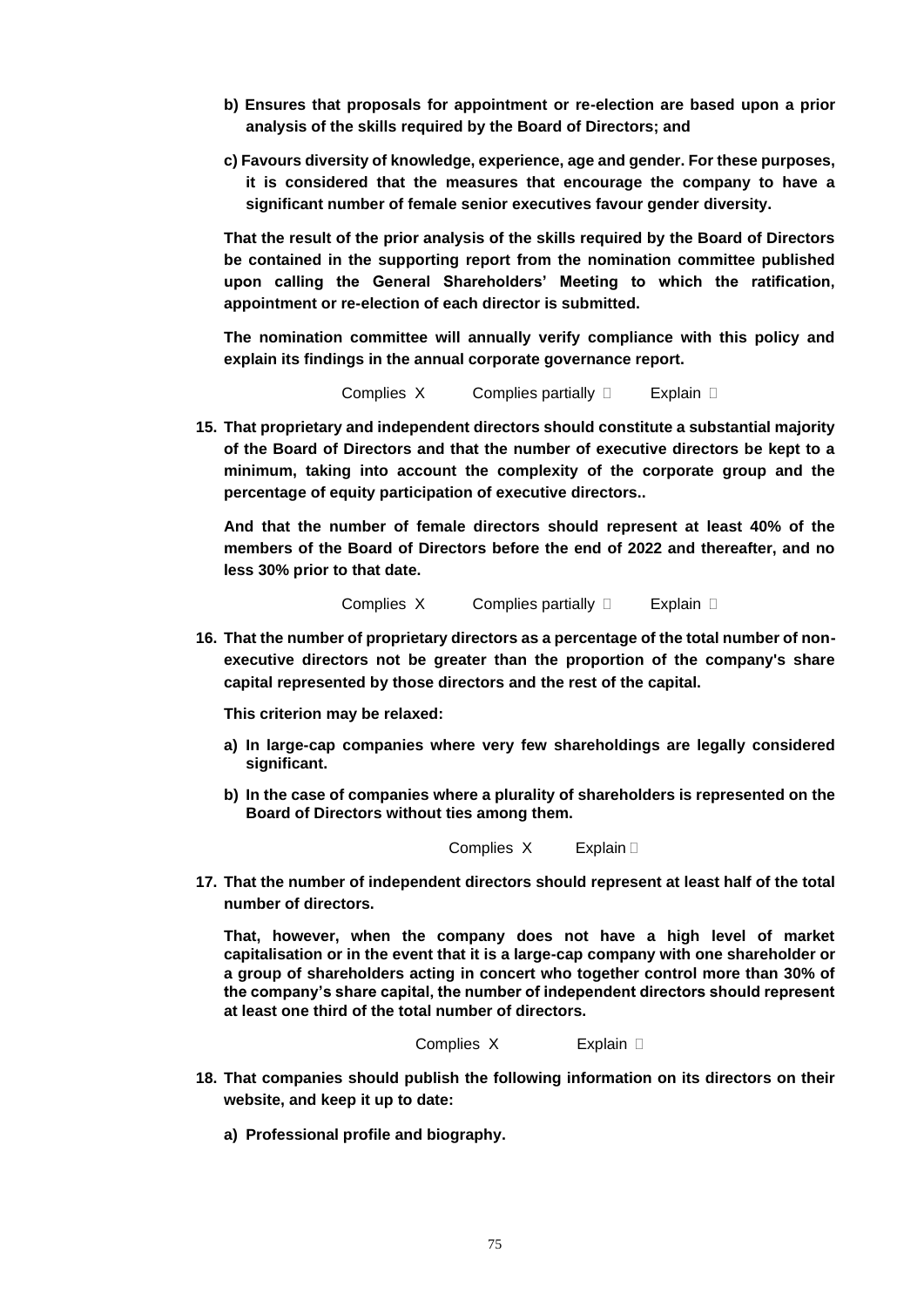**b) Ensures that proposals for appointment or re-election are based upon a prior analysis of the skills required by the Board of Directors; and**

**c) Favours diversity of knowledge, experience, age and gender. For these purposes, it is considered that the measures that encourage the company to have a significant number of female senior executives favour gender diversity.**

**That the result of the prior analysis of the skills required by the Board of Directors be contained in the supporting report from the nomination committee published upon calling the General Shareholders' Meeting to which the ratification, appointment or re-election of each director is submitted.**

**The nomination committee will annually verify compliance with this policy and explain its findings in the annual corporate governance report.**

Complies X Complies partially ☐ Explain ☐

**15. That proprietary and independent directors should constitute a substantial majority of the Board of Directors and that the number of executive directors be kept to a minimum, taking into account the complexity of the corporate group and the percentage of equity participation of executive directors..**

**And that the number of female directors should represent at least 40% of the members of the Board of Directors before the end of 2022 and thereafter, and no less 30% prior to that date.**

Complies X Complies partially ☐ Explain ☐

**16. That the number of proprietary directors as a percentage of the total number of non-executive directors not be greater than the proportion of the company's share capital represented by those directors and the rest of the capital.**

**This criterion may be relaxed:**

**a) In large-cap companies where very few shareholdings are legally considered significant.**

**b) In the case of companies where a plurality of shareholders is represented on the Board of Directors without ties among them.**

Complies X Explain ☐

**17. That the number of independent directors should represent at least half of the total number of directors.**

**That, however, when the company does not have a high level of market capitalisation or in the event that it is a large-cap company with one shareholder or a group of shareholders acting in concert who together control more than 30% of the company's share capital, the number of independent directors should represent at least one third of the total number of directors.**

Complies X Explain ☐

**18. That companies should publish the following information on its directors on their website, and keep it up to date:**

**a) Professional profile and biography.**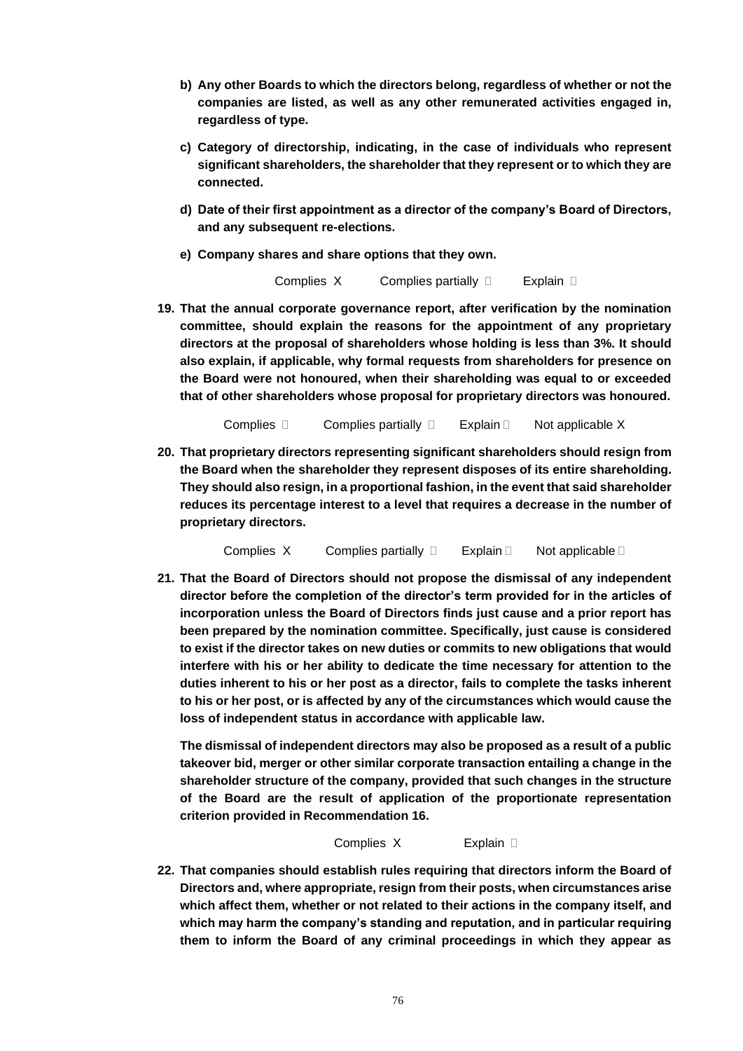b) **Any other Boards to which the directors belong, regardless of whether or not the companies are listed, as well as any other remunerated activities engaged in, regardless of type.**

c) **Category of directorship, indicating, in the case of individuals who represent significant shareholders, the shareholder that they represent or to which they are connected.**

d) **Date of their first appointment as a director of the company's Board of Directors, and any subsequent re-elections.**

e) **Company shares and share options that they own.**

Complies X Complies partially □ Explain □

**19. That the annual corporate governance report, after verification by the nomination committee, should explain the reasons for the appointment of any proprietary directors at the proposal of shareholders whose holding is less than 3%. It should also explain, if applicable, why formal requests from shareholders for presence on the Board were not honoured, when their shareholding was equal to or exceeded that of other shareholders whose proposal for proprietary directors was honoured.**

Complies □ Complies partially □ Explain □ Not applicable X

**20. That proprietary directors representing significant shareholders should resign from the Board when the shareholder they represent disposes of its entire shareholding. They should also resign, in a proportional fashion, in the event that said shareholder reduces its percentage interest to a level that requires a decrease in the number of proprietary directors.**

Complies X Complies partially □ Explain □ Not applicable □

**21. That the Board of Directors should not propose the dismissal of any independent director before the completion of the director's term provided for in the articles of incorporation unless the Board of Directors finds just cause and a prior report has been prepared by the nomination committee. Specifically, just cause is considered to exist if the director takes on new duties or commits to new obligations that would interfere with his or her ability to dedicate the time necessary for attention to the duties inherent to his or her post as a director, fails to complete the tasks inherent to his or her post, or is affected by any of the circumstances which would cause the loss of independent status in accordance with applicable law.**

**The dismissal of independent directors may also be proposed as a result of a public takeover bid, merger or other similar corporate transaction entailing a change in the shareholder structure of the company, provided that such changes in the structure of the Board are the result of application of the proportionate representation criterion provided in Recommendation 16.**

Complies X Explain □

**22. That companies should establish rules requiring that directors inform the Board of Directors and, where appropriate, resign from their posts, when circumstances arise which affect them, whether or not related to their actions in the company itself, and which may harm the company's standing and reputation, and in particular requiring them to inform the Board of any criminal proceedings in which they appear as**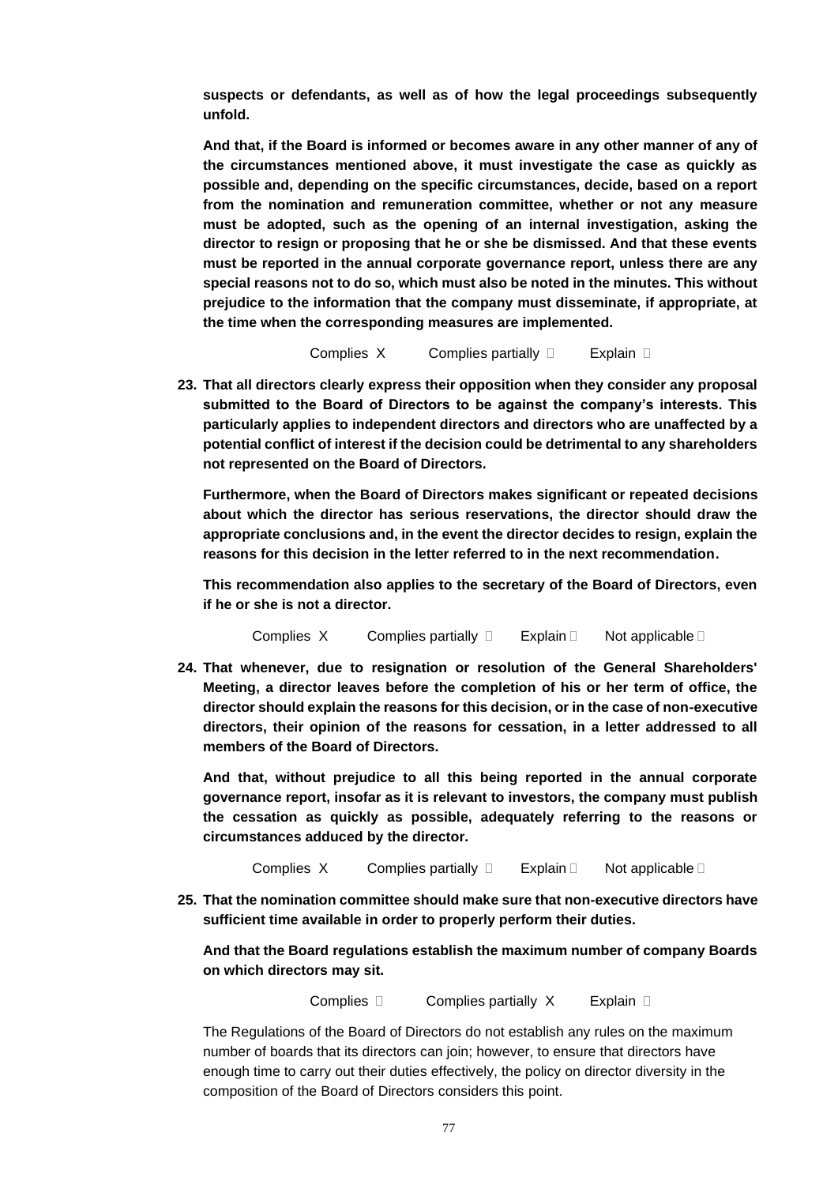**suspects or defendants, as well as of how the legal proceedings subsequently unfold.**

**And that, if the Board is informed or becomes aware in any other manner of any of the circumstances mentioned above, it must investigate the case as quickly as possible and, depending on the specific circumstances, decide, based on a report from the nomination and remuneration committee, whether or not any measure must be adopted, such as the opening of an internal investigation, asking the director to resign or proposing that he or she be dismissed. And that these events must be reported in the annual corporate governance report, unless there are any special reasons not to do so, which must also be noted in the minutes. This without prejudice to the information that the company must disseminate, if appropriate, at the time when the corresponding measures are implemented.**

Complies X Complies partially ☐ Explain ☐

**23. That all directors clearly express their opposition when they consider any proposal submitted to the Board of Directors to be against the company's interests. This particularly applies to independent directors and directors who are unaffected by a potential conflict of interest if the decision could be detrimental to any shareholders not represented on the Board of Directors.**

**Furthermore, when the Board of Directors makes significant or repeated decisions about which the director has serious reservations, the director should draw the appropriate conclusions and, in the event the director decides to resign, explain the reasons for this decision in the letter referred to in the next recommendation.**

**This recommendation also applies to the secretary of the Board of Directors, even if he or she is not a director.**

Complies X Complies partially ☐ Explain ☐ Not applicable ☐

**24. That whenever, due to resignation or resolution of the General Shareholders' Meeting, a director leaves before the completion of his or her term of office, the director should explain the reasons for this decision, or in the case of non-executive directors, their opinion of the reasons for cessation, in a letter addressed to all members of the Board of Directors.**

**And that, without prejudice to all this being reported in the annual corporate governance report, insofar as it is relevant to investors, the company must publish the cessation as quickly as possible, adequately referring to the reasons or circumstances adduced by the director.**

Complies X Complies partially ☐ Explain ☐ Not applicable ☐

**25. That the nomination committee should make sure that non-executive directors have sufficient time available in order to properly perform their duties.**

**And that the Board regulations establish the maximum number of company Boards on which directors may sit.**

Complies ☐ Complies partially X Explain ☐

The Regulations of the Board of Directors do not establish any rules on the maximum number of boards that its directors can join; however, to ensure that directors have enough time to carry out their duties effectively, the policy on director diversity in the composition of the Board of Directors considers this point.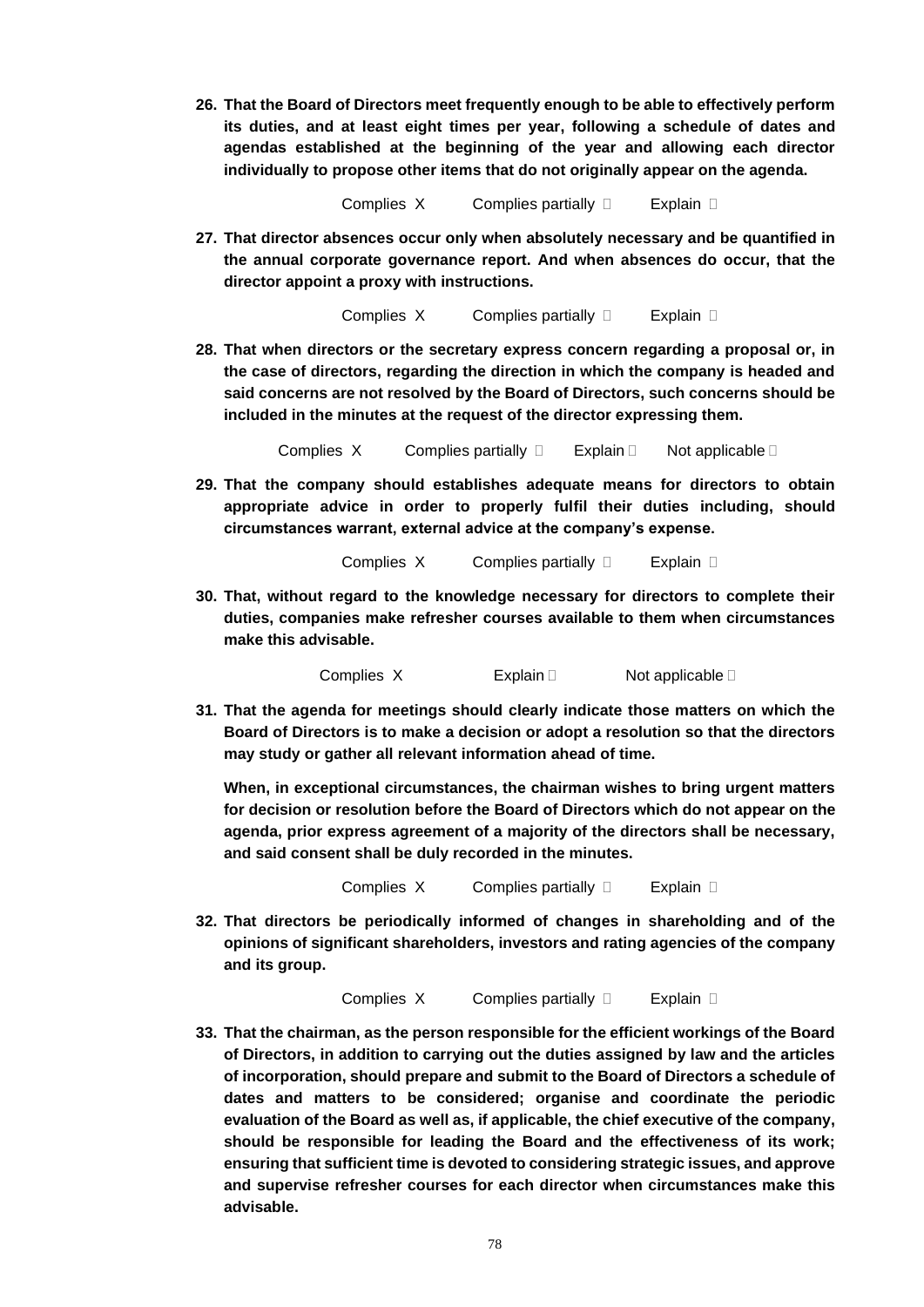**26. That the Board of Directors meet frequently enough to be able to effectively perform its duties, and at least eight times per year, following a schedule of dates and agendas established at the beginning of the year and allowing each director individually to propose other items that do not originally appear on the agenda.**

Complies X Complies partially ☐ Explain ☐

**27. That director absences occur only when absolutely necessary and be quantified in the annual corporate governance report. And when absences do occur, that the director appoint a proxy with instructions.**

Complies X Complies partially ☐ Explain ☐

**28. That when directors or the secretary express concern regarding a proposal or, in the case of directors, regarding the direction in which the company is headed and said concerns are not resolved by the Board of Directors, such concerns should be included in the minutes at the request of the director expressing them.**

Complies X Complies partially ☐ Explain ☐ Not applicable ☐

**29. That the company should establishes adequate means for directors to obtain appropriate advice in order to properly fulfil their duties including, should circumstances warrant, external advice at the company's expense.**

Complies X Complies partially ☐ Explain ☐

**30. That, without regard to the knowledge necessary for directors to complete their duties, companies make refresher courses available to them when circumstances make this advisable.**

Complies X Explain ☐ Not applicable ☐

**31. That the agenda for meetings should clearly indicate those matters on which the Board of Directors is to make a decision or adopt a resolution so that the directors may study or gather all relevant information ahead of time.**

**When, in exceptional circumstances, the chairman wishes to bring urgent matters for decision or resolution before the Board of Directors which do not appear on the agenda, prior express agreement of a majority of the directors shall be necessary, and said consent shall be duly recorded in the minutes.**

Complies X Complies partially ☐ Explain ☐

**32. That directors be periodically informed of changes in shareholding and of the opinions of significant shareholders, investors and rating agencies of the company and its group.**

Complies X Complies partially ☐ Explain ☐

**33. That the chairman, as the person responsible for the efficient workings of the Board of Directors, in addition to carrying out the duties assigned by law and the articles of incorporation, should prepare and submit to the Board of Directors a schedule of dates and matters to be considered; organise and coordinate the periodic evaluation of the Board as well as, if applicable, the chief executive of the company, should be responsible for leading the Board and the effectiveness of its work; ensuring that sufficient time is devoted to considering strategic issues, and approve and supervise refresher courses for each director when circumstances make this advisable.**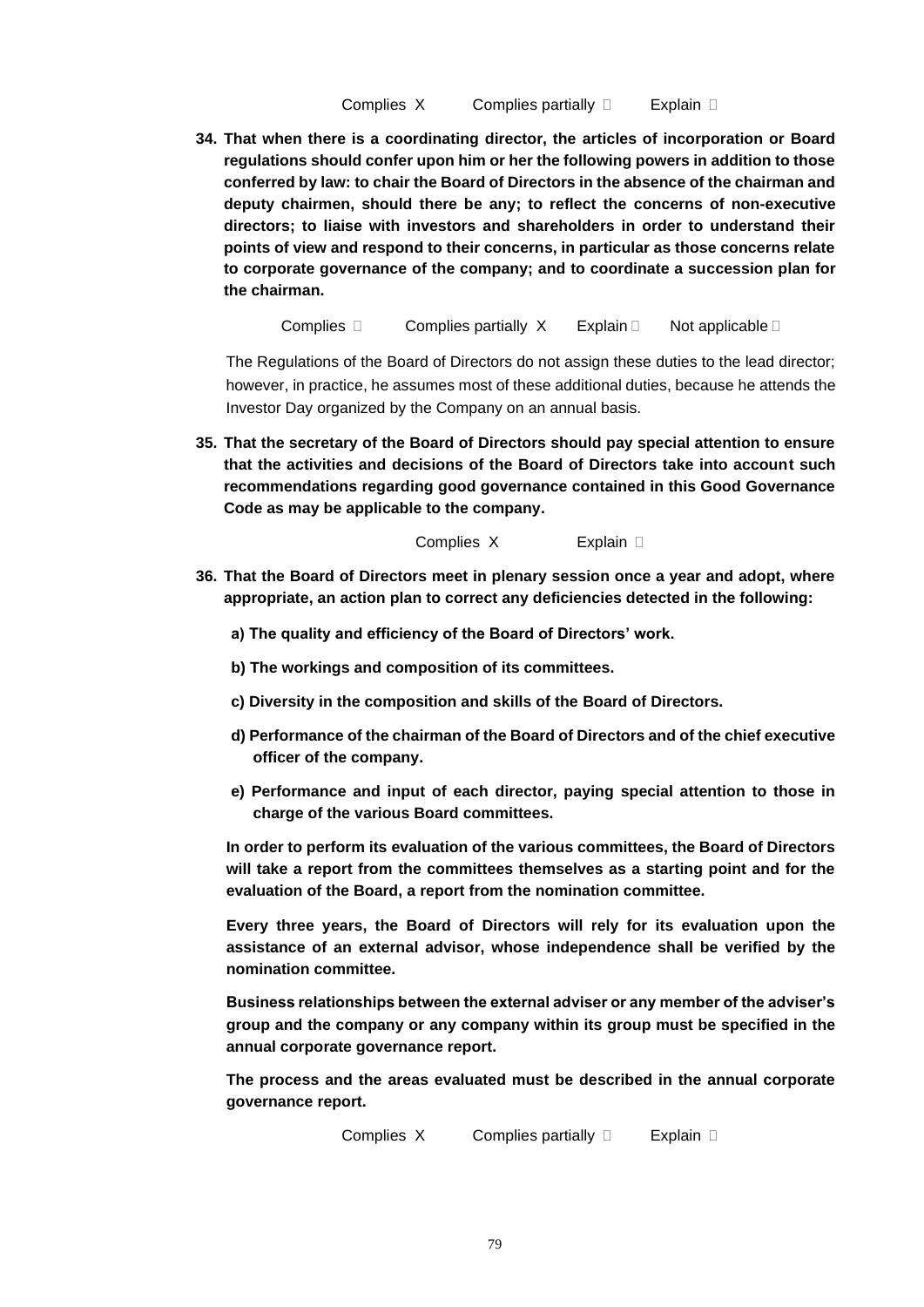Complies X　　Complies partially ☐　　Explain ☐

**34. That when there is a coordinating director, the articles of incorporation or Board regulations should confer upon him or her the following powers in addition to those conferred by law: to chair the Board of Directors in the absence of the chairman and deputy chairmen, should there be any; to reflect the concerns of non-executive directors; to liaise with investors and shareholders in order to understand their points of view and respond to their concerns, in particular as those concerns relate to corporate governance of the company; and to coordinate a succession plan for the chairman.**

Complies ☐　　Complies partially X　　Explain ☐　　Not applicable ☐

The Regulations of the Board of Directors do not assign these duties to the lead director; however, in practice, he assumes most of these additional duties, because he attends the Investor Day organized by the Company on an annual basis.

**35. That the secretary of the Board of Directors should pay special attention to ensure that the activities and decisions of the Board of Directors take into account such recommendations regarding good governance contained in this Good Governance Code as may be applicable to the company.**

Complies X　　Explain ☐

**36. That the Board of Directors meet in plenary session once a year and adopt, where appropriate, an action plan to correct any deficiencies detected in the following:**

**a) The quality and efficiency of the Board of Directors' work.**

**b) The workings and composition of its committees.**

**c) Diversity in the composition and skills of the Board of Directors.**

**d) Performance of the chairman of the Board of Directors and of the chief executive officer of the company.**

**e) Performance and input of each director, paying special attention to those in charge of the various Board committees.**

**In order to perform its evaluation of the various committees, the Board of Directors will take a report from the committees themselves as a starting point and for the evaluation of the Board, a report from the nomination committee.**

**Every three years, the Board of Directors will rely for its evaluation upon the assistance of an external advisor, whose independence shall be verified by the nomination committee.**

**Business relationships between the external adviser or any member of the adviser's group and the company or any company within its group must be specified in the annual corporate governance report.**

**The process and the areas evaluated must be described in the annual corporate governance report.**

Complies X　　Complies partially ☐　　Explain ☐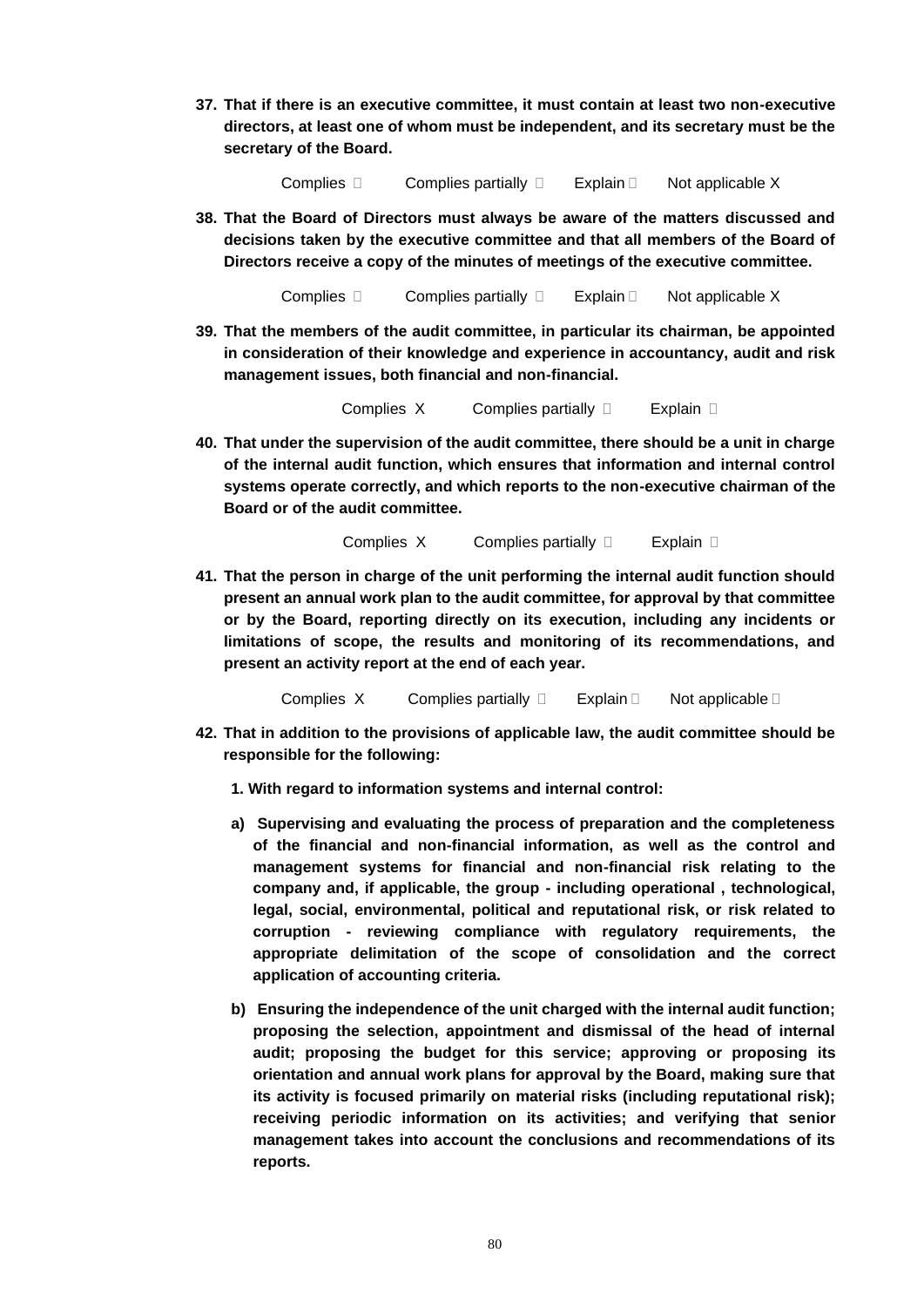**37. That if there is an executive committee, it must contain at least two non-executive directors, at least one of whom must be independent, and its secretary must be the secretary of the Board.**

Complies ☐ Complies partially ☐ Explain ☐ Not applicable X

**38. That the Board of Directors must always be aware of the matters discussed and decisions taken by the executive committee and that all members of the Board of Directors receive a copy of the minutes of meetings of the executive committee.**

Complies ☐ Complies partially ☐ Explain ☐ Not applicable X

**39. That the members of the audit committee, in particular its chairman, be appointed in consideration of their knowledge and experience in accountancy, audit and risk management issues, both financial and non-financial.**

Complies X Complies partially ☐ Explain ☐

**40. That under the supervision of the audit committee, there should be a unit in charge of the internal audit function, which ensures that information and internal control systems operate correctly, and which reports to the non-executive chairman of the Board or of the audit committee.**

Complies X Complies partially ☐ Explain ☐

**41. That the person in charge of the unit performing the internal audit function should present an annual work plan to the audit committee, for approval by that committee or by the Board, reporting directly on its execution, including any incidents or limitations of scope, the results and monitoring of its recommendations, and present an activity report at the end of each year.**

Complies X Complies partially ☐ Explain ☐ Not applicable ☐

**42. That in addition to the provisions of applicable law, the audit committee should be responsible for the following:**

**1. With regard to information systems and internal control:**

**a) Supervising and evaluating the process of preparation and the completeness of the financial and non-financial information, as well as the control and management systems for financial and non-financial risk relating to the company and, if applicable, the group - including operational , technological, legal, social, environmental, political and reputational risk, or risk related to corruption - reviewing compliance with regulatory requirements, the appropriate delimitation of the scope of consolidation and the correct application of accounting criteria.**

**b) Ensuring the independence of the unit charged with the internal audit function; proposing the selection, appointment and dismissal of the head of internal audit; proposing the budget for this service; approving or proposing its orientation and annual work plans for approval by the Board, making sure that its activity is focused primarily on material risks (including reputational risk); receiving periodic information on its activities; and verifying that senior management takes into account the conclusions and recommendations of its reports.**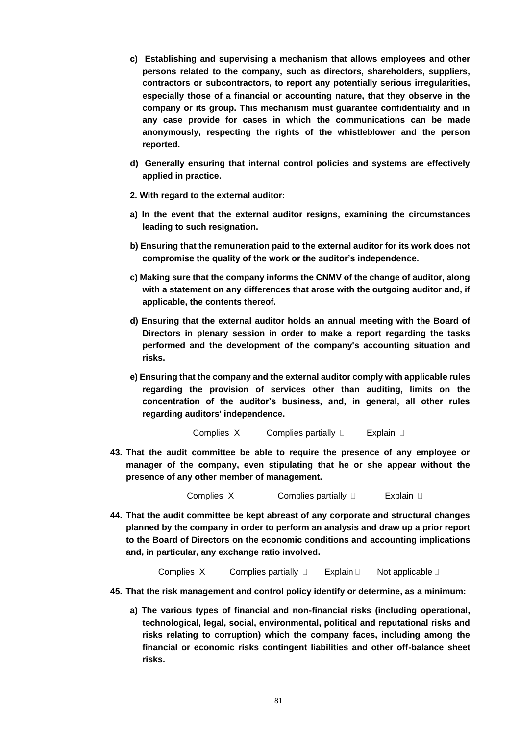**c) Establishing and supervising a mechanism that allows employees and other persons related to the company, such as directors, shareholders, suppliers, contractors or subcontractors, to report any potentially serious irregularities, especially those of a financial or accounting nature, that they observe in the company or its group. This mechanism must guarantee confidentiality and in any case provide for cases in which the communications can be made anonymously, respecting the rights of the whistleblower and the person reported.**

**d) Generally ensuring that internal control policies and systems are effectively applied in practice.**

**2. With regard to the external auditor:**

**a) In the event that the external auditor resigns, examining the circumstances leading to such resignation.**

**b) Ensuring that the remuneration paid to the external auditor for its work does not compromise the quality of the work or the auditor's independence.**

**c) Making sure that the company informs the CNMV of the change of auditor, along with a statement on any differences that arose with the outgoing auditor and, if applicable, the contents thereof.**

**d) Ensuring that the external auditor holds an annual meeting with the Board of Directors in plenary session in order to make a report regarding the tasks performed and the development of the company's accounting situation and risks.**

**e) Ensuring that the company and the external auditor comply with applicable rules regarding the provision of services other than auditing, limits on the concentration of the auditor's business, and, in general, all other rules regarding auditors' independence.**

Complies X Complies partially ☐ Explain ☐

**43. That the audit committee be able to require the presence of any employee or manager of the company, even stipulating that he or she appear without the presence of any other member of management.**

Complies X Complies partially ☐ Explain ☐

**44. That the audit committee be kept abreast of any corporate and structural changes planned by the company in order to perform an analysis and draw up a prior report to the Board of Directors on the economic conditions and accounting implications and, in particular, any exchange ratio involved.**

Complies X Complies partially ☐ Explain ☐ Not applicable ☐

**45. That the risk management and control policy identify or determine, as a minimum:**

**a) The various types of financial and non-financial risks (including operational, technological, legal, social, environmental, political and reputational risks and risks relating to corruption) which the company faces, including among the financial or economic risks contingent liabilities and other off-balance sheet risks.**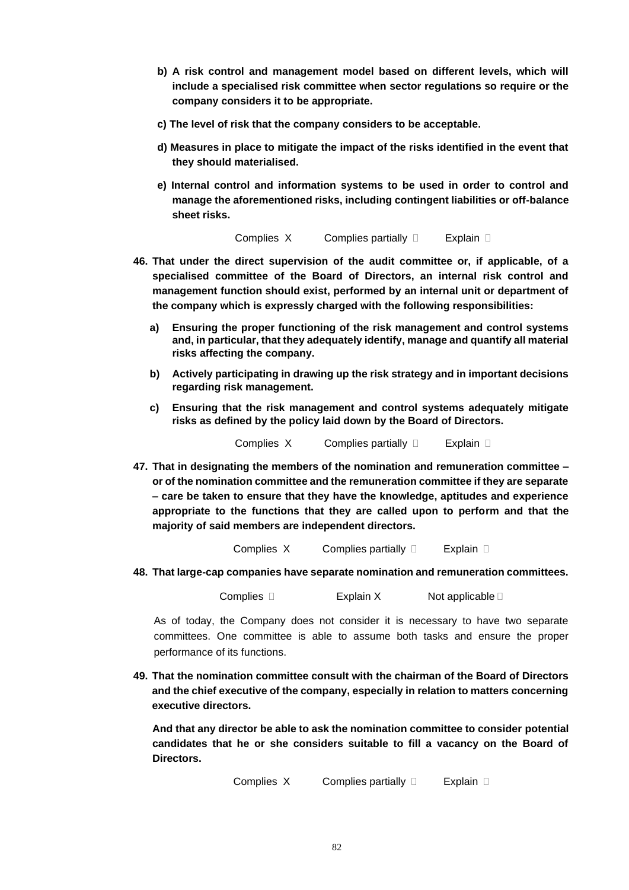**b) A risk control and management model based on different levels, which will include a specialised risk committee when sector regulations so require or the company considers it to be appropriate.**

**c) The level of risk that the company considers to be acceptable.**

**d) Measures in place to mitigate the impact of the risks identified in the event that they should materialised.**

**e) Internal control and information systems to be used in order to control and manage the aforementioned risks, including contingent liabilities or off-balance sheet risks.**

Complies X Complies partially ☐ Explain ☐

**46. That under the direct supervision of the audit committee or, if applicable, of a specialised committee of the Board of Directors, an internal risk control and management function should exist, performed by an internal unit or department of the company which is expressly charged with the following responsibilities:**

**a) Ensuring the proper functioning of the risk management and control systems and, in particular, that they adequately identify, manage and quantify all material risks affecting the company.**

**b) Actively participating in drawing up the risk strategy and in important decisions regarding risk management.**

**c) Ensuring that the risk management and control systems adequately mitigate risks as defined by the policy laid down by the Board of Directors.**

Complies X Complies partially ☐ Explain ☐

**47. That in designating the members of the nomination and remuneration committee – or of the nomination committee and the remuneration committee if they are separate – care be taken to ensure that they have the knowledge, aptitudes and experience appropriate to the functions that they are called upon to perform and that the majority of said members are independent directors.**

Complies X Complies partially ☐ Explain ☐

**48. That large-cap companies have separate nomination and remuneration committees.**

Complies ☐ Explain X Not applicable ☐

As of today, the Company does not consider it is necessary to have two separate committees. One committee is able to assume both tasks and ensure the proper performance of its functions.

**49. That the nomination committee consult with the chairman of the Board of Directors and the chief executive of the company, especially in relation to matters concerning executive directors.**

**And that any director be able to ask the nomination committee to consider potential candidates that he or she considers suitable to fill a vacancy on the Board of Directors.**

Complies X Complies partially ☐ Explain ☐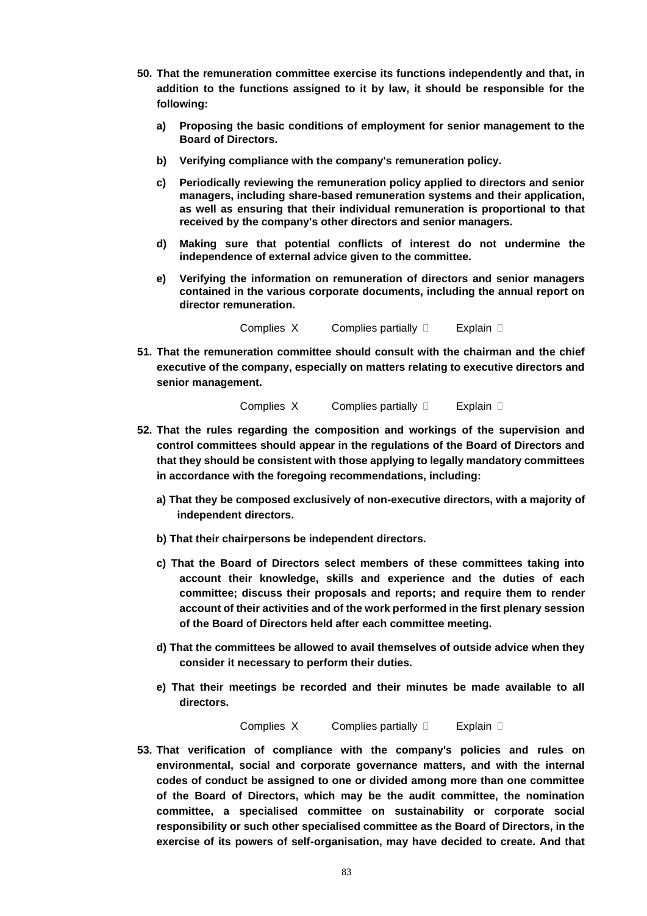**50. That the remuneration committee exercise its functions independently and that, in addition to the functions assigned to it by law, it should be responsible for the following:**

**a) Proposing the basic conditions of employment for senior management to the Board of Directors.**

**b) Verifying compliance with the company's remuneration policy.**

**c) Periodically reviewing the remuneration policy applied to directors and senior managers, including share-based remuneration systems and their application, as well as ensuring that their individual remuneration is proportional to that received by the company's other directors and senior managers.**

**d) Making sure that potential conflicts of interest do not undermine the independence of external advice given to the committee.**

**e) Verifying the information on remuneration of directors and senior managers contained in the various corporate documents, including the annual report on director remuneration.**

Complies X Complies partially ☐ Explain ☐

**51. That the remuneration committee should consult with the chairman and the chief executive of the company, especially on matters relating to executive directors and senior management.**

Complies X Complies partially ☐ Explain ☐

**52. That the rules regarding the composition and workings of the supervision and control committees should appear in the regulations of the Board of Directors and that they should be consistent with those applying to legally mandatory committees in accordance with the foregoing recommendations, including:**

**a) That they be composed exclusively of non-executive directors, with a majority of independent directors.**

**b) That their chairpersons be independent directors.**

**c) That the Board of Directors select members of these committees taking into account their knowledge, skills and experience and the duties of each committee; discuss their proposals and reports; and require them to render account of their activities and of the work performed in the first plenary session of the Board of Directors held after each committee meeting.**

**d) That the committees be allowed to avail themselves of outside advice when they consider it necessary to perform their duties.**

**e) That their meetings be recorded and their minutes be made available to all directors.**

Complies X Complies partially ☐ Explain ☐

**53. That verification of compliance with the company's policies and rules on environmental, social and corporate governance matters, and with the internal codes of conduct be assigned to one or divided among more than one committee of the Board of Directors, which may be the audit committee, the nomination committee, a specialised committee on sustainability or corporate social responsibility or such other specialised committee as the Board of Directors, in the exercise of its powers of self-organisation, may have decided to create. And that**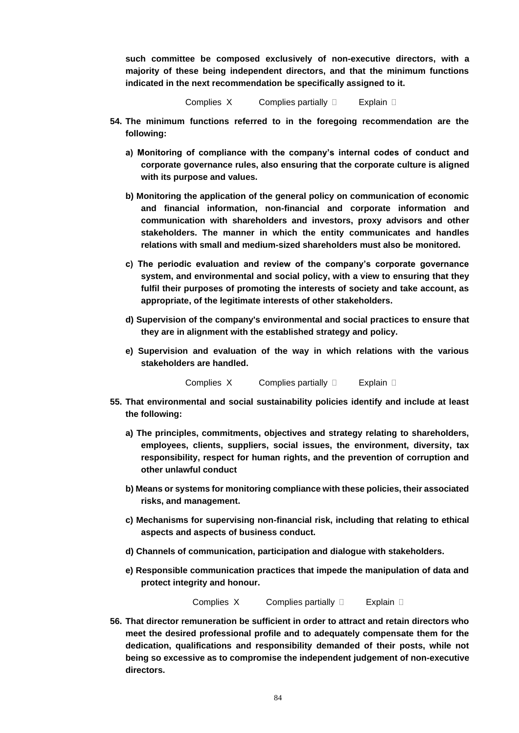**such committee be composed exclusively of non-executive directors, with a majority of these being independent directors, and that the minimum functions indicated in the next recommendation be specifically assigned to it.**

Complies X Complies partially ☐ Explain ☐

**54. The minimum functions referred to in the foregoing recommendation are the following:**

**a) Monitoring of compliance with the company's internal codes of conduct and corporate governance rules, also ensuring that the corporate culture is aligned with its purpose and values.**

**b) Monitoring the application of the general policy on communication of economic and financial information, non-financial and corporate information and communication with shareholders and investors, proxy advisors and other stakeholders. The manner in which the entity communicates and handles relations with small and medium-sized shareholders must also be monitored.**

**c) The periodic evaluation and review of the company's corporate governance system, and environmental and social policy, with a view to ensuring that they fulfil their purposes of promoting the interests of society and take account, as appropriate, of the legitimate interests of other stakeholders.**

**d) Supervision of the company's environmental and social practices to ensure that they are in alignment with the established strategy and policy.**

**e) Supervision and evaluation of the way in which relations with the various stakeholders are handled.**

Complies X Complies partially ☐ Explain ☐

**55. That environmental and social sustainability policies identify and include at least the following:**

**a) The principles, commitments, objectives and strategy relating to shareholders, employees, clients, suppliers, social issues, the environment, diversity, tax responsibility, respect for human rights, and the prevention of corruption and other unlawful conduct**

**b) Means or systems for monitoring compliance with these policies, their associated risks, and management.**

**c) Mechanisms for supervising non-financial risk, including that relating to ethical aspects and aspects of business conduct.**

**d) Channels of communication, participation and dialogue with stakeholders.**

**e) Responsible communication practices that impede the manipulation of data and protect integrity and honour.**

Complies X Complies partially ☐ Explain ☐

**56. That director remuneration be sufficient in order to attract and retain directors who meet the desired professional profile and to adequately compensate them for the dedication, qualifications and responsibility demanded of their posts, while not being so excessive as to compromise the independent judgement of non-executive directors.**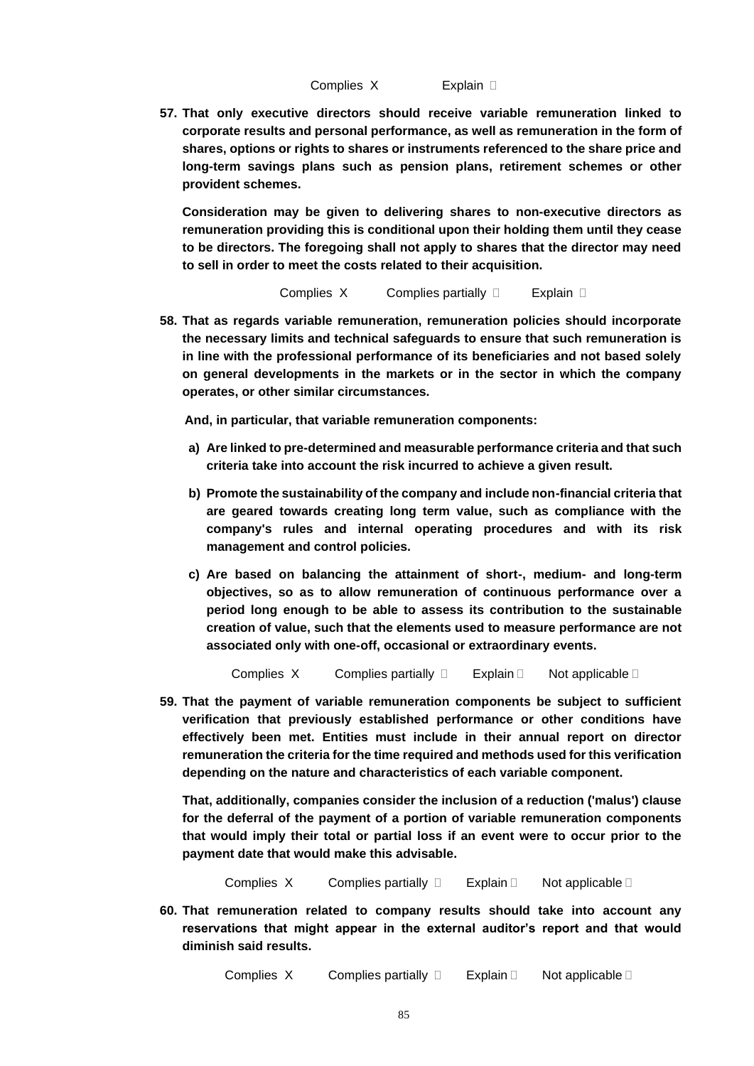Complies X Explain ☐

**57. That only executive directors should receive variable remuneration linked to corporate results and personal performance, as well as remuneration in the form of shares, options or rights to shares or instruments referenced to the share price and long-term savings plans such as pension plans, retirement schemes or other provident schemes.**

**Consideration may be given to delivering shares to non-executive directors as remuneration providing this is conditional upon their holding them until they cease to be directors. The foregoing shall not apply to shares that the director may need to sell in order to meet the costs related to their acquisition.**

Complies X Complies partially ☐ Explain ☐

**58. That as regards variable remuneration, remuneration policies should incorporate the necessary limits and technical safeguards to ensure that such remuneration is in line with the professional performance of its beneficiaries and not based solely on general developments in the markets or in the sector in which the company operates, or other similar circumstances.**

**And, in particular, that variable remuneration components:**

**a) Are linked to pre-determined and measurable performance criteria and that such criteria take into account the risk incurred to achieve a given result.**

**b) Promote the sustainability of the company and include non-financial criteria that are geared towards creating long term value, such as compliance with the company's rules and internal operating procedures and with its risk management and control policies.**

**c) Are based on balancing the attainment of short-, medium- and long-term objectives, so as to allow remuneration of continuous performance over a period long enough to be able to assess its contribution to the sustainable creation of value, such that the elements used to measure performance are not associated only with one-off, occasional or extraordinary events.**

Complies X Complies partially ☐ Explain ☐ Not applicable ☐

**59. That the payment of variable remuneration components be subject to sufficient verification that previously established performance or other conditions have effectively been met. Entities must include in their annual report on director remuneration the criteria for the time required and methods used for this verification depending on the nature and characteristics of each variable component.**

**That, additionally, companies consider the inclusion of a reduction ('malus') clause for the deferral of the payment of a portion of variable remuneration components that would imply their total or partial loss if an event were to occur prior to the payment date that would make this advisable.**

Complies X Complies partially ☐ Explain ☐ Not applicable ☐

**60. That remuneration related to company results should take into account any reservations that might appear in the external auditor's report and that would diminish said results.**

Complies X Complies partially ☐ Explain ☐ Not applicable ☐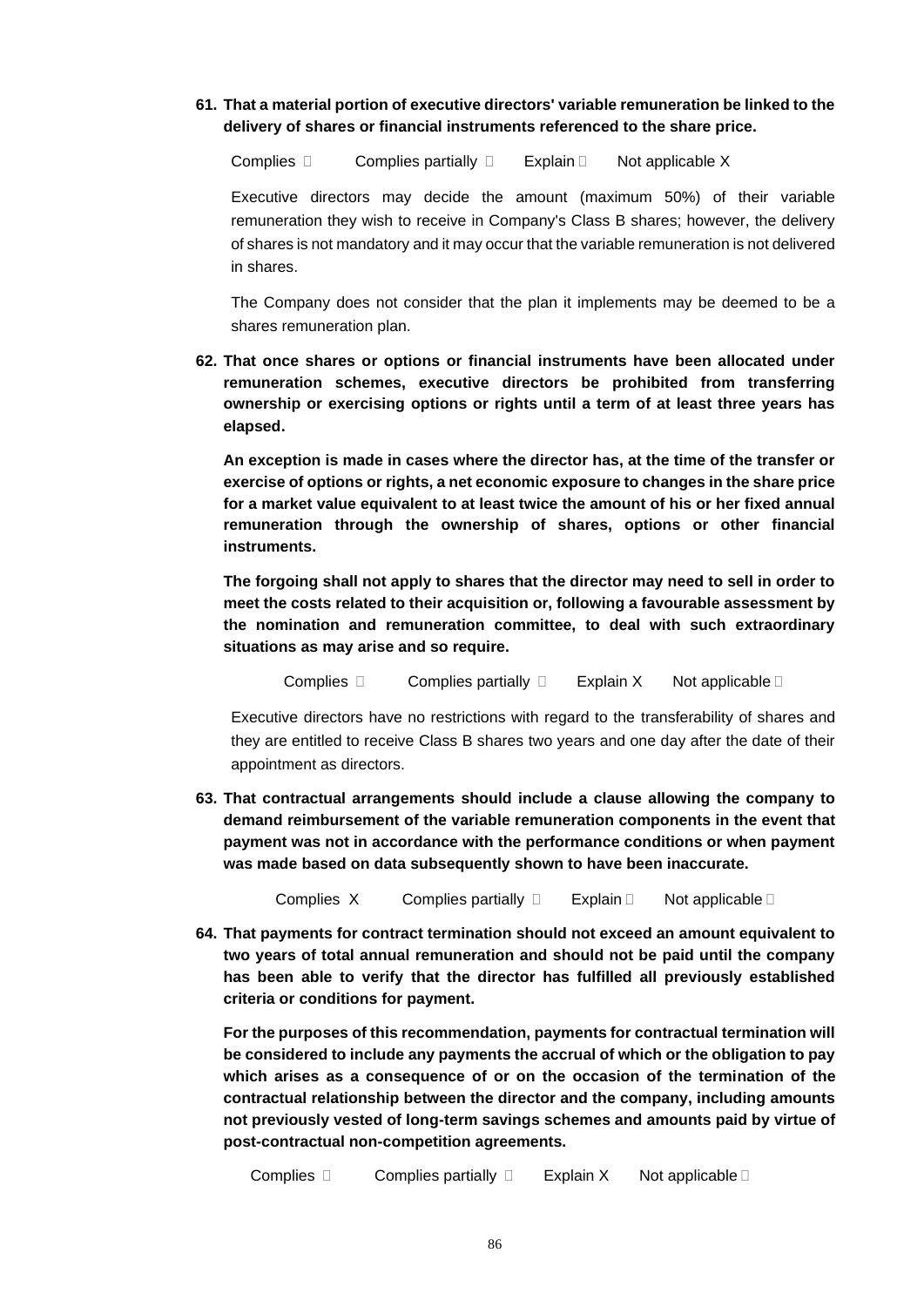61. **That a material portion of executive directors' variable remuneration be linked to the delivery of shares or financial instruments referenced to the share price.**

Complies ☐ Complies partially ☐ Explain ☐ Not applicable X

Executive directors may decide the amount (maximum 50%) of their variable remuneration they wish to receive in Company's Class B shares; however, the delivery of shares is not mandatory and it may occur that the variable remuneration is not delivered in shares.

The Company does not consider that the plan it implements may be deemed to be a shares remuneration plan.

62. **That once shares or options or financial instruments have been allocated under remuneration schemes, executive directors be prohibited from transferring ownership or exercising options or rights until a term of at least three years has elapsed.**

**An exception is made in cases where the director has, at the time of the transfer or exercise of options or rights, a net economic exposure to changes in the share price for a market value equivalent to at least twice the amount of his or her fixed annual remuneration through the ownership of shares, options or other financial instruments.**

**The forgoing shall not apply to shares that the director may need to sell in order to meet the costs related to their acquisition or, following a favourable assessment by the nomination and remuneration committee, to deal with such extraordinary situations as may arise and so require.**

Complies ☐ Complies partially ☐ Explain X Not applicable ☐

Executive directors have no restrictions with regard to the transferability of shares and they are entitled to receive Class B shares two years and one day after the date of their appointment as directors.

63. **That contractual arrangements should include a clause allowing the company to demand reimbursement of the variable remuneration components in the event that payment was not in accordance with the performance conditions or when payment was made based on data subsequently shown to have been inaccurate.**

Complies X Complies partially ☐ Explain ☐ Not applicable ☐

64. **That payments for contract termination should not exceed an amount equivalent to two years of total annual remuneration and should not be paid until the company has been able to verify that the director has fulfilled all previously established criteria or conditions for payment.**

**For the purposes of this recommendation, payments for contractual termination will be considered to include any payments the accrual of which or the obligation to pay which arises as a consequence of or on the occasion of the termination of the contractual relationship between the director and the company, including amounts not previously vested of long-term savings schemes and amounts paid by virtue of post-contractual non-competition agreements.**

Complies ☐ Complies partially ☐ Explain X Not applicable ☐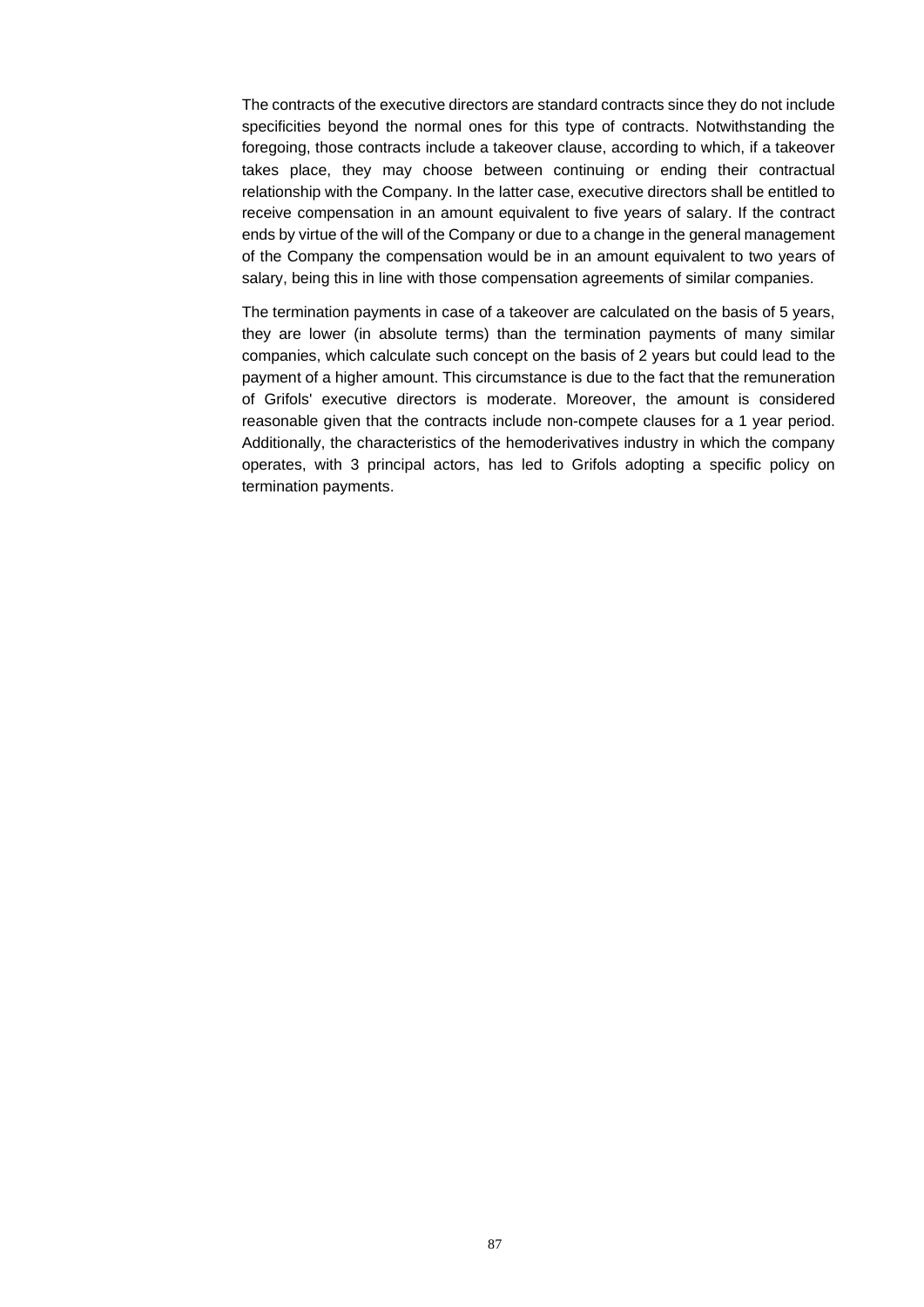The contracts of the executive directors are standard contracts since they do not include specificities beyond the normal ones for this type of contracts. Notwithstanding the foregoing, those contracts include a takeover clause, according to which, if a takeover takes place, they may choose between continuing or ending their contractual relationship with the Company. In the latter case, executive directors shall be entitled to receive compensation in an amount equivalent to five years of salary. If the contract ends by virtue of the will of the Company or due to a change in the general management of the Company the compensation would be in an amount equivalent to two years of salary, being this in line with those compensation agreements of similar companies.

The termination payments in case of a takeover are calculated on the basis of 5 years, they are lower (in absolute terms) than the termination payments of many similar companies, which calculate such concept on the basis of 2 years but could lead to the payment of a higher amount. This circumstance is due to the fact that the remuneration of Grifols' executive directors is moderate. Moreover, the amount is considered reasonable given that the contracts include non-compete clauses for a 1 year period. Additionally, the characteristics of the hemoderivatives industry in which the company operates, with 3 principal actors, has led to Grifols adopting a specific policy on termination payments.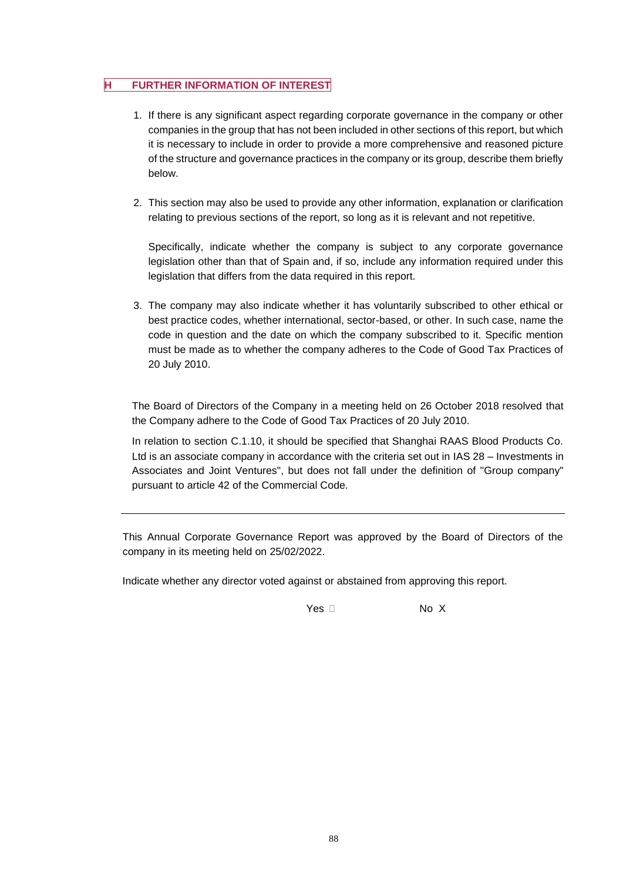## H FURTHER INFORMATION OF INTEREST

1. If there is any significant aspect regarding corporate governance in the company or other companies in the group that has not been included in other sections of this report, but which it is necessary to include in order to provide a more comprehensive and reasoned picture of the structure and governance practices in the company or its group, describe them briefly below.

2. This section may also be used to provide any other information, explanation or clarification relating to previous sections of the report, so long as it is relevant and not repetitive.

   Specifically, indicate whether the company is subject to any corporate governance legislation other than that of Spain and, if so, include any information required under this legislation that differs from the data required in this report.

3. The company may also indicate whether it has voluntarily subscribed to other ethical or best practice codes, whether international, sector-based, or other. In such case, name the code in question and the date on which the company subscribed to it. Specific mention must be made as to whether the company adheres to the Code of Good Tax Practices of 20 July 2010.

The Board of Directors of the Company in a meeting held on 26 October 2018 resolved that the Company adhere to the Code of Good Tax Practices of 20 July 2010.

In relation to section C.1.10, it should be specified that Shanghai RAAS Blood Products Co. Ltd is an associate company in accordance with the criteria set out in IAS 28 – Investments in Associates and Joint Ventures", but does not fall under the definition of "Group company" pursuant to article 42 of the Commercial Code.

---

This Annual Corporate Governance Report was approved by the Board of Directors of the company in its meeting held on 25/02/2022.

Indicate whether any director voted against or abstained from approving this report.

Yes ☐ No X